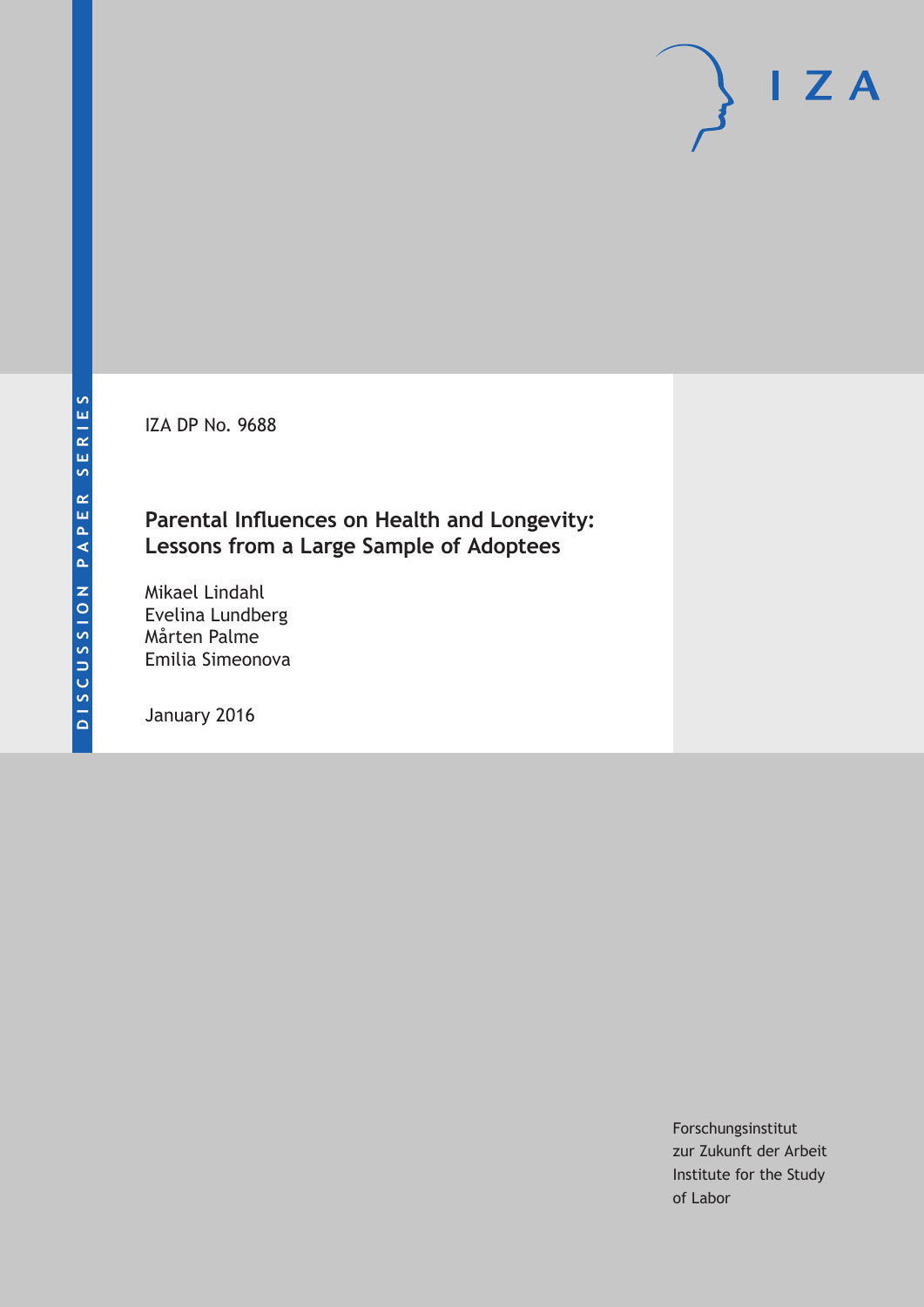DISCUSSION PAPER SERIES

IZA DP No. 9688

# Parental Influences on Health and Longevity: Lessons from a Large Sample of Adoptees

Mikael Lindahl
Evelina Lundberg
Mårten Palme
Emilia Simeonova

January 2016

Forschungsinstitut
zur Zukunft der Arbeit
Institute for the Study
of Labor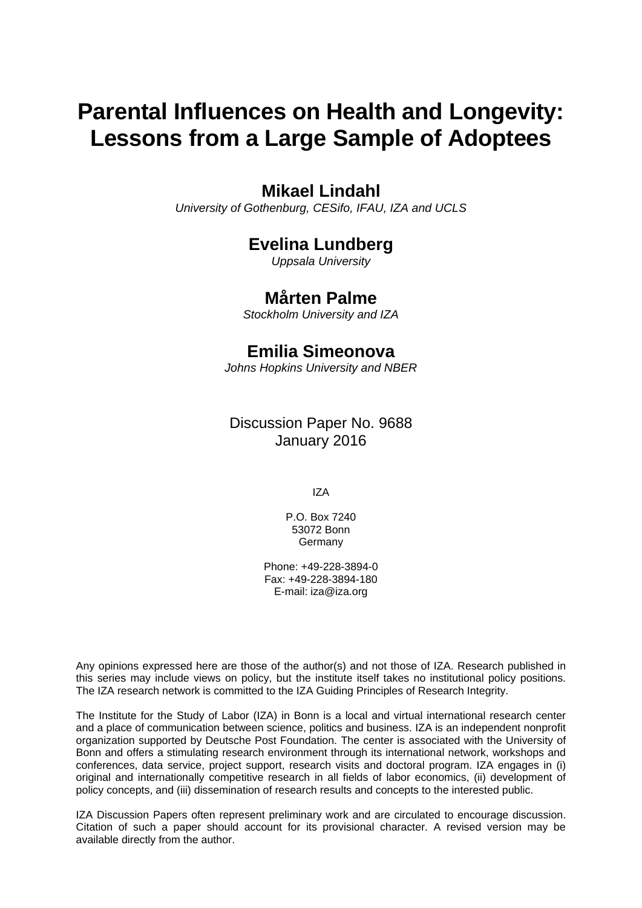# Parental Influences on Health and Longevity: Lessons from a Large Sample of Adoptees

**Mikael Lindahl**

*University of Gothenburg, CESifo, IFAU, IZA and UCLS*

**Evelina Lundberg**

*Uppsala University*

**Mårten Palme**

*Stockholm University and IZA*

**Emilia Simeonova**

*Johns Hopkins University and NBER*

Discussion Paper No. 9688
January 2016

IZA

P.O. Box 7240
53072 Bonn
Germany

Phone: +49-228-3894-0
Fax: +49-228-3894-180
E-mail: iza@iza.org

Any opinions expressed here are those of the author(s) and not those of IZA. Research published in this series may include views on policy, but the institute itself takes no institutional policy positions. The IZA research network is committed to the IZA Guiding Principles of Research Integrity.

The Institute for the Study of Labor (IZA) in Bonn is a local and virtual international research center and a place of communication between science, politics and business. IZA is an independent nonprofit organization supported by Deutsche Post Foundation. The center is associated with the University of Bonn and offers a stimulating research environment through its international network, workshops and conferences, data service, project support, research visits and doctoral program. IZA engages in (i) original and internationally competitive research in all fields of labor economics, (ii) development of policy concepts, and (iii) dissemination of research results and concepts to the interested public.

IZA Discussion Papers often represent preliminary work and are circulated to encourage discussion. Citation of such a paper should account for its provisional character. A revised version may be available directly from the author.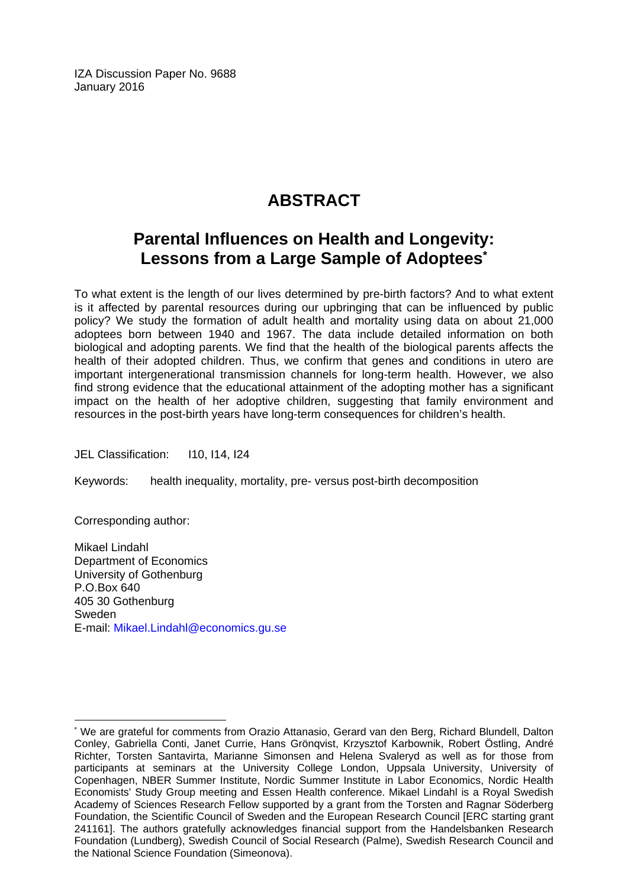IZA Discussion Paper No. 9688
January 2016

# ABSTRACT

## Parental Influences on Health and Longevity: Lessons from a Large Sample of Adoptees*

To what extent is the length of our lives determined by pre-birth factors? And to what extent is it affected by parental resources during our upbringing that can be influenced by public policy? We study the formation of adult health and mortality using data on about 21,000 adoptees born between 1940 and 1967. The data include detailed information on both biological and adopting parents. We find that the health of the biological parents affects the health of their adopted children. Thus, we confirm that genes and conditions in utero are important intergenerational transmission channels for long-term health. However, we also find strong evidence that the educational attainment of the adopting mother has a significant impact on the health of her adoptive children, suggesting that family environment and resources in the post-birth years have long-term consequences for children's health.

JEL Classification: I10, I14, I24

Keywords: health inequality, mortality, pre- versus post-birth decomposition

Corresponding author:

Mikael Lindahl
Department of Economics
University of Gothenburg
P.O.Box 640
405 30 Gothenburg
Sweden
E-mail: Mikael.Lindahl@economics.gu.se

---

* We are grateful for comments from Orazio Attanasio, Gerard van den Berg, Richard Blundell, Dalton Conley, Gabriella Conti, Janet Currie, Hans Grönqvist, Krzysztof Karbownik, Robert Östling, André Richter, Torsten Santavirta, Marianne Simonsen and Helena Svaleryd as well as for those from participants at seminars at the University College London, Uppsala University, University of Copenhagen, NBER Summer Institute, Nordic Summer Institute in Labor Economics, Nordic Health Economists' Study Group meeting and Essen Health conference. Mikael Lindahl is a Royal Swedish Academy of Sciences Research Fellow supported by a grant from the Torsten and Ragnar Söderberg Foundation, the Scientific Council of Sweden and the European Research Council [ERC starting grant 241161]. The authors gratefully acknowledges financial support from the Handelsbanken Research Foundation (Lundberg), Swedish Council of Social Research (Palme), Swedish Research Council and the National Science Foundation (Simeonova).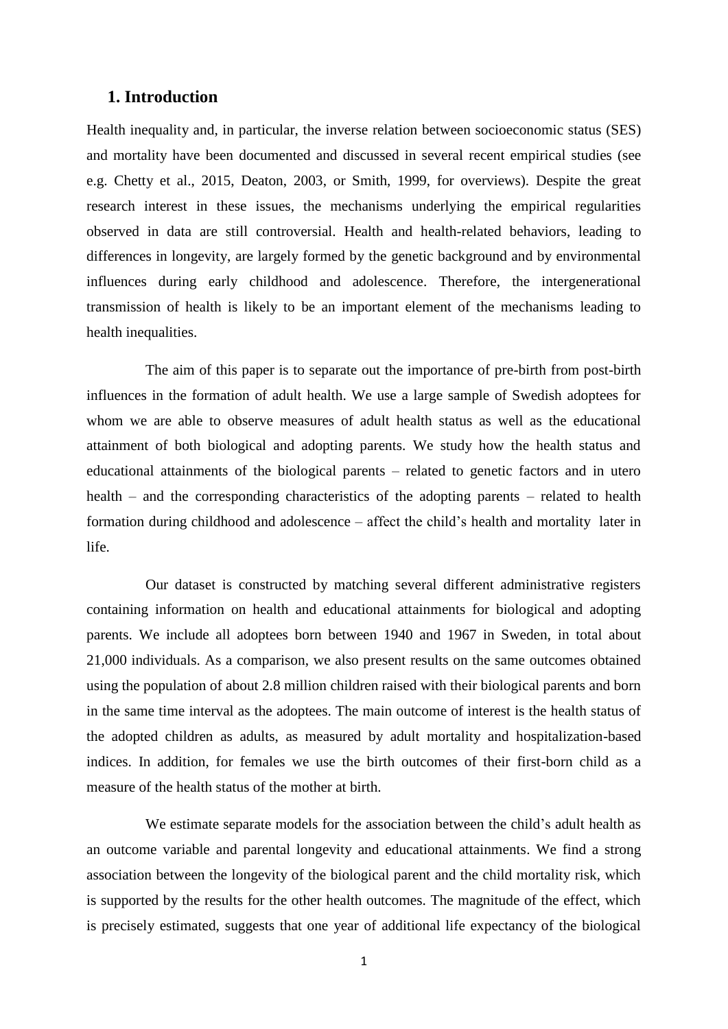## 1. Introduction

Health inequality and, in particular, the inverse relation between socioeconomic status (SES) and mortality have been documented and discussed in several recent empirical studies (see e.g. Chetty et al., 2015, Deaton, 2003, or Smith, 1999, for overviews). Despite the great research interest in these issues, the mechanisms underlying the empirical regularities observed in data are still controversial. Health and health-related behaviors, leading to differences in longevity, are largely formed by the genetic background and by environmental influences during early childhood and adolescence. Therefore, the intergenerational transmission of health is likely to be an important element of the mechanisms leading to health inequalities.

The aim of this paper is to separate out the importance of pre-birth from post-birth influences in the formation of adult health. We use a large sample of Swedish adoptees for whom we are able to observe measures of adult health status as well as the educational attainment of both biological and adopting parents. We study how the health status and educational attainments of the biological parents – related to genetic factors and in utero health – and the corresponding characteristics of the adopting parents – related to health formation during childhood and adolescence – affect the child's health and mortality later in life.

Our dataset is constructed by matching several different administrative registers containing information on health and educational attainments for biological and adopting parents. We include all adoptees born between 1940 and 1967 in Sweden, in total about 21,000 individuals. As a comparison, we also present results on the same outcomes obtained using the population of about 2.8 million children raised with their biological parents and born in the same time interval as the adoptees. The main outcome of interest is the health status of the adopted children as adults, as measured by adult mortality and hospitalization-based indices. In addition, for females we use the birth outcomes of their first-born child as a measure of the health status of the mother at birth.

We estimate separate models for the association between the child's adult health as an outcome variable and parental longevity and educational attainments. We find a strong association between the longevity of the biological parent and the child mortality risk, which is supported by the results for the other health outcomes. The magnitude of the effect, which is precisely estimated, suggests that one year of additional life expectancy of the biological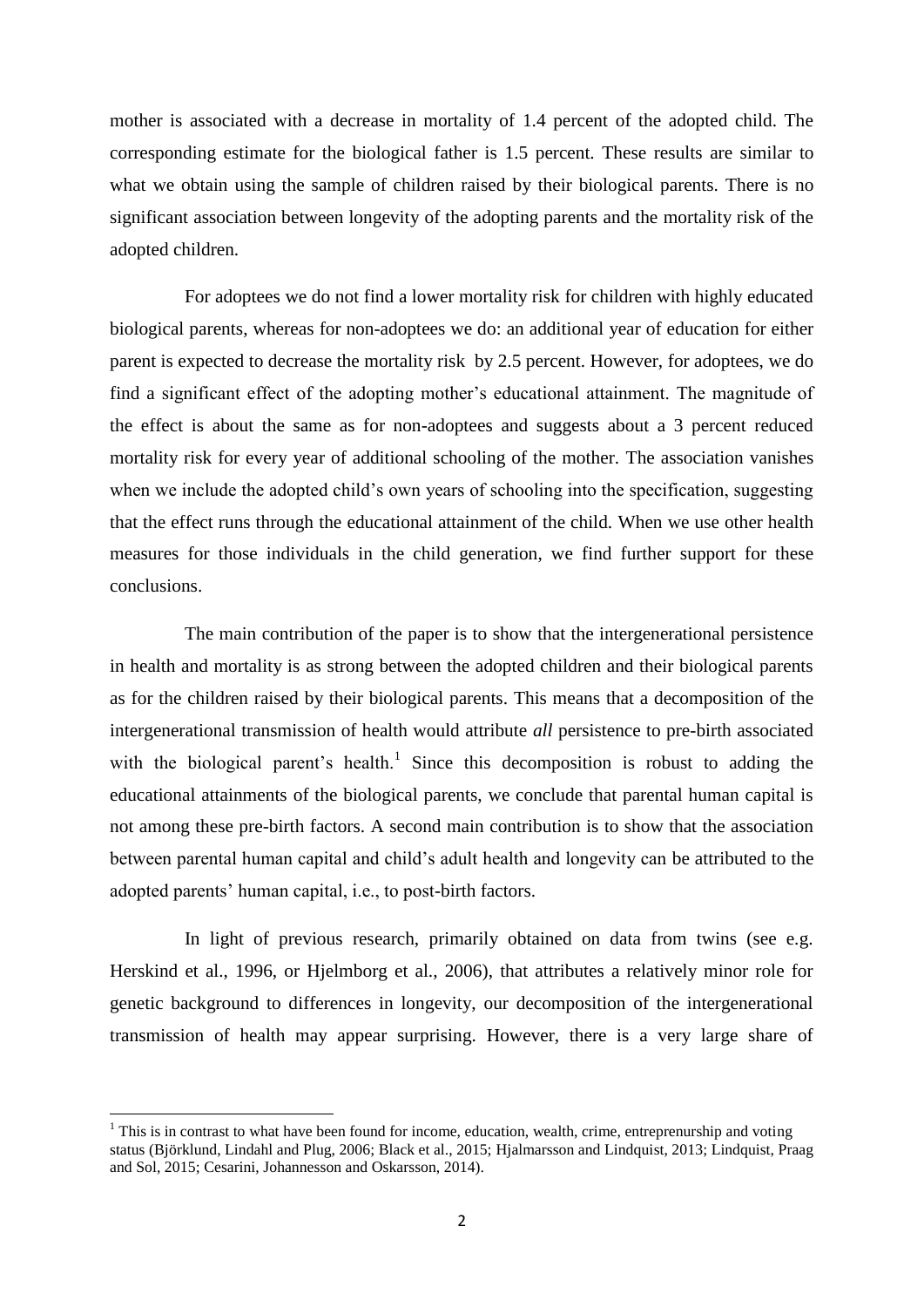mother is associated with a decrease in mortality of 1.4 percent of the adopted child. The corresponding estimate for the biological father is 1.5 percent. These results are similar to what we obtain using the sample of children raised by their biological parents. There is no significant association between longevity of the adopting parents and the mortality risk of the adopted children.

For adoptees we do not find a lower mortality risk for children with highly educated biological parents, whereas for non-adoptees we do: an additional year of education for either parent is expected to decrease the mortality risk by 2.5 percent. However, for adoptees, we do find a significant effect of the adopting mother's educational attainment. The magnitude of the effect is about the same as for non-adoptees and suggests about a 3 percent reduced mortality risk for every year of additional schooling of the mother. The association vanishes when we include the adopted child's own years of schooling into the specification, suggesting that the effect runs through the educational attainment of the child. When we use other health measures for those individuals in the child generation, we find further support for these conclusions.

The main contribution of the paper is to show that the intergenerational persistence in health and mortality is as strong between the adopted children and their biological parents as for the children raised by their biological parents. This means that a decomposition of the intergenerational transmission of health would attribute *all* persistence to pre-birth associated with the biological parent's health.[1] Since this decomposition is robust to adding the educational attainments of the biological parents, we conclude that parental human capital is not among these pre-birth factors. A second main contribution is to show that the association between parental human capital and child's adult health and longevity can be attributed to the adopted parents' human capital, i.e., to post-birth factors.

In light of previous research, primarily obtained on data from twins (see e.g. Herskind et al., 1996, or Hjelmborg et al., 2006), that attributes a relatively minor role for genetic background to differences in longevity, our decomposition of the intergenerational transmission of health may appear surprising. However, there is a very large share of

[1] This is in contrast to what have been found for income, education, wealth, crime, entreprenurship and voting status (Björklund, Lindahl and Plug, 2006; Black et al., 2015; Hjalmarsson and Lindquist, 2013; Lindquist, Praag and Sol, 2015; Cesarini, Johannesson and Oskarsson, 2014).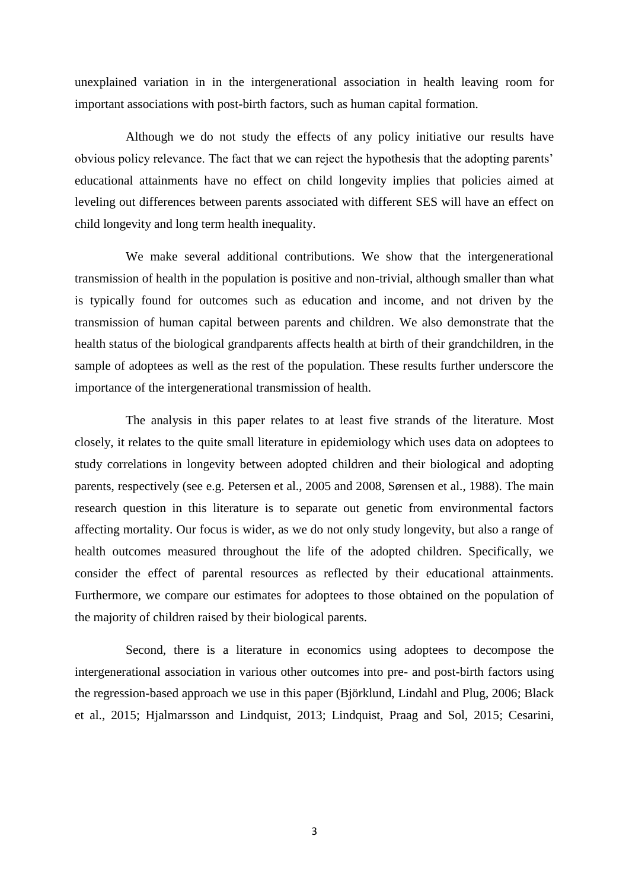unexplained variation in in the intergenerational association in health leaving room for important associations with post-birth factors, such as human capital formation.

Although we do not study the effects of any policy initiative our results have obvious policy relevance. The fact that we can reject the hypothesis that the adopting parents' educational attainments have no effect on child longevity implies that policies aimed at leveling out differences between parents associated with different SES will have an effect on child longevity and long term health inequality.

We make several additional contributions. We show that the intergenerational transmission of health in the population is positive and non-trivial, although smaller than what is typically found for outcomes such as education and income, and not driven by the transmission of human capital between parents and children. We also demonstrate that the health status of the biological grandparents affects health at birth of their grandchildren, in the sample of adoptees as well as the rest of the population. These results further underscore the importance of the intergenerational transmission of health.

The analysis in this paper relates to at least five strands of the literature. Most closely, it relates to the quite small literature in epidemiology which uses data on adoptees to study correlations in longevity between adopted children and their biological and adopting parents, respectively (see e.g. Petersen et al., 2005 and 2008, Sørensen et al., 1988). The main research question in this literature is to separate out genetic from environmental factors affecting mortality. Our focus is wider, as we do not only study longevity, but also a range of health outcomes measured throughout the life of the adopted children. Specifically, we consider the effect of parental resources as reflected by their educational attainments. Furthermore, we compare our estimates for adoptees to those obtained on the population of the majority of children raised by their biological parents.

Second, there is a literature in economics using adoptees to decompose the intergenerational association in various other outcomes into pre- and post-birth factors using the regression-based approach we use in this paper (Björklund, Lindahl and Plug, 2006; Black et al., 2015; Hjalmarsson and Lindquist, 2013; Lindquist, Praag and Sol, 2015; Cesarini,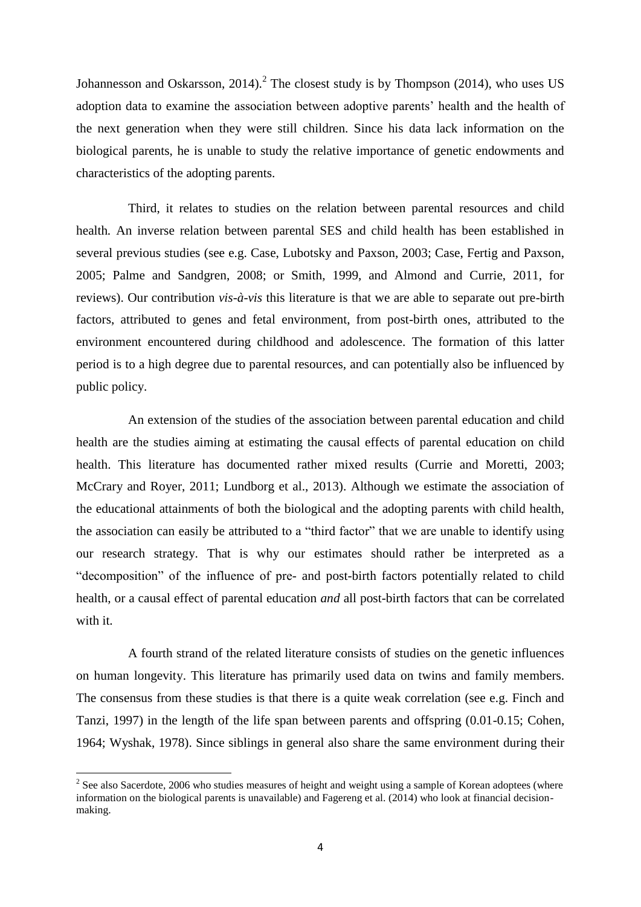Johannesson and Oskarsson, 2014).[2] The closest study is by Thompson (2014), who uses US adoption data to examine the association between adoptive parents' health and the health of the next generation when they were still children. Since his data lack information on the biological parents, he is unable to study the relative importance of genetic endowments and characteristics of the adopting parents.

Third, it relates to studies on the relation between parental resources and child health. An inverse relation between parental SES and child health has been established in several previous studies (see e.g. Case, Lubotsky and Paxson, 2003; Case, Fertig and Paxson, 2005; Palme and Sandgren, 2008; or Smith, 1999, and Almond and Currie, 2011, for reviews). Our contribution *vis-à-vis* this literature is that we are able to separate out pre-birth factors, attributed to genes and fetal environment, from post-birth ones, attributed to the environment encountered during childhood and adolescence. The formation of this latter period is to a high degree due to parental resources, and can potentially also be influenced by public policy.

An extension of the studies of the association between parental education and child health are the studies aiming at estimating the causal effects of parental education on child health. This literature has documented rather mixed results (Currie and Moretti, 2003; McCrary and Royer, 2011; Lundborg et al., 2013). Although we estimate the association of the educational attainments of both the biological and the adopting parents with child health, the association can easily be attributed to a "third factor" that we are unable to identify using our research strategy. That is why our estimates should rather be interpreted as a "decomposition" of the influence of pre- and post-birth factors potentially related to child health, or a causal effect of parental education *and* all post-birth factors that can be correlated with it.

A fourth strand of the related literature consists of studies on the genetic influences on human longevity. This literature has primarily used data on twins and family members. The consensus from these studies is that there is a quite weak correlation (see e.g. Finch and Tanzi, 1997) in the length of the life span between parents and offspring (0.01-0.15; Cohen, 1964; Wyshak, 1978). Since siblings in general also share the same environment during their

[2] See also Sacerdote, 2006 who studies measures of height and weight using a sample of Korean adoptees (where information on the biological parents is unavailable) and Fagereng et al. (2014) who look at financial decision-making.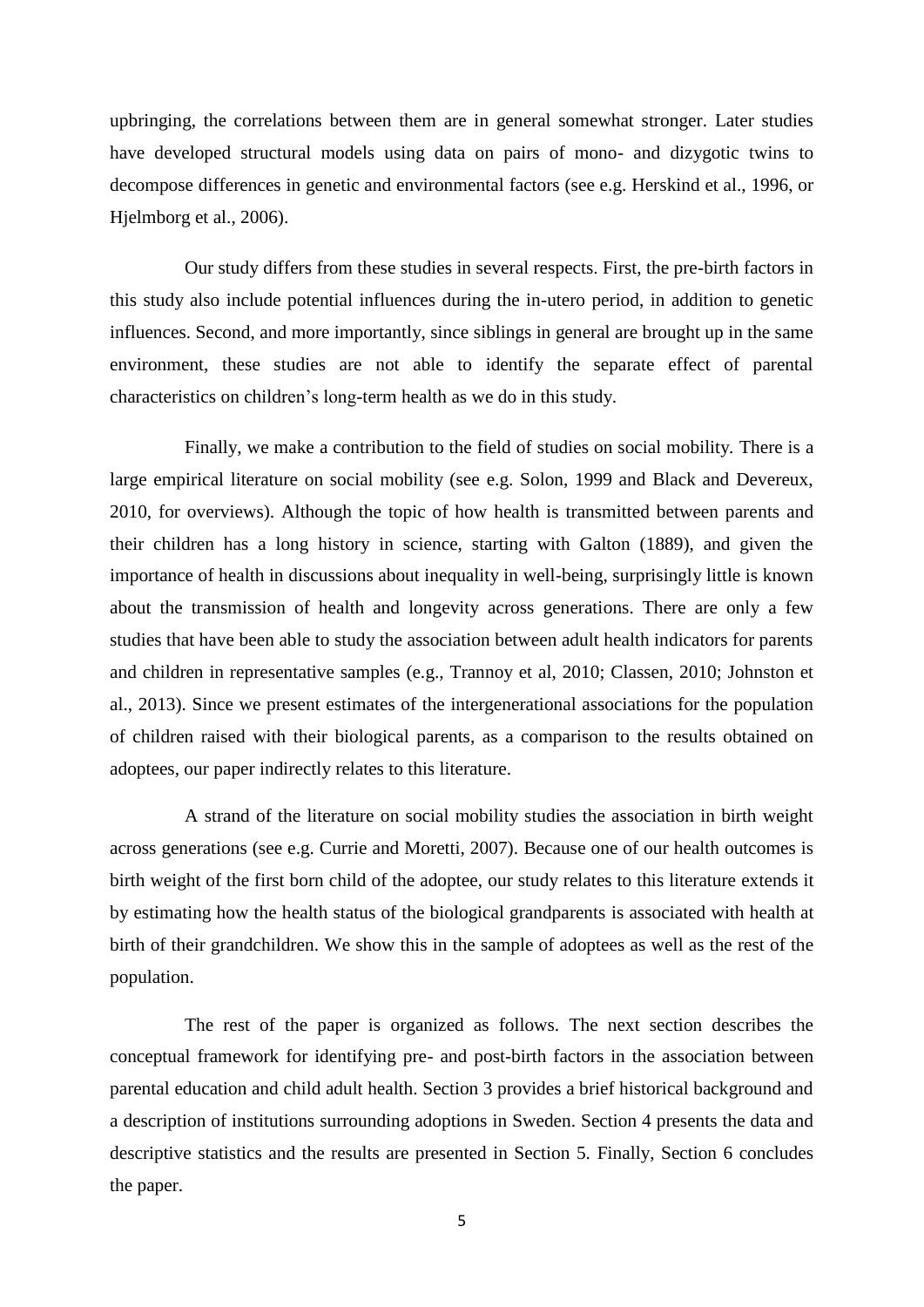upbringing, the correlations between them are in general somewhat stronger. Later studies have developed structural models using data on pairs of mono- and dizygotic twins to decompose differences in genetic and environmental factors (see e.g. Herskind et al., 1996, or Hjelmborg et al., 2006).

Our study differs from these studies in several respects. First, the pre-birth factors in this study also include potential influences during the in-utero period, in addition to genetic influences. Second, and more importantly, since siblings in general are brought up in the same environment, these studies are not able to identify the separate effect of parental characteristics on children's long-term health as we do in this study.

Finally, we make a contribution to the field of studies on social mobility. There is a large empirical literature on social mobility (see e.g. Solon, 1999 and Black and Devereux, 2010, for overviews). Although the topic of how health is transmitted between parents and their children has a long history in science, starting with Galton (1889), and given the importance of health in discussions about inequality in well-being, surprisingly little is known about the transmission of health and longevity across generations. There are only a few studies that have been able to study the association between adult health indicators for parents and children in representative samples (e.g., Trannoy et al, 2010; Classen, 2010; Johnston et al., 2013). Since we present estimates of the intergenerational associations for the population of children raised with their biological parents, as a comparison to the results obtained on adoptees, our paper indirectly relates to this literature.

A strand of the literature on social mobility studies the association in birth weight across generations (see e.g. Currie and Moretti, 2007). Because one of our health outcomes is birth weight of the first born child of the adoptee, our study relates to this literature extends it by estimating how the health status of the biological grandparents is associated with health at birth of their grandchildren. We show this in the sample of adoptees as well as the rest of the population.

The rest of the paper is organized as follows. The next section describes the conceptual framework for identifying pre- and post-birth factors in the association between parental education and child adult health. Section 3 provides a brief historical background and a description of institutions surrounding adoptions in Sweden. Section 4 presents the data and descriptive statistics and the results are presented in Section 5. Finally, Section 6 concludes the paper.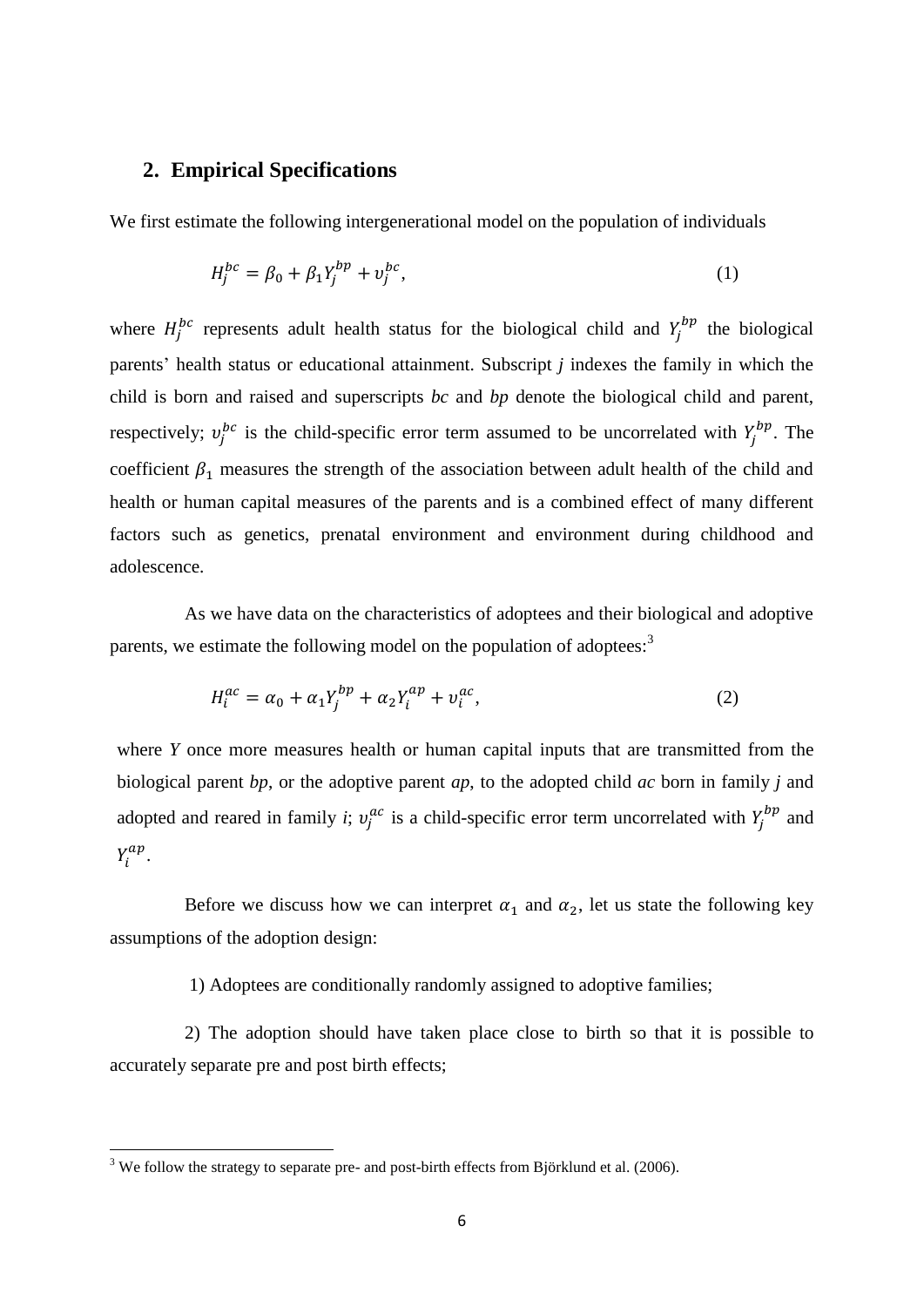## 2. Empirical Specifications

We first estimate the following intergenerational model on the population of individuals

$$H_j^{bc} = \beta_0 + \beta_1 Y_j^{bp} + \upsilon_j^{bc}, \tag{1}$$

where $H_j^{bc}$ represents adult health status for the biological child and $Y_j^{bp}$ the biological parents' health status or educational attainment. Subscript *j* indexes the family in which the child is born and raised and superscripts *bc* and *bp* denote the biological child and parent, respectively; $\upsilon_j^{bc}$ is the child-specific error term assumed to be uncorrelated with $Y_j^{bp}$. The coefficient $\beta_1$ measures the strength of the association between adult health of the child and health or human capital measures of the parents and is a combined effect of many different factors such as genetics, prenatal environment and environment during childhood and adolescence.

As we have data on the characteristics of adoptees and their biological and adoptive parents, we estimate the following model on the population of adoptees:[3]

$$H_i^{ac} = \alpha_0 + \alpha_1 Y_j^{bp} + \alpha_2 Y_i^{ap} + \upsilon_i^{ac}, \tag{2}$$

where *Y* once more measures health or human capital inputs that are transmitted from the biological parent *bp*, or the adoptive parent *ap*, to the adopted child *ac* born in family *j* and adopted and reared in family *i*; $\upsilon_j^{ac}$ is a child-specific error term uncorrelated with $Y_j^{bp}$ and $Y_i^{ap}$.

Before we discuss how we can interpret $\alpha_1$ and $\alpha_2$, let us state the following key assumptions of the adoption design:

1) Adoptees are conditionally randomly assigned to adoptive families;

2) The adoption should have taken place close to birth so that it is possible to accurately separate pre and post birth effects;

[3] We follow the strategy to separate pre- and post-birth effects from Björklund et al. (2006).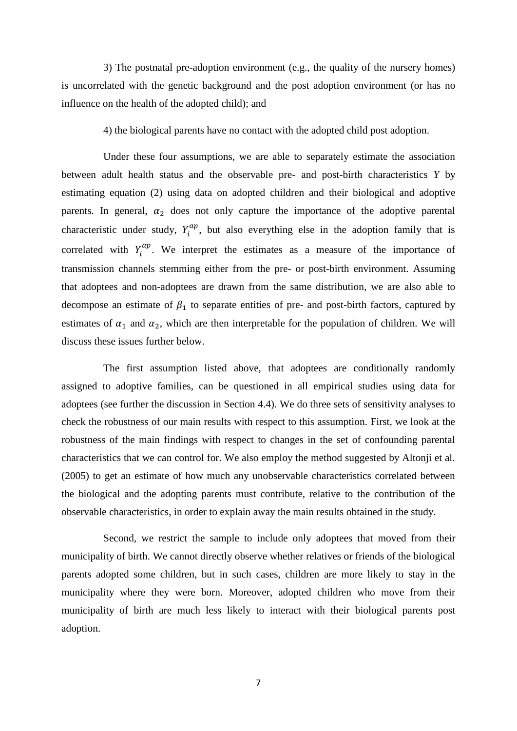3) The postnatal pre-adoption environment (e.g., the quality of the nursery homes) is uncorrelated with the genetic background and the post adoption environment (or has no influence on the health of the adopted child); and

4) the biological parents have no contact with the adopted child post adoption.

Under these four assumptions, we are able to separately estimate the association between adult health status and the observable pre- and post-birth characteristics $Y$ by estimating equation (2) using data on adopted children and their biological and adoptive parents. In general, $\alpha_2$ does not only capture the importance of the adoptive parental characteristic under study, $Y_i^{ap}$, but also everything else in the adoption family that is correlated with $Y_i^{ap}$. We interpret the estimates as a measure of the importance of transmission channels stemming either from the pre- or post-birth environment. Assuming that adoptees and non-adoptees are drawn from the same distribution, we are also able to decompose an estimate of $\beta_1$ to separate entities of pre- and post-birth factors, captured by estimates of $\alpha_1$ and $\alpha_2$, which are then interpretable for the population of children. We will discuss these issues further below.

The first assumption listed above, that adoptees are conditionally randomly assigned to adoptive families, can be questioned in all empirical studies using data for adoptees (see further the discussion in Section 4.4). We do three sets of sensitivity analyses to check the robustness of our main results with respect to this assumption. First, we look at the robustness of the main findings with respect to changes in the set of confounding parental characteristics that we can control for. We also employ the method suggested by Altonji et al. (2005) to get an estimate of how much any unobservable characteristics correlated between the biological and the adopting parents must contribute, relative to the contribution of the observable characteristics, in order to explain away the main results obtained in the study.

Second, we restrict the sample to include only adoptees that moved from their municipality of birth. We cannot directly observe whether relatives or friends of the biological parents adopted some children, but in such cases, children are more likely to stay in the municipality where they were born. Moreover, adopted children who move from their municipality of birth are much less likely to interact with their biological parents post adoption.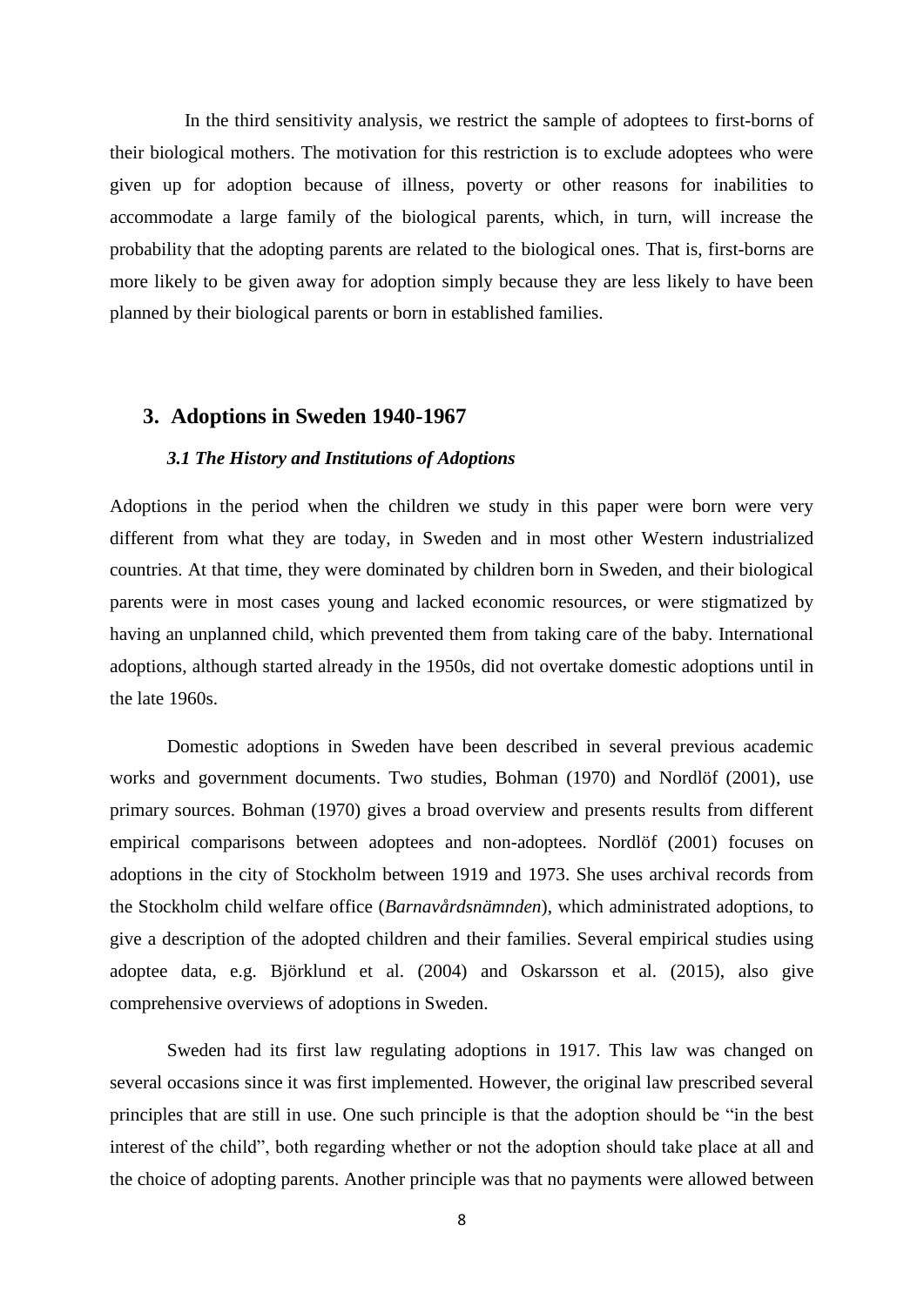In the third sensitivity analysis, we restrict the sample of adoptees to first-borns of their biological mothers. The motivation for this restriction is to exclude adoptees who were given up for adoption because of illness, poverty or other reasons for inabilities to accommodate a large family of the biological parents, which, in turn, will increase the probability that the adopting parents are related to the biological ones. That is, first-borns are more likely to be given away for adoption simply because they are less likely to have been planned by their biological parents or born in established families.

## 3. Adoptions in Sweden 1940-1967

### *3.1 The History and Institutions of Adoptions*

Adoptions in the period when the children we study in this paper were born were very different from what they are today, in Sweden and in most other Western industrialized countries. At that time, they were dominated by children born in Sweden, and their biological parents were in most cases young and lacked economic resources, or were stigmatized by having an unplanned child, which prevented them from taking care of the baby. International adoptions, although started already in the 1950s, did not overtake domestic adoptions until in the late 1960s.

Domestic adoptions in Sweden have been described in several previous academic works and government documents. Two studies, Bohman (1970) and Nordlöf (2001), use primary sources. Bohman (1970) gives a broad overview and presents results from different empirical comparisons between adoptees and non-adoptees. Nordlöf (2001) focuses on adoptions in the city of Stockholm between 1919 and 1973. She uses archival records from the Stockholm child welfare office (*Barnavårdsnämnden*), which administrated adoptions, to give a description of the adopted children and their families. Several empirical studies using adoptee data, e.g. Björklund et al. (2004) and Oskarsson et al. (2015), also give comprehensive overviews of adoptions in Sweden.

Sweden had its first law regulating adoptions in 1917. This law was changed on several occasions since it was first implemented. However, the original law prescribed several principles that are still in use. One such principle is that the adoption should be "in the best interest of the child", both regarding whether or not the adoption should take place at all and the choice of adopting parents. Another principle was that no payments were allowed between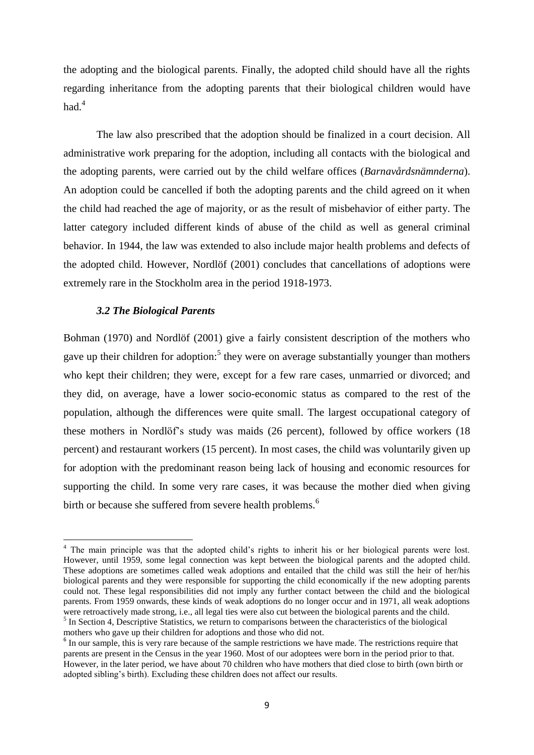the adopting and the biological parents. Finally, the adopted child should have all the rights regarding inheritance from the adopting parents that their biological children would have had.[4]

The law also prescribed that the adoption should be finalized in a court decision. All administrative work preparing for the adoption, including all contacts with the biological and the adopting parents, were carried out by the child welfare offices (*Barnavårdsnämnderna*). An adoption could be cancelled if both the adopting parents and the child agreed on it when the child had reached the age of majority, or as the result of misbehavior of either party. The latter category included different kinds of abuse of the child as well as general criminal behavior. In 1944, the law was extended to also include major health problems and defects of the adopted child. However, Nordlöf (2001) concludes that cancellations of adoptions were extremely rare in the Stockholm area in the period 1918-1973.

### *3.2 The Biological Parents*

Bohman (1970) and Nordlöf (2001) give a fairly consistent description of the mothers who gave up their children for adoption:[5] they were on average substantially younger than mothers who kept their children; they were, except for a few rare cases, unmarried or divorced; and they did, on average, have a lower socio-economic status as compared to the rest of the population, although the differences were quite small. The largest occupational category of these mothers in Nordlöf's study was maids (26 percent), followed by office workers (18 percent) and restaurant workers (15 percent). In most cases, the child was voluntarily given up for adoption with the predominant reason being lack of housing and economic resources for supporting the child. In some very rare cases, it was because the mother died when giving birth or because she suffered from severe health problems.[6]

---

[4] The main principle was that the adopted child's rights to inherit his or her biological parents were lost. However, until 1959, some legal connection was kept between the biological parents and the adopted child. These adoptions are sometimes called weak adoptions and entailed that the child was still the heir of her/his biological parents and they were responsible for supporting the child economically if the new adopting parents could not. These legal responsibilities did not imply any further contact between the child and the biological parents. From 1959 onwards, these kinds of weak adoptions do no longer occur and in 1971, all weak adoptions were retroactively made strong, i.e., all legal ties were also cut between the biological parents and the child.

[5] In Section 4, Descriptive Statistics, we return to comparisons between the characteristics of the biological mothers who gave up their children for adoptions and those who did not.

[6] In our sample, this is very rare because of the sample restrictions we have made. The restrictions require that parents are present in the Census in the year 1960. Most of our adoptees were born in the period prior to that. However, in the later period, we have about 70 children who have mothers that died close to birth (own birth or adopted sibling's birth). Excluding these children does not affect our results.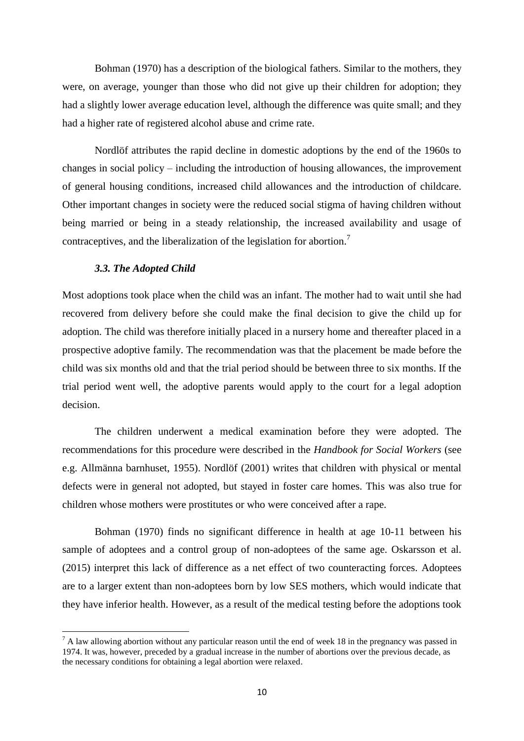Bohman (1970) has a description of the biological fathers. Similar to the mothers, they were, on average, younger than those who did not give up their children for adoption; they had a slightly lower average education level, although the difference was quite small; and they had a higher rate of registered alcohol abuse and crime rate.

Nordlöf attributes the rapid decline in domestic adoptions by the end of the 1960s to changes in social policy – including the introduction of housing allowances, the improvement of general housing conditions, increased child allowances and the introduction of childcare. Other important changes in society were the reduced social stigma of having children without being married or being in a steady relationship, the increased availability and usage of contraceptives, and the liberalization of the legislation for abortion.[7]

### *3.3. The Adopted Child*

Most adoptions took place when the child was an infant. The mother had to wait until she had recovered from delivery before she could make the final decision to give the child up for adoption. The child was therefore initially placed in a nursery home and thereafter placed in a prospective adoptive family. The recommendation was that the placement be made before the child was six months old and that the trial period should be between three to six months. If the trial period went well, the adoptive parents would apply to the court for a legal adoption decision.

The children underwent a medical examination before they were adopted. The recommendations for this procedure were described in the *Handbook for Social Workers* (see e.g. Allmänna barnhuset, 1955). Nordlöf (2001) writes that children with physical or mental defects were in general not adopted, but stayed in foster care homes. This was also true for children whose mothers were prostitutes or who were conceived after a rape.

Bohman (1970) finds no significant difference in health at age 10-11 between his sample of adoptees and a control group of non-adoptees of the same age. Oskarsson et al. (2015) interpret this lack of difference as a net effect of two counteracting forces. Adoptees are to a larger extent than non-adoptees born by low SES mothers, which would indicate that they have inferior health. However, as a result of the medical testing before the adoptions took

[7] A law allowing abortion without any particular reason until the end of week 18 in the pregnancy was passed in 1974. It was, however, preceded by a gradual increase in the number of abortions over the previous decade, as the necessary conditions for obtaining a legal abortion were relaxed.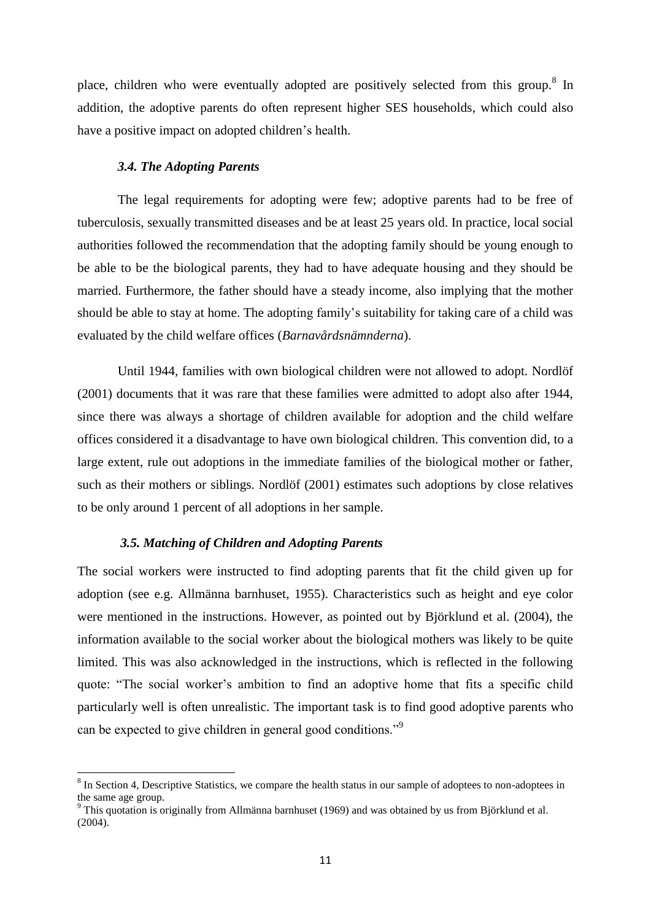place, children who were eventually adopted are positively selected from this group.[8] In addition, the adoptive parents do often represent higher SES households, which could also have a positive impact on adopted children's health.

### *3.4. The Adopting Parents*

The legal requirements for adopting were few; adoptive parents had to be free of tuberculosis, sexually transmitted diseases and be at least 25 years old. In practice, local social authorities followed the recommendation that the adopting family should be young enough to be able to be the biological parents, they had to have adequate housing and they should be married. Furthermore, the father should have a steady income, also implying that the mother should be able to stay at home. The adopting family's suitability for taking care of a child was evaluated by the child welfare offices (*Barnavårdsnämnderna*).

Until 1944, families with own biological children were not allowed to adopt. Nordlöf (2001) documents that it was rare that these families were admitted to adopt also after 1944, since there was always a shortage of children available for adoption and the child welfare offices considered it a disadvantage to have own biological children. This convention did, to a large extent, rule out adoptions in the immediate families of the biological mother or father, such as their mothers or siblings. Nordlöf (2001) estimates such adoptions by close relatives to be only around 1 percent of all adoptions in her sample.

### *3.5. Matching of Children and Adopting Parents*

The social workers were instructed to find adopting parents that fit the child given up for adoption (see e.g. Allmänna barnhuset, 1955). Characteristics such as height and eye color were mentioned in the instructions. However, as pointed out by Björklund et al. (2004), the information available to the social worker about the biological mothers was likely to be quite limited. This was also acknowledged in the instructions, which is reflected in the following quote: "The social worker's ambition to find an adoptive home that fits a specific child particularly well is often unrealistic. The important task is to find good adoptive parents who can be expected to give children in general good conditions."[9]

[8] In Section 4, Descriptive Statistics, we compare the health status in our sample of adoptees to non-adoptees in the same age group.

[9] This quotation is originally from Allmänna barnhuset (1969) and was obtained by us from Björklund et al. (2004).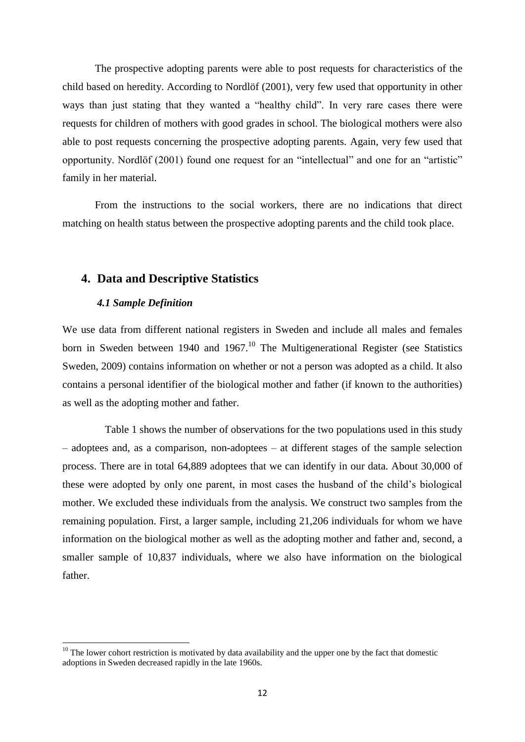The prospective adopting parents were able to post requests for characteristics of the child based on heredity. According to Nordlöf (2001), very few used that opportunity in other ways than just stating that they wanted a "healthy child". In very rare cases there were requests for children of mothers with good grades in school. The biological mothers were also able to post requests concerning the prospective adopting parents. Again, very few used that opportunity. Nordlöf (2001) found one request for an "intellectual" and one for an "artistic" family in her material.

From the instructions to the social workers, there are no indications that direct matching on health status between the prospective adopting parents and the child took place.

## 4. Data and Descriptive Statistics

### *4.1 Sample Definition*

We use data from different national registers in Sweden and include all males and females born in Sweden between 1940 and 1967.[10] The Multigenerational Register (see Statistics Sweden, 2009) contains information on whether or not a person was adopted as a child. It also contains a personal identifier of the biological mother and father (if known to the authorities) as well as the adopting mother and father.

Table 1 shows the number of observations for the two populations used in this study – adoptees and, as a comparison, non-adoptees – at different stages of the sample selection process. There are in total 64,889 adoptees that we can identify in our data. About 30,000 of these were adopted by only one parent, in most cases the husband of the child's biological mother. We excluded these individuals from the analysis. We construct two samples from the remaining population. First, a larger sample, including 21,206 individuals for whom we have information on the biological mother as well as the adopting mother and father and, second, a smaller sample of 10,837 individuals, where we also have information on the biological father.

[10] The lower cohort restriction is motivated by data availability and the upper one by the fact that domestic adoptions in Sweden decreased rapidly in the late 1960s.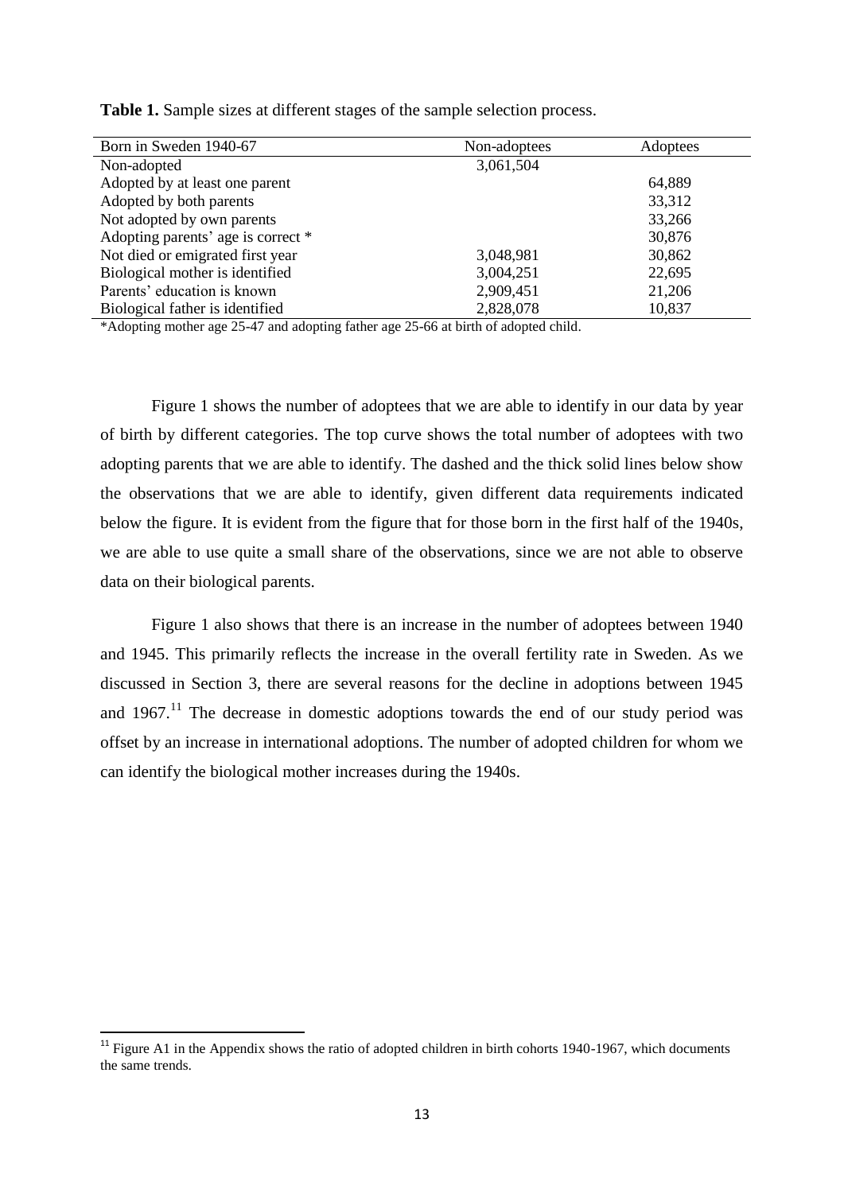**Table 1.** Sample sizes at different stages of the sample selection process.

| Born in Sweden 1940-67 | Non-adoptees | Adoptees |
|---|---|---|
| Non-adopted | 3,061,504 | |
| Adopted by at least one parent | | 64,889 |
| Adopted by both parents | | 33,312 |
| Not adopted by own parents | | 33,266 |
| Adopting parents' age is correct * | | 30,876 |
| Not died or emigrated first year | 3,048,981 | 30,862 |
| Biological mother is identified | 3,004,251 | 22,695 |
| Parents' education is known | 2,909,451 | 21,206 |
| Biological father is identified | 2,828,078 | 10,837 |

*Adopting mother age 25-47 and adopting father age 25-66 at birth of adopted child.

Figure 1 shows the number of adoptees that we are able to identify in our data by year of birth by different categories. The top curve shows the total number of adoptees with two adopting parents that we are able to identify. The dashed and the thick solid lines below show the observations that we are able to identify, given different data requirements indicated below the figure. It is evident from the figure that for those born in the first half of the 1940s, we are able to use quite a small share of the observations, since we are not able to observe data on their biological parents.

Figure 1 also shows that there is an increase in the number of adoptees between 1940 and 1945. This primarily reflects the increase in the overall fertility rate in Sweden. As we discussed in Section 3, there are several reasons for the decline in adoptions between 1945 and 1967.[11] The decrease in domestic adoptions towards the end of our study period was offset by an increase in international adoptions. The number of adopted children for whom we can identify the biological mother increases during the 1940s.

[11] Figure A1 in the Appendix shows the ratio of adopted children in birth cohorts 1940-1967, which documents the same trends.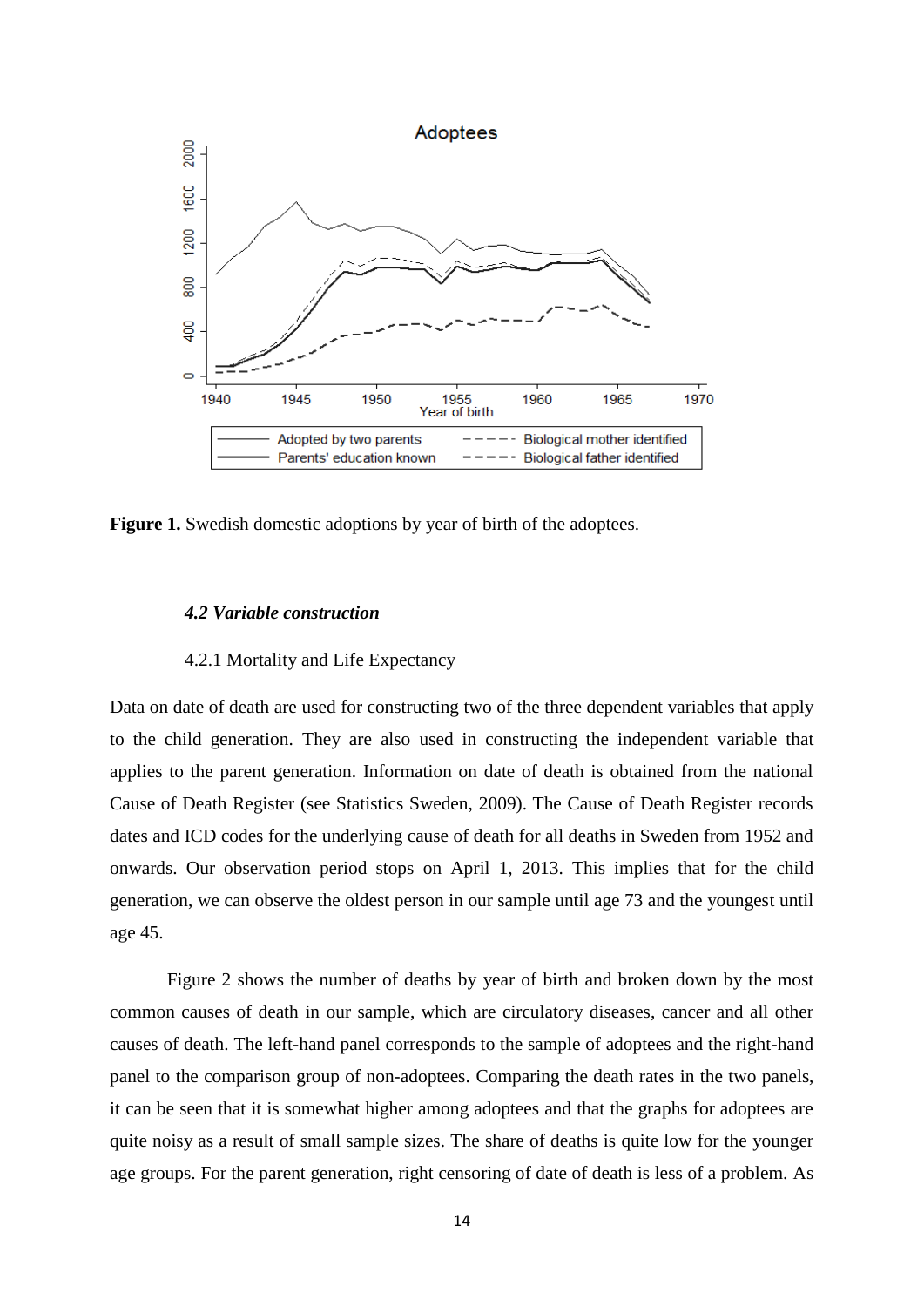**Figure 1.** Swedish domestic adoptions by year of birth of the adoptees.

### *4.2 Variable construction*

4.2.1 Mortality and Life Expectancy

Data on date of death are used for constructing two of the three dependent variables that apply to the child generation. They are also used in constructing the independent variable that applies to the parent generation. Information on date of death is obtained from the national Cause of Death Register (see Statistics Sweden, 2009). The Cause of Death Register records dates and ICD codes for the underlying cause of death for all deaths in Sweden from 1952 and onwards. Our observation period stops on April 1, 2013. This implies that for the child generation, we can observe the oldest person in our sample until age 73 and the youngest until age 45.

Figure 2 shows the number of deaths by year of birth and broken down by the most common causes of death in our sample, which are circulatory diseases, cancer and all other causes of death. The left-hand panel corresponds to the sample of adoptees and the right-hand panel to the comparison group of non-adoptees. Comparing the death rates in the two panels, it can be seen that it is somewhat higher among adoptees and that the graphs for adoptees are quite noisy as a result of small sample sizes. The share of deaths is quite low for the younger age groups. For the parent generation, right censoring of date of death is less of a problem. As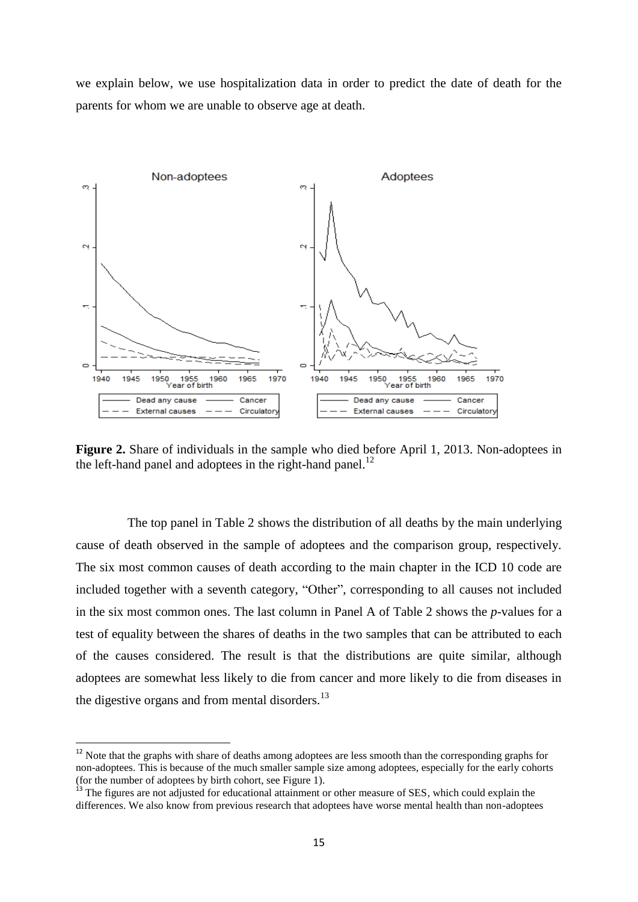we explain below, we use hospitalization data in order to predict the date of death for the parents for whom we are unable to observe age at death.

**Figure 2.** Share of individuals in the sample who died before April 1, 2013. Non-adoptees in the left-hand panel and adoptees in the right-hand panel.[12]

The top panel in Table 2 shows the distribution of all deaths by the main underlying cause of death observed in the sample of adoptees and the comparison group, respectively. The six most common causes of death according to the main chapter in the ICD 10 code are included together with a seventh category, "Other", corresponding to all causes not included in the six most common ones. The last column in Panel A of Table 2 shows the *p*-values for a test of equality between the shares of deaths in the two samples that can be attributed to each of the causes considered. The result is that the distributions are quite similar, although adoptees are somewhat less likely to die from cancer and more likely to die from diseases in the digestive organs and from mental disorders.[13]

---

[12] Note that the graphs with share of deaths among adoptees are less smooth than the corresponding graphs for non-adoptees. This is because of the much smaller sample size among adoptees, especially for the early cohorts (for the number of adoptees by birth cohort, see Figure 1).

[13] The figures are not adjusted for educational attainment or other measure of SES, which could explain the differences. We also know from previous research that adoptees have worse mental health than non-adoptees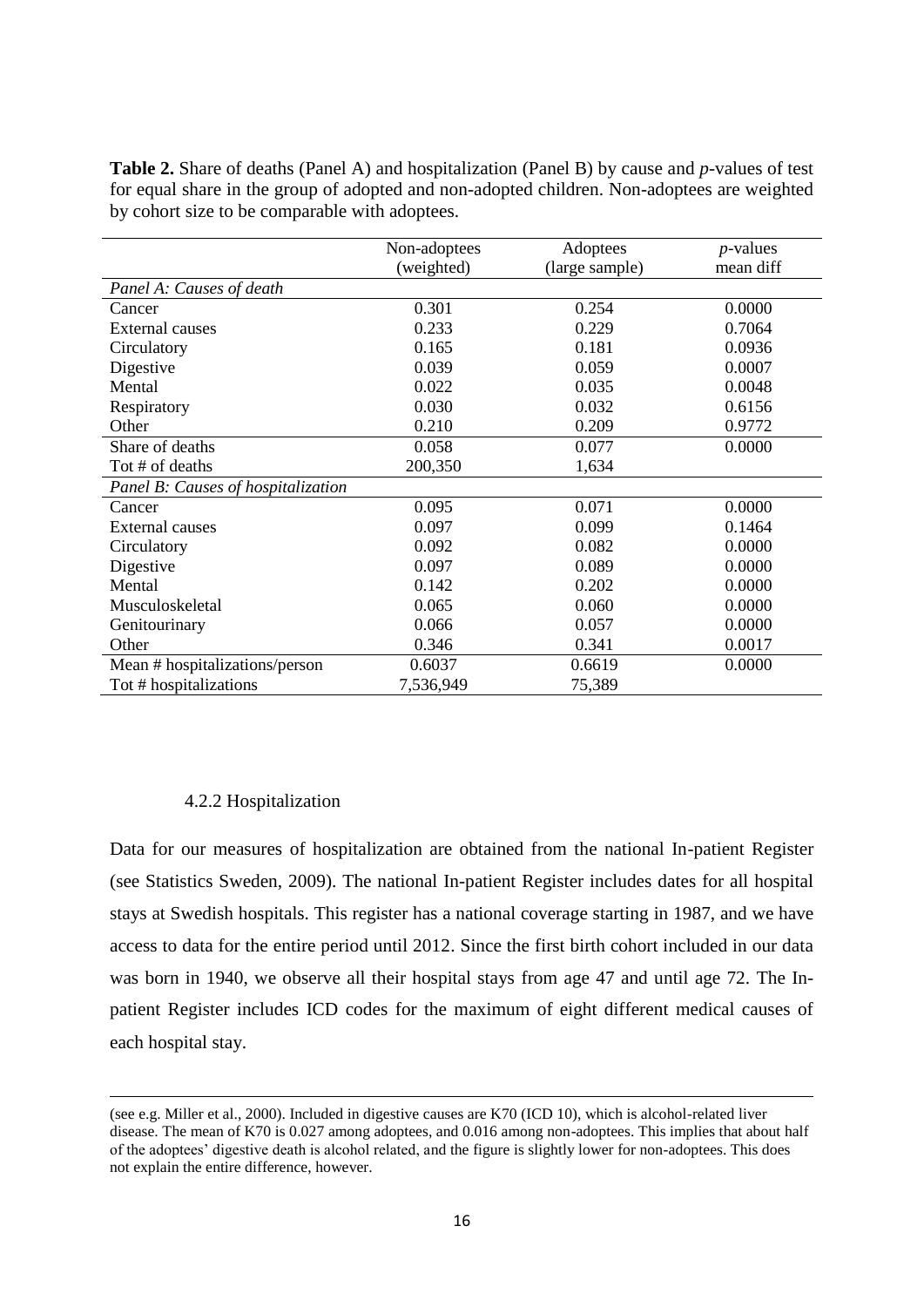**Table 2.** Share of deaths (Panel A) and hospitalization (Panel B) by cause and *p*-values of test for equal share in the group of adopted and non-adopted children. Non-adoptees are weighted by cohort size to be comparable with adoptees.

| | Non-adoptees (weighted) | Adoptees (large sample) | *p*-values mean diff |
|---|---|---|---|
| *Panel A: Causes of death* | | | |
| Cancer | 0.301 | 0.254 | 0.0000 |
| External causes | 0.233 | 0.229 | 0.7064 |
| Circulatory | 0.165 | 0.181 | 0.0936 |
| Digestive | 0.039 | 0.059 | 0.0007 |
| Mental | 0.022 | 0.035 | 0.0048 |
| Respiratory | 0.030 | 0.032 | 0.6156 |
| Other | 0.210 | 0.209 | 0.9772 |
| Share of deaths | 0.058 | 0.077 | 0.0000 |
| Tot # of deaths | 200,350 | 1,634 | |
| *Panel B: Causes of hospitalization* | | | |
| Cancer | 0.095 | 0.071 | 0.0000 |
| External causes | 0.097 | 0.099 | 0.1464 |
| Circulatory | 0.092 | 0.082 | 0.0000 |
| Digestive | 0.097 | 0.089 | 0.0000 |
| Mental | 0.142 | 0.202 | 0.0000 |
| Musculoskeletal | 0.065 | 0.060 | 0.0000 |
| Genitourinary | 0.066 | 0.057 | 0.0000 |
| Other | 0.346 | 0.341 | 0.0017 |
| Mean # hospitalizations/person | 0.6037 | 0.6619 | 0.0000 |
| Tot # hospitalizations | 7,536,949 | 75,389 | |

#### 4.2.2 Hospitalization

Data for our measures of hospitalization are obtained from the national In-patient Register (see Statistics Sweden, 2009). The national In-patient Register includes dates for all hospital stays at Swedish hospitals. This register has a national coverage starting in 1987, and we have access to data for the entire period until 2012. Since the first birth cohort included in our data was born in 1940, we observe all their hospital stays from age 47 and until age 72. The In-patient Register includes ICD codes for the maximum of eight different medical causes of each hospital stay.

(see e.g. Miller et al., 2000). Included in digestive causes are K70 (ICD 10), which is alcohol-related liver disease. The mean of K70 is 0.027 among adoptees, and 0.016 among non-adoptees. This implies that about half of the adoptees' digestive death is alcohol related, and the figure is slightly lower for non-adoptees. This does not explain the entire difference, however.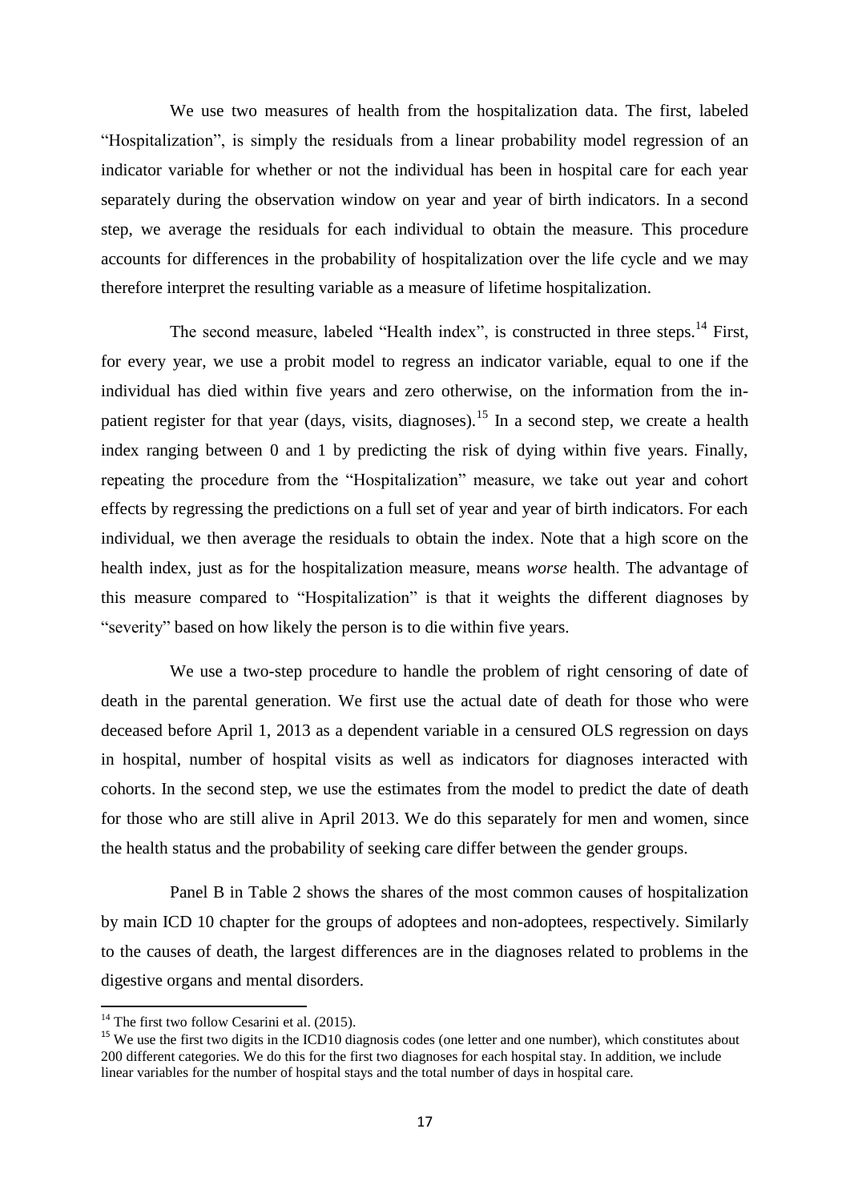We use two measures of health from the hospitalization data. The first, labeled "Hospitalization", is simply the residuals from a linear probability model regression of an indicator variable for whether or not the individual has been in hospital care for each year separately during the observation window on year and year of birth indicators. In a second step, we average the residuals for each individual to obtain the measure. This procedure accounts for differences in the probability of hospitalization over the life cycle and we may therefore interpret the resulting variable as a measure of lifetime hospitalization.

The second measure, labeled "Health index", is constructed in three steps.[14] First, for every year, we use a probit model to regress an indicator variable, equal to one if the individual has died within five years and zero otherwise, on the information from the in-patient register for that year (days, visits, diagnoses).[15] In a second step, we create a health index ranging between 0 and 1 by predicting the risk of dying within five years. Finally, repeating the procedure from the "Hospitalization" measure, we take out year and cohort effects by regressing the predictions on a full set of year and year of birth indicators. For each individual, we then average the residuals to obtain the index. Note that a high score on the health index, just as for the hospitalization measure, means *worse* health. The advantage of this measure compared to "Hospitalization" is that it weights the different diagnoses by "severity" based on how likely the person is to die within five years.

We use a two-step procedure to handle the problem of right censoring of date of death in the parental generation. We first use the actual date of death for those who were deceased before April 1, 2013 as a dependent variable in a censured OLS regression on days in hospital, number of hospital visits as well as indicators for diagnoses interacted with cohorts. In the second step, we use the estimates from the model to predict the date of death for those who are still alive in April 2013. We do this separately for men and women, since the health status and the probability of seeking care differ between the gender groups.

Panel B in Table 2 shows the shares of the most common causes of hospitalization by main ICD 10 chapter for the groups of adoptees and non-adoptees, respectively. Similarly to the causes of death, the largest differences are in the diagnoses related to problems in the digestive organs and mental disorders.

[14] The first two follow Cesarini et al. (2015).

[15] We use the first two digits in the ICD10 diagnosis codes (one letter and one number), which constitutes about 200 different categories. We do this for the first two diagnoses for each hospital stay. In addition, we include linear variables for the number of hospital stays and the total number of days in hospital care.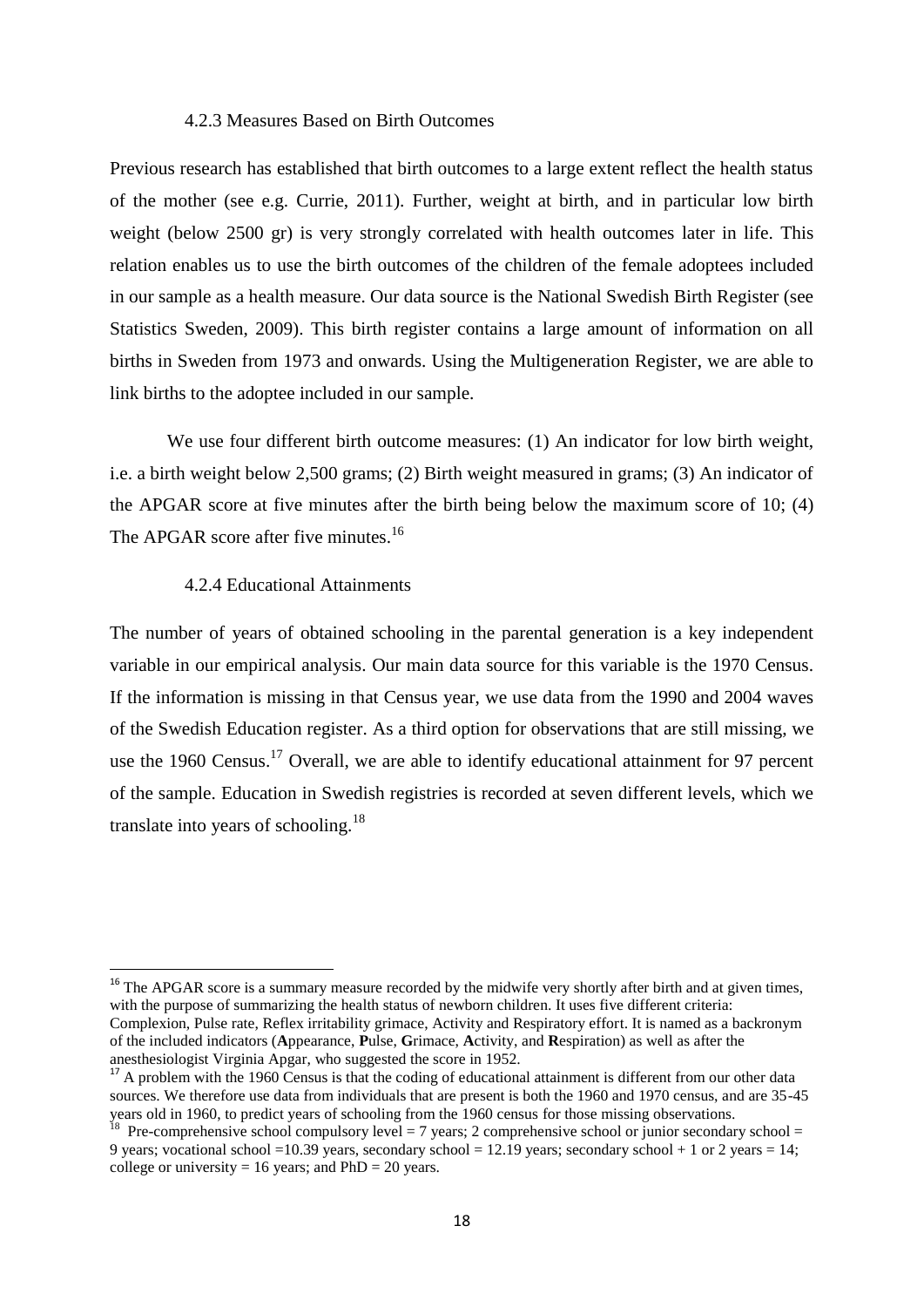#### 4.2.3 Measures Based on Birth Outcomes

Previous research has established that birth outcomes to a large extent reflect the health status of the mother (see e.g. Currie, 2011). Further, weight at birth, and in particular low birth weight (below 2500 gr) is very strongly correlated with health outcomes later in life. This relation enables us to use the birth outcomes of the children of the female adoptees included in our sample as a health measure. Our data source is the National Swedish Birth Register (see Statistics Sweden, 2009). This birth register contains a large amount of information on all births in Sweden from 1973 and onwards. Using the Multigeneration Register, we are able to link births to the adoptee included in our sample.

We use four different birth outcome measures: (1) An indicator for low birth weight, i.e. a birth weight below 2,500 grams; (2) Birth weight measured in grams; (3) An indicator of the APGAR score at five minutes after the birth being below the maximum score of 10; (4) The APGAR score after five minutes.[16]

#### 4.2.4 Educational Attainments

The number of years of obtained schooling in the parental generation is a key independent variable in our empirical analysis. Our main data source for this variable is the 1970 Census. If the information is missing in that Census year, we use data from the 1990 and 2004 waves of the Swedish Education register. As a third option for observations that are still missing, we use the 1960 Census.[17] Overall, we are able to identify educational attainment for 97 percent of the sample. Education in Swedish registries is recorded at seven different levels, which we translate into years of schooling.[18]

---

[16] The APGAR score is a summary measure recorded by the midwife very shortly after birth and at given times, with the purpose of summarizing the health status of newborn children. It uses five different criteria: Complexion, Pulse rate, Reflex irritability grimace, Activity and Respiratory effort. It is named as a backronym of the included indicators (**A**ppearance, **P**ulse, **G**rimace, **A**ctivity, and **R**espiration) as well as after the anesthesiologist Virginia Apgar, who suggested the score in 1952.

[17] A problem with the 1960 Census is that the coding of educational attainment is different from our other data sources. We therefore use data from individuals that are present is both the 1960 and 1970 census, and are 35-45 years old in 1960, to predict years of schooling from the 1960 census for those missing observations.

[18] Pre-comprehensive school compulsory level = 7 years; 2 comprehensive school or junior secondary school = 9 years; vocational school =10.39 years, secondary school = 12.19 years; secondary school + 1 or 2 years = 14; college or university = 16 years; and PhD = 20 years.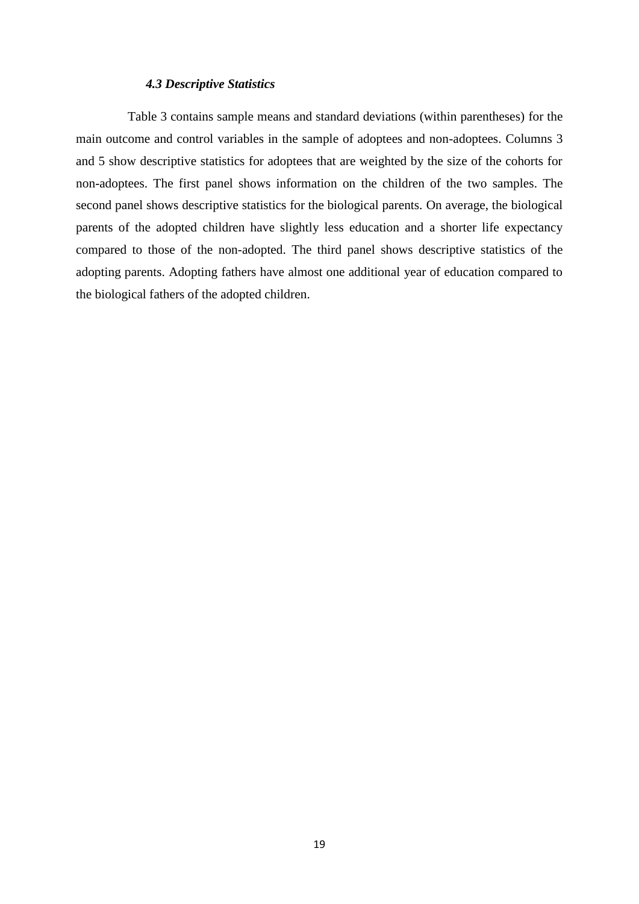### *4.3 Descriptive Statistics*

Table 3 contains sample means and standard deviations (within parentheses) for the main outcome and control variables in the sample of adoptees and non-adoptees. Columns 3 and 5 show descriptive statistics for adoptees that are weighted by the size of the cohorts for non-adoptees. The first panel shows information on the children of the two samples. The second panel shows descriptive statistics for the biological parents. On average, the biological parents of the adopted children have slightly less education and a shorter life expectancy compared to those of the non-adopted. The third panel shows descriptive statistics of the adopting parents. Adopting fathers have almost one additional year of education compared to the biological fathers of the adopted children.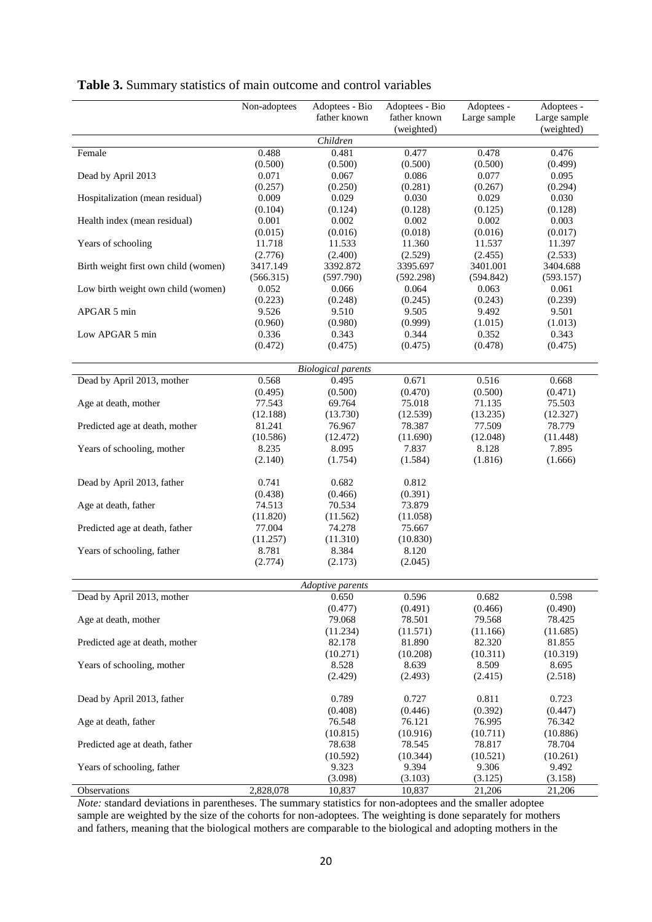**Table 3.** Summary statistics of main outcome and control variables

| | Non-adoptees | Adoptees - Bio father known | Adoptees - Bio father known (weighted) | Adoptees - Large sample | Adoptees - Large sample (weighted) |
|---|---|---|---|---|---|
| | | *Children* | | | |
| Female | 0.488 | 0.481 | 0.477 | 0.478 | 0.476 |
| | (0.500) | (0.500) | (0.500) | (0.500) | (0.499) |
| Dead by April 2013 | 0.071 | 0.067 | 0.086 | 0.077 | 0.095 |
| | (0.257) | (0.250) | (0.281) | (0.267) | (0.294) |
| Hospitalization (mean residual) | 0.009 | 0.029 | 0.030 | 0.029 | 0.030 |
| | (0.104) | (0.124) | (0.128) | (0.125) | (0.128) |
| Health index (mean residual) | 0.001 | 0.002 | 0.002 | 0.002 | 0.003 |
| | (0.015) | (0.016) | (0.018) | (0.016) | (0.017) |
| Years of schooling | 11.718 | 11.533 | 11.360 | 11.537 | 11.397 |
| | (2.776) | (2.400) | (2.529) | (2.455) | (2.533) |
| Birth weight first own child (women) | 3417.149 | 3392.872 | 3395.697 | 3401.001 | 3404.688 |
| | (566.315) | (597.790) | (592.298) | (594.842) | (593.157) |
| Low birth weight own child (women) | 0.052 | 0.066 | 0.064 | 0.063 | 0.061 |
| | (0.223) | (0.248) | (0.245) | (0.243) | (0.239) |
| APGAR 5 min | 9.526 | 9.510 | 9.505 | 9.492 | 9.501 |
| | (0.960) | (0.980) | (0.999) | (1.015) | (1.013) |
| Low APGAR 5 min | 0.336 | 0.343 | 0.344 | 0.352 | 0.343 |
| | (0.472) | (0.475) | (0.475) | (0.478) | (0.475) |
| | | *Biological parents* | | | |
| Dead by April 2013, mother | 0.568 | 0.495 | 0.671 | 0.516 | 0.668 |
| | (0.495) | (0.500) | (0.470) | (0.500) | (0.471) |
| Age at death, mother | 77.543 | 69.764 | 75.018 | 71.135 | 75.503 |
| | (12.188) | (13.730) | (12.539) | (13.235) | (12.327) |
| Predicted age at death, mother | 81.241 | 76.967 | 78.387 | 77.509 | 78.779 |
| | (10.586) | (12.472) | (11.690) | (12.048) | (11.448) |
| Years of schooling, mother | 8.235 | 8.095 | 7.837 | 8.128 | 7.895 |
| | (2.140) | (1.754) | (1.584) | (1.816) | (1.666) |
| Dead by April 2013, father | 0.741 | 0.682 | 0.812 | | |
| | (0.438) | (0.466) | (0.391) | | |
| Age at death, father | 74.513 | 70.534 | 73.879 | | |
| | (11.820) | (11.562) | (11.058) | | |
| Predicted age at death, father | 77.004 | 74.278 | 75.667 | | |
| | (11.257) | (11.310) | (10.830) | | |
| Years of schooling, father | 8.781 | 8.384 | 8.120 | | |
| | (2.774) | (2.173) | (2.045) | | |
| | | *Adoptive parents* | | | |
| Dead by April 2013, mother | | 0.650 | 0.596 | 0.682 | 0.598 |
| | | (0.477) | (0.491) | (0.466) | (0.490) |
| Age at death, mother | | 79.068 | 78.501 | 79.568 | 78.425 |
| | | (11.234) | (11.571) | (11.166) | (11.685) |
| Predicted age at death, mother | | 82.178 | 81.890 | 82.320 | 81.855 |
| | | (10.271) | (10.208) | (10.311) | (10.319) |
| Years of schooling, mother | | 8.528 | 8.639 | 8.509 | 8.695 |
| | | (2.429) | (2.493) | (2.415) | (2.518) |
| Dead by April 2013, father | | 0.789 | 0.727 | 0.811 | 0.723 |
| | | (0.408) | (0.446) | (0.392) | (0.447) |
| Age at death, father | | 76.548 | 76.121 | 76.995 | 76.342 |
| | | (10.815) | (10.916) | (10.711) | (10.886) |
| Predicted age at death, father | | 78.638 | 78.545 | 78.817 | 78.704 |
| | | (10.592) | (10.344) | (10.521) | (10.261) |
| Years of schooling, father | | 9.323 | 9.394 | 9.306 | 9.492 |
| | | (3.098) | (3.103) | (3.125) | (3.158) |
| Observations | 2,828,078 | 10,837 | 10,837 | 21,206 | 21,206 |

*Note:* standard deviations in parentheses. The summary statistics for non-adoptees and the smaller adoptee sample are weighted by the size of the cohorts for non-adoptees. The weighting is done separately for mothers and fathers, meaning that the biological mothers are comparable to the biological and adopting mothers in the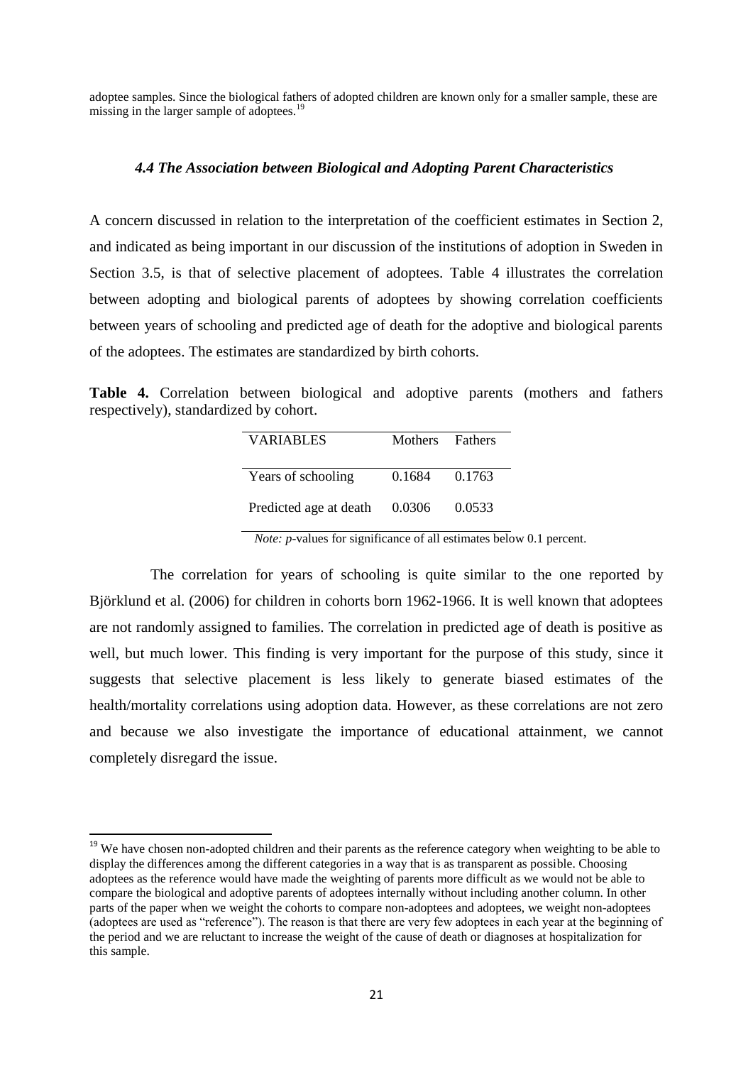adoptee samples. Since the biological fathers of adopted children are known only for a smaller sample, these are missing in the larger sample of adoptees.[19]

### *4.4 The Association between Biological and Adopting Parent Characteristics*

A concern discussed in relation to the interpretation of the coefficient estimates in Section 2, and indicated as being important in our discussion of the institutions of adoption in Sweden in Section 3.5, is that of selective placement of adoptees. Table 4 illustrates the correlation between adopting and biological parents of adoptees by showing correlation coefficients between years of schooling and predicted age of death for the adoptive and biological parents of the adoptees. The estimates are standardized by birth cohorts.

**Table 4.** Correlation between biological and adoptive parents (mothers and fathers respectively), standardized by cohort.

| VARIABLES | Mothers | Fathers |
|---|---|---|
| Years of schooling | 0.1684 | 0.1763 |
| Predicted age at death | 0.0306 | 0.0533 |

*Note: p*-values for significance of all estimates below 0.1 percent.

The correlation for years of schooling is quite similar to the one reported by Björklund et al. (2006) for children in cohorts born 1962-1966. It is well known that adoptees are not randomly assigned to families. The correlation in predicted age of death is positive as well, but much lower. This finding is very important for the purpose of this study, since it suggests that selective placement is less likely to generate biased estimates of the health/mortality correlations using adoption data. However, as these correlations are not zero and because we also investigate the importance of educational attainment, we cannot completely disregard the issue.

[19] We have chosen non-adopted children and their parents as the reference category when weighting to be able to display the differences among the different categories in a way that is as transparent as possible. Choosing adoptees as the reference would have made the weighting of parents more difficult as we would not be able to compare the biological and adoptive parents of adoptees internally without including another column. In other parts of the paper when we weight the cohorts to compare non-adoptees and adoptees, we weight non-adoptees (adoptees are used as "reference"). The reason is that there are very few adoptees in each year at the beginning of the period and we are reluctant to increase the weight of the cause of death or diagnoses at hospitalization for this sample.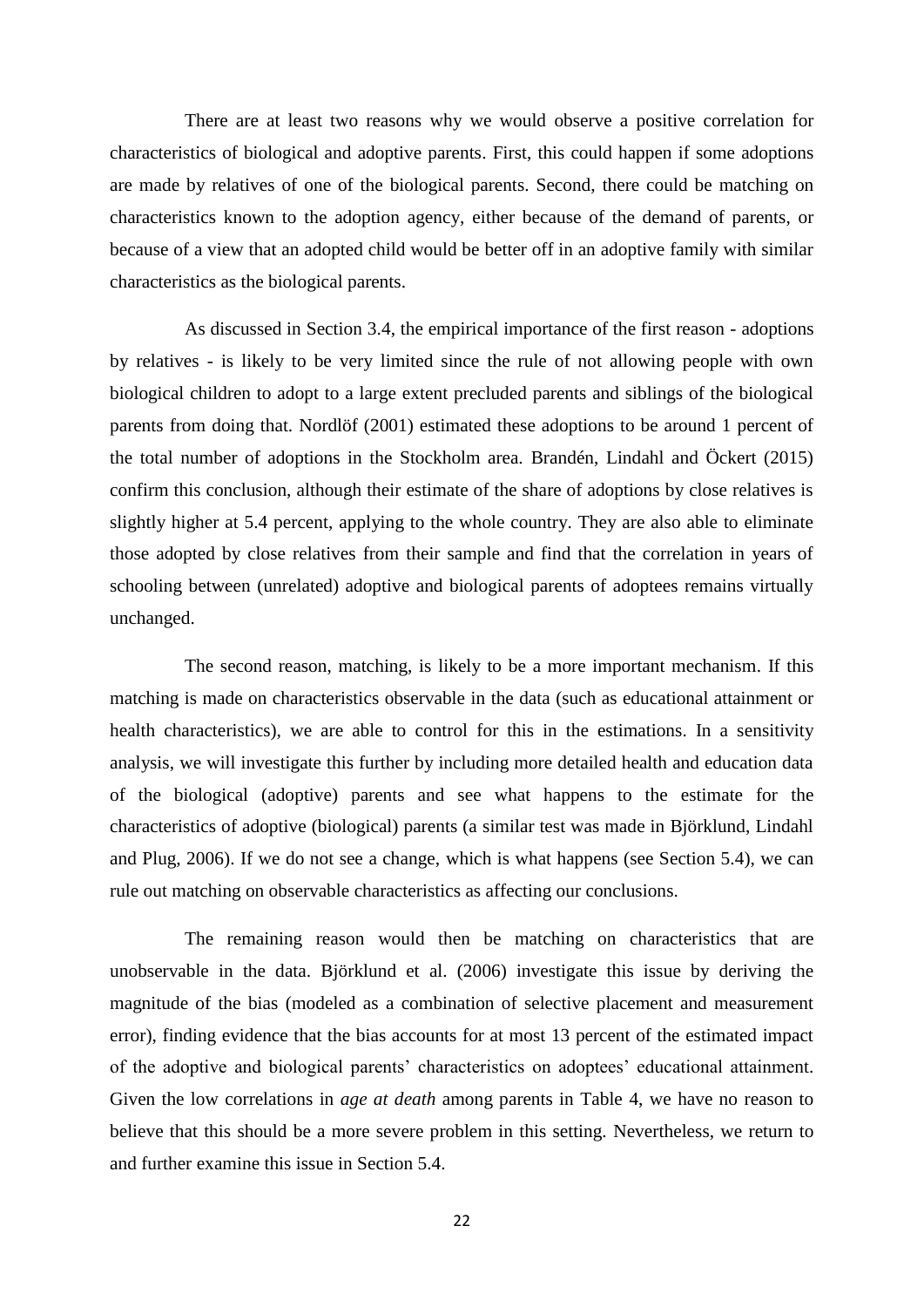There are at least two reasons why we would observe a positive correlation for characteristics of biological and adoptive parents. First, this could happen if some adoptions are made by relatives of one of the biological parents. Second, there could be matching on characteristics known to the adoption agency, either because of the demand of parents, or because of a view that an adopted child would be better off in an adoptive family with similar characteristics as the biological parents.

As discussed in Section 3.4, the empirical importance of the first reason - adoptions by relatives - is likely to be very limited since the rule of not allowing people with own biological children to adopt to a large extent precluded parents and siblings of the biological parents from doing that. Nordlöf (2001) estimated these adoptions to be around 1 percent of the total number of adoptions in the Stockholm area. Brandén, Lindahl and Öckert (2015) confirm this conclusion, although their estimate of the share of adoptions by close relatives is slightly higher at 5.4 percent, applying to the whole country. They are also able to eliminate those adopted by close relatives from their sample and find that the correlation in years of schooling between (unrelated) adoptive and biological parents of adoptees remains virtually unchanged.

The second reason, matching, is likely to be a more important mechanism. If this matching is made on characteristics observable in the data (such as educational attainment or health characteristics), we are able to control for this in the estimations. In a sensitivity analysis, we will investigate this further by including more detailed health and education data of the biological (adoptive) parents and see what happens to the estimate for the characteristics of adoptive (biological) parents (a similar test was made in Björklund, Lindahl and Plug, 2006). If we do not see a change, which is what happens (see Section 5.4), we can rule out matching on observable characteristics as affecting our conclusions.

The remaining reason would then be matching on characteristics that are unobservable in the data. Björklund et al. (2006) investigate this issue by deriving the magnitude of the bias (modeled as a combination of selective placement and measurement error), finding evidence that the bias accounts for at most 13 percent of the estimated impact of the adoptive and biological parents' characteristics on adoptees' educational attainment. Given the low correlations in *age at death* among parents in Table 4, we have no reason to believe that this should be a more severe problem in this setting. Nevertheless, we return to and further examine this issue in Section 5.4.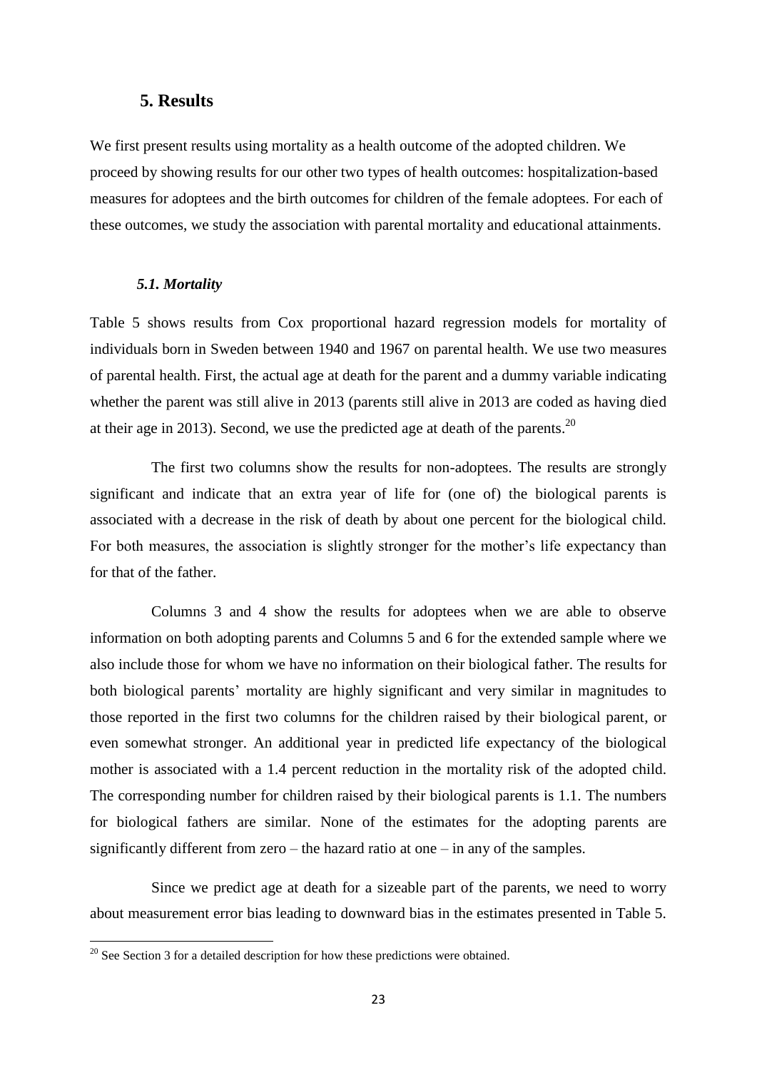## 5. Results

We first present results using mortality as a health outcome of the adopted children. We proceed by showing results for our other two types of health outcomes: hospitalization-based measures for adoptees and the birth outcomes for children of the female adoptees. For each of these outcomes, we study the association with parental mortality and educational attainments.

### *5.1. Mortality*

Table 5 shows results from Cox proportional hazard regression models for mortality of individuals born in Sweden between 1940 and 1967 on parental health. We use two measures of parental health. First, the actual age at death for the parent and a dummy variable indicating whether the parent was still alive in 2013 (parents still alive in 2013 are coded as having died at their age in 2013). Second, we use the predicted age at death of the parents.[20]

The first two columns show the results for non-adoptees. The results are strongly significant and indicate that an extra year of life for (one of) the biological parents is associated with a decrease in the risk of death by about one percent for the biological child. For both measures, the association is slightly stronger for the mother's life expectancy than for that of the father.

Columns 3 and 4 show the results for adoptees when we are able to observe information on both adopting parents and Columns 5 and 6 for the extended sample where we also include those for whom we have no information on their biological father. The results for both biological parents' mortality are highly significant and very similar in magnitudes to those reported in the first two columns for the children raised by their biological parent, or even somewhat stronger. An additional year in predicted life expectancy of the biological mother is associated with a 1.4 percent reduction in the mortality risk of the adopted child. The corresponding number for children raised by their biological parents is 1.1. The numbers for biological fathers are similar. None of the estimates for the adopting parents are significantly different from zero – the hazard ratio at one – in any of the samples.

Since we predict age at death for a sizeable part of the parents, we need to worry about measurement error bias leading to downward bias in the estimates presented in Table 5.

[20] See Section 3 for a detailed description for how these predictions were obtained.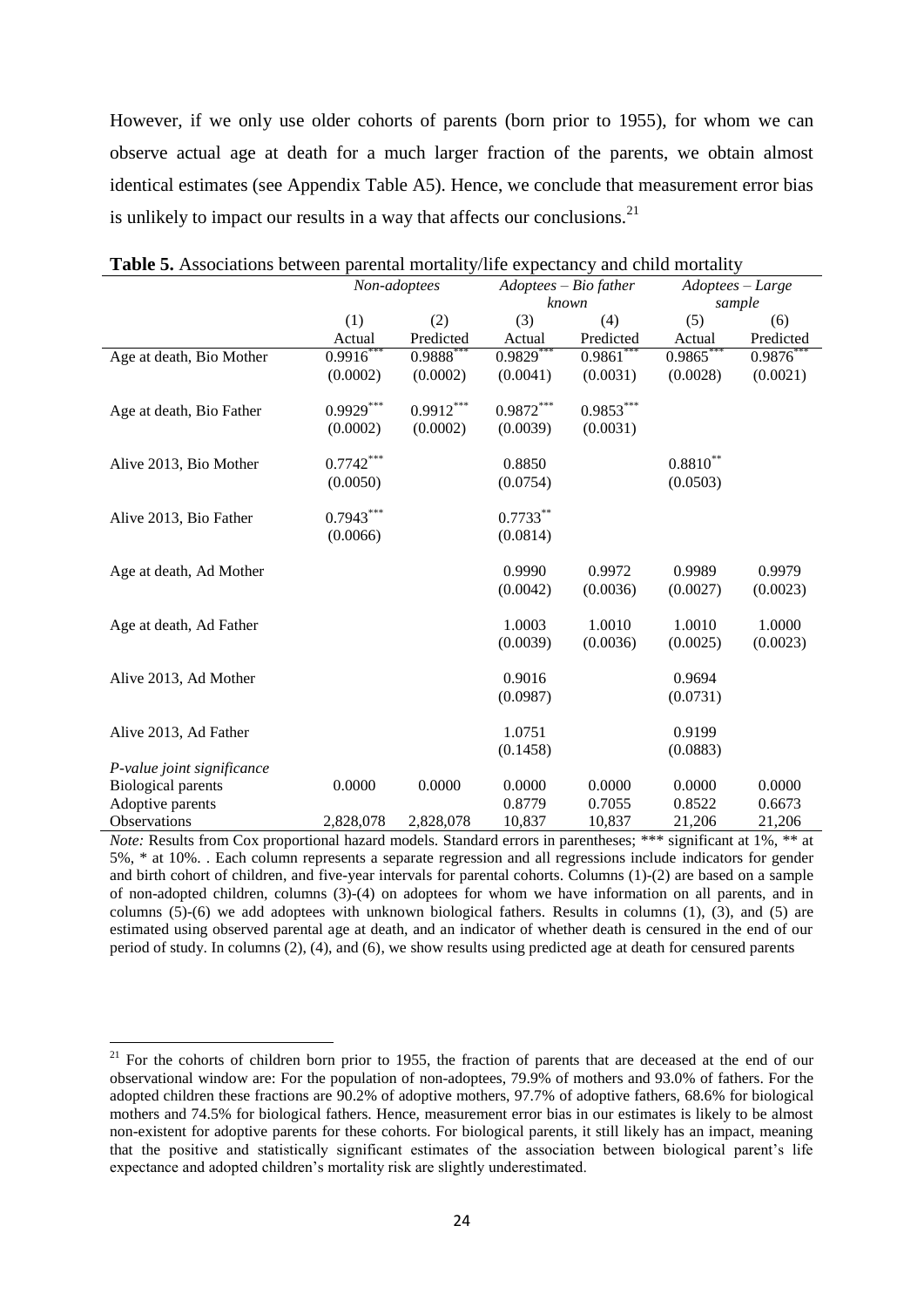However, if we only use older cohorts of parents (born prior to 1955), for whom we can observe actual age at death for a much larger fraction of the parents, we obtain almost identical estimates (see Appendix Table A5). Hence, we conclude that measurement error bias is unlikely to impact our results in a way that affects our conclusions.[21]

**Table 5.** Associations between parental mortality/life expectancy and child mortality

| | *Non-adoptees* | | *Adoptees – Bio father known* | | *Adoptees – Large sample* | |
|---|---|---|---|---|---|---|
| | (1) | (2) | (3) | (4) | (5) | (6) |
| | Actual | Predicted | Actual | Predicted | Actual | Predicted |
| Age at death, Bio Mother | 0.9916*** | 0.9888*** | 0.9829*** | 0.9861*** | 0.9865*** | 0.9876*** |
| | (0.0002) | (0.0002) | (0.0041) | (0.0031) | (0.0028) | (0.0021) |
| Age at death, Bio Father | 0.9929*** | 0.9912*** | 0.9872*** | 0.9853*** | | |
| | (0.0002) | (0.0002) | (0.0039) | (0.0031) | | |
| Alive 2013, Bio Mother | 0.7742*** | | 0.8850 | | 0.8810** | |
| | (0.0050) | | (0.0754) | | (0.0503) | |
| Alive 2013, Bio Father | 0.7943*** | | 0.7733** | | | |
| | (0.0066) | | (0.0814) | | | |
| Age at death, Ad Mother | | | 0.9990 | 0.9972 | 0.9989 | 0.9979 |
| | | | (0.0042) | (0.0036) | (0.0027) | (0.0023) |
| Age at death, Ad Father | | | 1.0003 | 1.0010 | 1.0010 | 1.0000 |
| | | | (0.0039) | (0.0036) | (0.0025) | (0.0023) |
| Alive 2013, Ad Mother | | | 0.9016 | | 0.9694 | |
| | | | (0.0987) | | (0.0731) | |
| Alive 2013, Ad Father | | | 1.0751 | | 0.9199 | |
| | | | (0.1458) | | (0.0883) | |
| *P-value joint significance* | | | | | | |
| Biological parents | 0.0000 | 0.0000 | 0.0000 | 0.0000 | 0.0000 | 0.0000 |
| Adoptive parents | | | 0.8779 | 0.7055 | 0.8522 | 0.6673 |
| Observations | 2,828,078 | 2,828,078 | 10,837 | 10,837 | 21,206 | 21,206 |

*Note:* Results from Cox proportional hazard models. Standard errors in parentheses; *** significant at 1%, ** at 5%, * at 10%. . Each column represents a separate regression and all regressions include indicators for gender and birth cohort of children, and five-year intervals for parental cohorts. Columns (1)-(2) are based on a sample of non-adopted children, columns (3)-(4) on adoptees for whom we have information on all parents, and in columns (5)-(6) we add adoptees with unknown biological fathers. Results in columns (1), (3), and (5) are estimated using observed parental age at death, and an indicator of whether death is censured in the end of our period of study. In columns (2), (4), and (6), we show results using predicted age at death for censured parents

[21] For the cohorts of children born prior to 1955, the fraction of parents that are deceased at the end of our observational window are: For the population of non-adoptees, 79.9% of mothers and 93.0% of fathers. For the adopted children these fractions are 90.2% of adoptive mothers, 97.7% of adoptive fathers, 68.6% for biological mothers and 74.5% for biological fathers. Hence, measurement error bias in our estimates is likely to be almost non-existent for adoptive parents for these cohorts. For biological parents, it still likely has an impact, meaning that the positive and statistically significant estimates of the association between biological parent's life expectance and adopted children's mortality risk are slightly underestimated.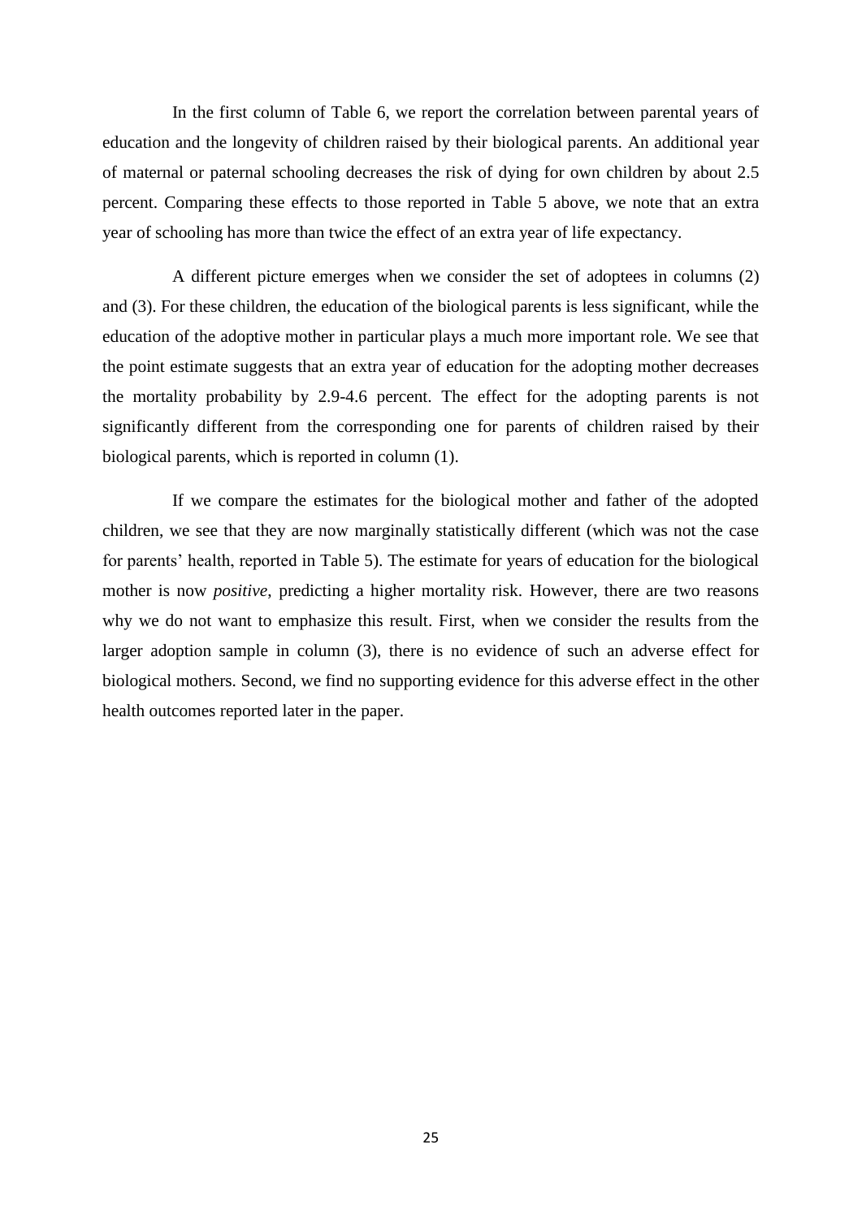In the first column of Table 6, we report the correlation between parental years of education and the longevity of children raised by their biological parents. An additional year of maternal or paternal schooling decreases the risk of dying for own children by about 2.5 percent. Comparing these effects to those reported in Table 5 above, we note that an extra year of schooling has more than twice the effect of an extra year of life expectancy.

A different picture emerges when we consider the set of adoptees in columns (2) and (3). For these children, the education of the biological parents is less significant, while the education of the adoptive mother in particular plays a much more important role. We see that the point estimate suggests that an extra year of education for the adopting mother decreases the mortality probability by 2.9-4.6 percent. The effect for the adopting parents is not significantly different from the corresponding one for parents of children raised by their biological parents, which is reported in column (1).

If we compare the estimates for the biological mother and father of the adopted children, we see that they are now marginally statistically different (which was not the case for parents' health, reported in Table 5). The estimate for years of education for the biological mother is now *positive*, predicting a higher mortality risk. However, there are two reasons why we do not want to emphasize this result. First, when we consider the results from the larger adoption sample in column (3), there is no evidence of such an adverse effect for biological mothers. Second, we find no supporting evidence for this adverse effect in the other health outcomes reported later in the paper.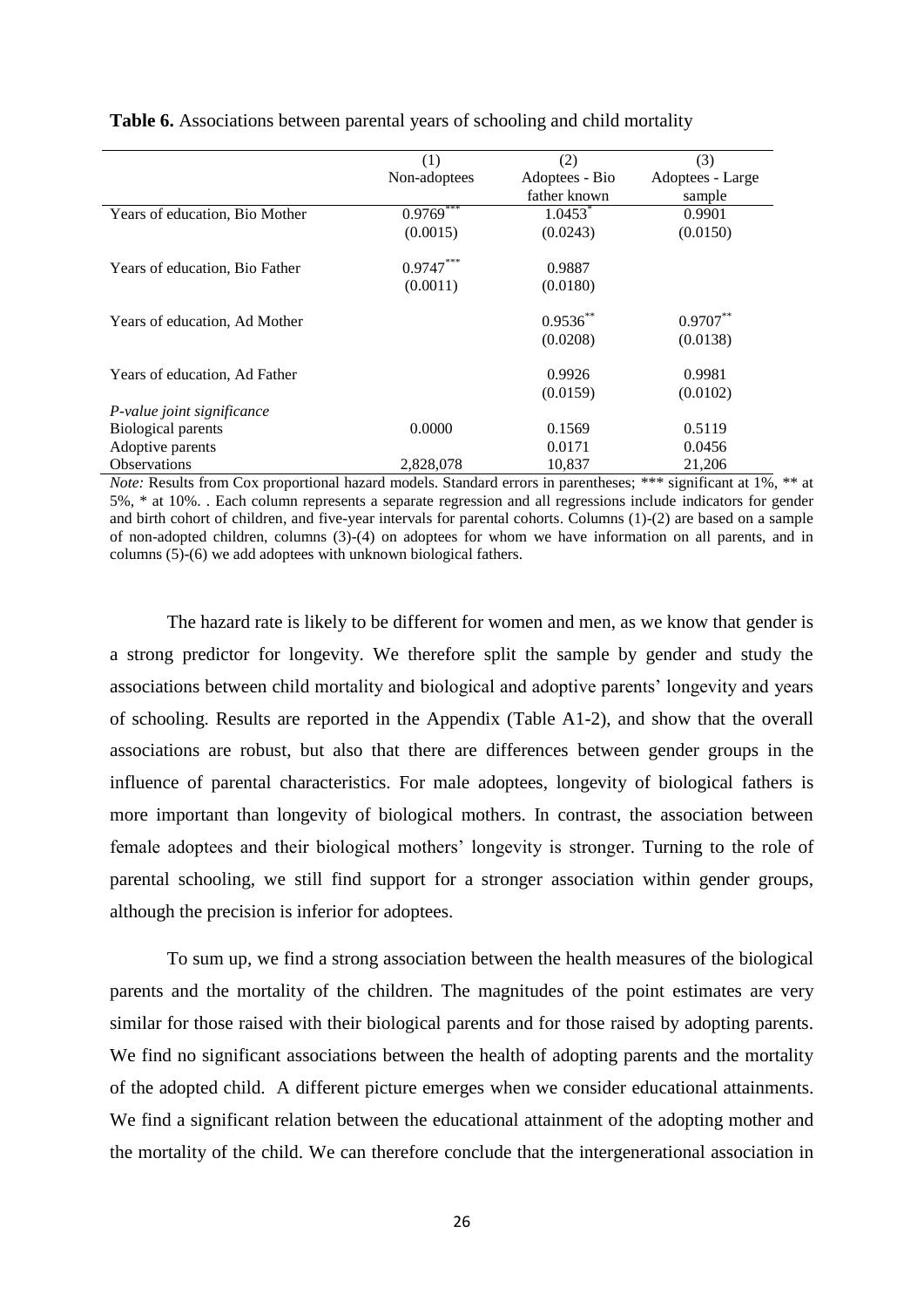**Table 6.** Associations between parental years of schooling and child mortality

| | (1) | (2) | (3) |
|---|---|---|---|
| | Non-adoptees | Adoptees - Bio father known | Adoptees - Large sample |
| Years of education, Bio Mother | 0.9769*** | 1.0453* | 0.9901 |
| | (0.0015) | (0.0243) | (0.0150) |
| Years of education, Bio Father | 0.9747*** | 0.9887 | |
| | (0.0011) | (0.0180) | |
| Years of education, Ad Mother | | 0.9536** | 0.9707** |
| | | (0.0208) | (0.0138) |
| Years of education, Ad Father | | 0.9926 | 0.9981 |
| | | (0.0159) | (0.0102) |
| *P-value joint significance* | | | |
| Biological parents | 0.0000 | 0.1569 | 0.5119 |
| Adoptive parents | | 0.0171 | 0.0456 |
| Observations | 2,828,078 | 10,837 | 21,206 |

*Note:* Results from Cox proportional hazard models. Standard errors in parentheses; *** significant at 1%, ** at 5%, * at 10%. . Each column represents a separate regression and all regressions include indicators for gender and birth cohort of children, and five-year intervals for parental cohorts. Columns (1)-(2) are based on a sample of non-adopted children, columns (3)-(4) on adoptees for whom we have information on all parents, and in columns (5)-(6) we add adoptees with unknown biological fathers.

The hazard rate is likely to be different for women and men, as we know that gender is a strong predictor for longevity. We therefore split the sample by gender and study the associations between child mortality and biological and adoptive parents' longevity and years of schooling. Results are reported in the Appendix (Table A1-2), and show that the overall associations are robust, but also that there are differences between gender groups in the influence of parental characteristics. For male adoptees, longevity of biological fathers is more important than longevity of biological mothers. In contrast, the association between female adoptees and their biological mothers' longevity is stronger. Turning to the role of parental schooling, we still find support for a stronger association within gender groups, although the precision is inferior for adoptees.

To sum up, we find a strong association between the health measures of the biological parents and the mortality of the children. The magnitudes of the point estimates are very similar for those raised with their biological parents and for those raised by adopting parents. We find no significant associations between the health of adopting parents and the mortality of the adopted child. A different picture emerges when we consider educational attainments. We find a significant relation between the educational attainment of the adopting mother and the mortality of the child. We can therefore conclude that the intergenerational association in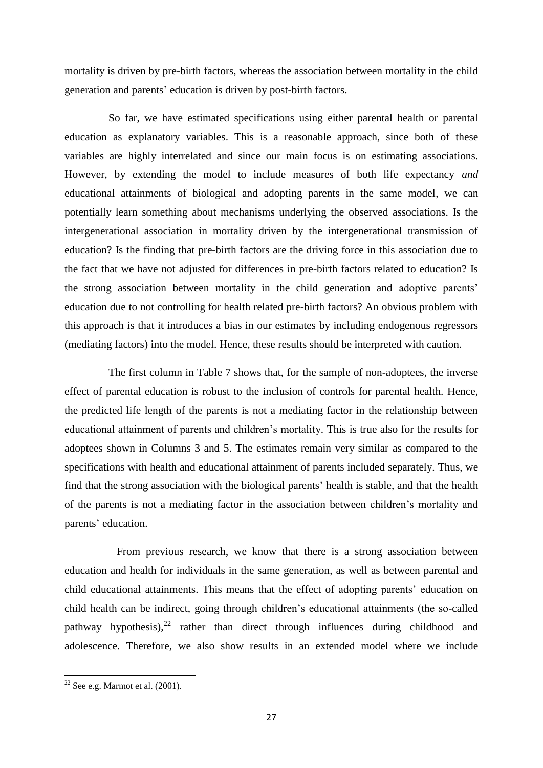mortality is driven by pre-birth factors, whereas the association between mortality in the child generation and parents' education is driven by post-birth factors.

So far, we have estimated specifications using either parental health or parental education as explanatory variables. This is a reasonable approach, since both of these variables are highly interrelated and since our main focus is on estimating associations. However, by extending the model to include measures of both life expectancy *and* educational attainments of biological and adopting parents in the same model, we can potentially learn something about mechanisms underlying the observed associations. Is the intergenerational association in mortality driven by the intergenerational transmission of education? Is the finding that pre-birth factors are the driving force in this association due to the fact that we have not adjusted for differences in pre-birth factors related to education? Is the strong association between mortality in the child generation and adoptive parents' education due to not controlling for health related pre-birth factors? An obvious problem with this approach is that it introduces a bias in our estimates by including endogenous regressors (mediating factors) into the model. Hence, these results should be interpreted with caution.

The first column in Table 7 shows that, for the sample of non-adoptees, the inverse effect of parental education is robust to the inclusion of controls for parental health. Hence, the predicted life length of the parents is not a mediating factor in the relationship between educational attainment of parents and children's mortality. This is true also for the results for adoptees shown in Columns 3 and 5. The estimates remain very similar as compared to the specifications with health and educational attainment of parents included separately. Thus, we find that the strong association with the biological parents' health is stable, and that the health of the parents is not a mediating factor in the association between children's mortality and parents' education.

From previous research, we know that there is a strong association between education and health for individuals in the same generation, as well as between parental and child educational attainments. This means that the effect of adopting parents' education on child health can be indirect, going through children's educational attainments (the so-called pathway hypothesis),[22] rather than direct through influences during childhood and adolescence. Therefore, we also show results in an extended model where we include

[22] See e.g. Marmot et al. (2001).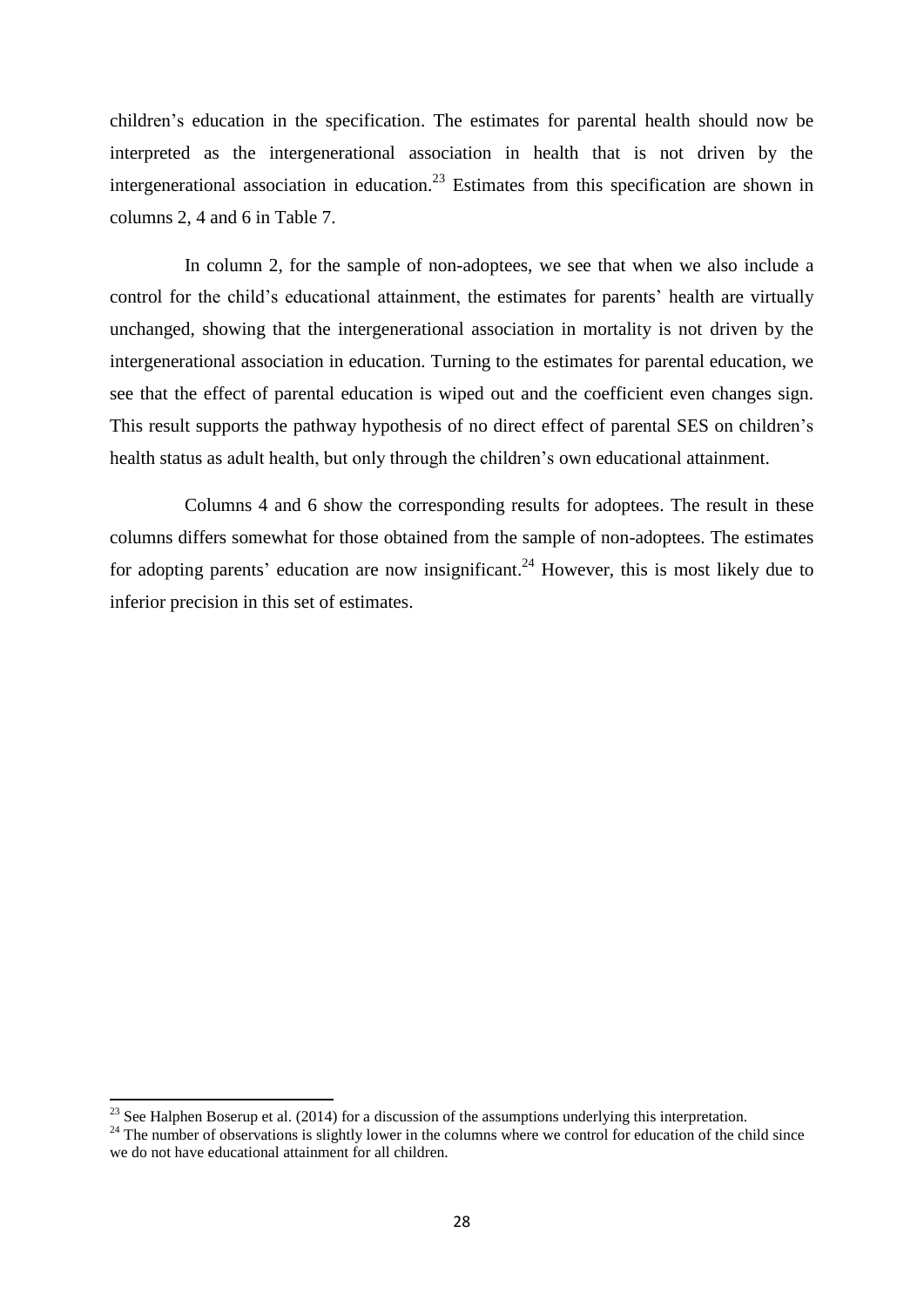children's education in the specification. The estimates for parental health should now be interpreted as the intergenerational association in health that is not driven by the intergenerational association in education.[23] Estimates from this specification are shown in columns 2, 4 and 6 in Table 7.

In column 2, for the sample of non-adoptees, we see that when we also include a control for the child's educational attainment, the estimates for parents' health are virtually unchanged, showing that the intergenerational association in mortality is not driven by the intergenerational association in education. Turning to the estimates for parental education, we see that the effect of parental education is wiped out and the coefficient even changes sign. This result supports the pathway hypothesis of no direct effect of parental SES on children's health status as adult health, but only through the children's own educational attainment.

Columns 4 and 6 show the corresponding results for adoptees. The result in these columns differs somewhat for those obtained from the sample of non-adoptees. The estimates for adopting parents' education are now insignificant.[24] However, this is most likely due to inferior precision in this set of estimates.

[23] See Halphen Boserup et al. (2014) for a discussion of the assumptions underlying this interpretation.

[24] The number of observations is slightly lower in the columns where we control for education of the child since we do not have educational attainment for all children.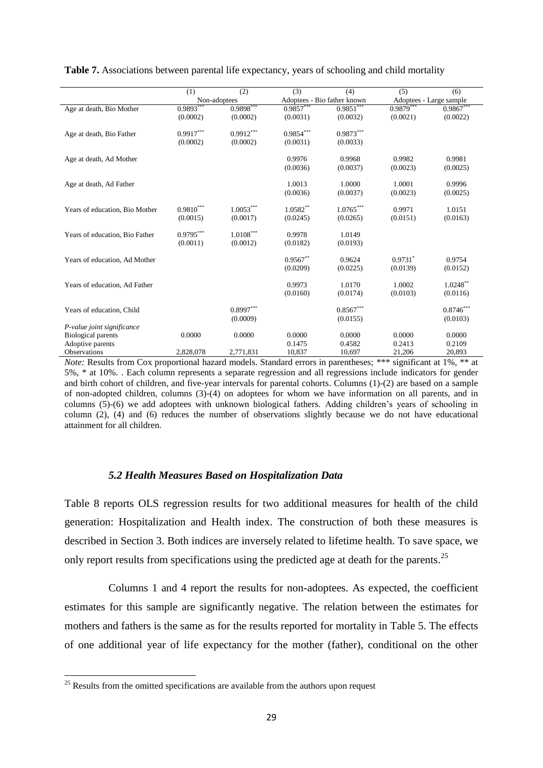**Table 7.** Associations between parental life expectancy, years of schooling and child mortality

| | (1) | (2) | (3) | (4) | (5) | (6) |
|---|---|---|---|---|---|---|
| | Non-adoptees | | Adoptees - Bio father known | | Adoptees - Large sample | |
| Age at death, Bio Mother | 0.9893*** | 0.9898*** | 0.9857*** | 0.9851*** | 0.9879*** | 0.9867*** |
| | (0.0002) | (0.0002) | (0.0031) | (0.0032) | (0.0021) | (0.0022) |
| Age at death, Bio Father | 0.9917*** | 0.9912*** | 0.9854*** | 0.9873*** | | |
| | (0.0002) | (0.0002) | (0.0031) | (0.0033) | | |
| Age at death, Ad Mother | | | 0.9976 | 0.9968 | 0.9982 | 0.9981 |
| | | | (0.0036) | (0.0037) | (0.0023) | (0.0025) |
| Age at death, Ad Father | | | 1.0013 | 1.0000 | 1.0001 | 0.9996 |
| | | | (0.0036) | (0.0037) | (0.0023) | (0.0025) |
| Years of education, Bio Mother | 0.9810*** | 1.0053*** | 1.0582** | 1.0765*** | 0.9971 | 1.0151 |
| | (0.0015) | (0.0017) | (0.0245) | (0.0265) | (0.0151) | (0.0163) |
| Years of education, Bio Father | 0.9795*** | 1.0108*** | 0.9978 | 1.0149 | | |
| | (0.0011) | (0.0012) | (0.0182) | (0.0193) | | |
| Years of education, Ad Mother | | | 0.9567** | 0.9624 | 0.9731* | 0.9754 |
| | | | (0.0209) | (0.0225) | (0.0139) | (0.0152) |
| Years of education, Ad Father | | | 0.9973 | 1.0170 | 1.0002 | 1.0248** |
| | | | (0.0160) | (0.0174) | (0.0103) | (0.0116) |
| Years of education, Child | | 0.8997*** | | 0.8567*** | | 0.8746*** |
| | | (0.0009) | | (0.0155) | | (0.0103) |
| *P-value joint significance* | | | | | | |
| Biological parents | 0.0000 | 0.0000 | 0.0000 | 0.0000 | 0.0000 | 0.0000 |
| Adoptive parents | | | 0.1475 | 0.4582 | 0.2413 | 0.2109 |
| Observations | 2,828,078 | 2,771,831 | 10,837 | 10,697 | 21,206 | 20,893 |

*Note:* Results from Cox proportional hazard models. Standard errors in parentheses; *** significant at 1%, ** at 5%, * at 10%. . Each column represents a separate regression and all regressions include indicators for gender and birth cohort of children, and five-year intervals for parental cohorts. Columns (1)-(2) are based on a sample of non-adopted children, columns (3)-(4) on adoptees for whom we have information on all parents, and in columns (5)-(6) we add adoptees with unknown biological fathers. Adding children's years of schooling in column (2), (4) and (6) reduces the number of observations slightly because we do not have educational attainment for all children.

### *5.2 Health Measures Based on Hospitalization Data*

Table 8 reports OLS regression results for two additional measures for health of the child generation: Hospitalization and Health index. The construction of both these measures is described in Section 3. Both indices are inversely related to lifetime health. To save space, we only report results from specifications using the predicted age at death for the parents.[25]

Columns 1 and 4 report the results for non-adoptees. As expected, the coefficient estimates for this sample are significantly negative. The relation between the estimates for mothers and fathers is the same as for the results reported for mortality in Table 5. The effects of one additional year of life expectancy for the mother (father), conditional on the other

[25] Results from the omitted specifications are available from the authors upon request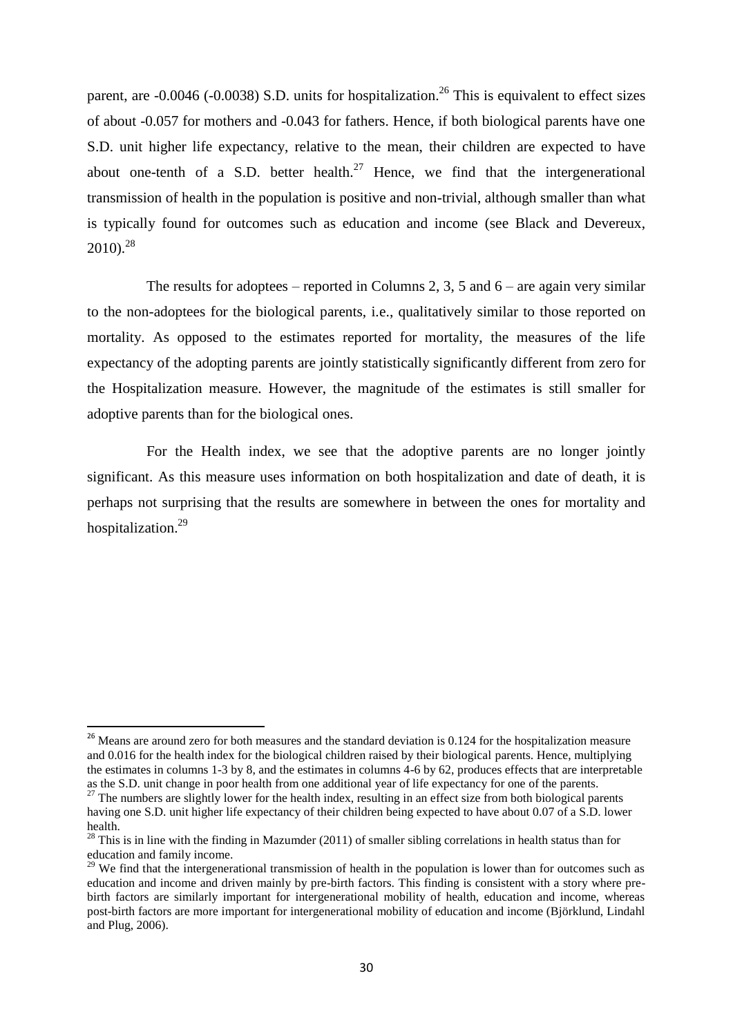parent, are -0.0046 (-0.0038) S.D. units for hospitalization.[26] This is equivalent to effect sizes of about -0.057 for mothers and -0.043 for fathers. Hence, if both biological parents have one S.D. unit higher life expectancy, relative to the mean, their children are expected to have about one-tenth of a S.D. better health.[27] Hence, we find that the intergenerational transmission of health in the population is positive and non-trivial, although smaller than what is typically found for outcomes such as education and income (see Black and Devereux, 2010).[28]

The results for adoptees – reported in Columns 2, 3, 5 and 6 – are again very similar to the non-adoptees for the biological parents, i.e., qualitatively similar to those reported on mortality. As opposed to the estimates reported for mortality, the measures of the life expectancy of the adopting parents are jointly statistically significantly different from zero for the Hospitalization measure. However, the magnitude of the estimates is still smaller for adoptive parents than for the biological ones.

For the Health index, we see that the adoptive parents are no longer jointly significant. As this measure uses information on both hospitalization and date of death, it is perhaps not surprising that the results are somewhere in between the ones for mortality and hospitalization.[29]

---

[26] Means are around zero for both measures and the standard deviation is 0.124 for the hospitalization measure and 0.016 for the health index for the biological children raised by their biological parents. Hence, multiplying the estimates in columns 1-3 by 8, and the estimates in columns 4-6 by 62, produces effects that are interpretable as the S.D. unit change in poor health from one additional year of life expectancy for one of the parents.

[27] The numbers are slightly lower for the health index, resulting in an effect size from both biological parents having one S.D. unit higher life expectancy of their children being expected to have about 0.07 of a S.D. lower health.

[28] This is in line with the finding in Mazumder (2011) of smaller sibling correlations in health status than for education and family income.

[29] We find that the intergenerational transmission of health in the population is lower than for outcomes such as education and income and driven mainly by pre-birth factors. This finding is consistent with a story where pre-birth factors are similarly important for intergenerational mobility of health, education and income, whereas post-birth factors are more important for intergenerational mobility of education and income (Björklund, Lindahl and Plug, 2006).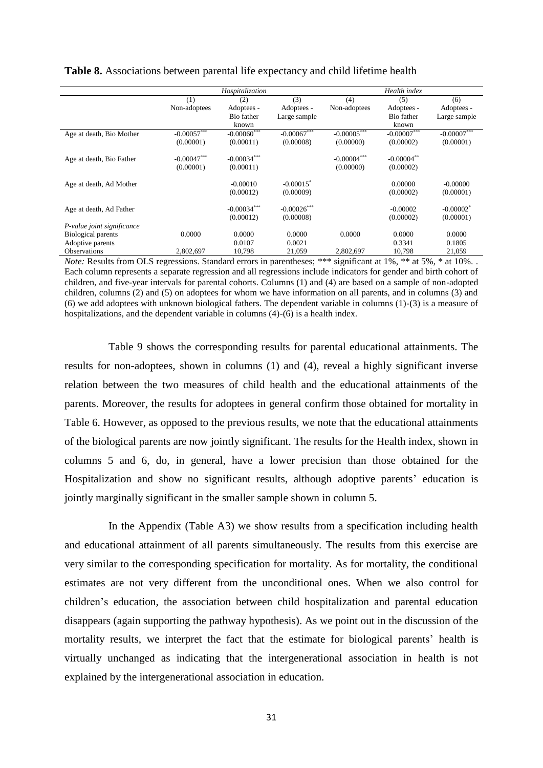**Table 8.** Associations between parental life expectancy and child lifetime health

| | *Hospitalization* | | | *Health index* | | |
|---|---|---|---|---|---|---|
| | (1) | (2) | (3) | (4) | (5) | (6) |
| | Non-adoptees | Adoptees - Bio father known | Adoptees - Large sample | Non-adoptees | Adoptees - Bio father known | Adoptees - Large sample |
| Age at death, Bio Mother | -0.00057*** | -0.00060*** | -0.00067*** | -0.00005*** | -0.00007*** | -0.00007*** |
| | (0.00001) | (0.00011) | (0.00008) | (0.00000) | (0.00002) | (0.00001) |
| Age at death, Bio Father | -0.00047*** | -0.00034*** | | -0.00004*** | -0.00004** | |
| | (0.00001) | (0.00011) | | (0.00000) | (0.00002) | |
| Age at death, Ad Mother | | -0.00010 | -0.00015* | | 0.00000 | -0.00000 |
| | | (0.00012) | (0.00009) | | (0.00002) | (0.00001) |
| Age at death, Ad Father | | -0.00034*** | -0.00026*** | | -0.00002 | -0.00002* |
| | | (0.00012) | (0.00008) | | (0.00002) | (0.00001) |
| *P-value joint significance* | | | | | | |
| Biological parents | 0.0000 | 0.0000 | 0.0000 | 0.0000 | 0.0000 | 0.0000 |
| Adoptive parents | | 0.0107 | 0.0021 | | 0.3341 | 0.1805 |
| Observations | 2,802,697 | 10,798 | 21,059 | 2,802,697 | 10,798 | 21,059 |

*Note:* Results from OLS regressions. Standard errors in parentheses; *** significant at 1%, ** at 5%, * at 10%. . Each column represents a separate regression and all regressions include indicators for gender and birth cohort of children, and five-year intervals for parental cohorts. Columns (1) and (4) are based on a sample of non-adopted children, columns (2) and (5) on adoptees for whom we have information on all parents, and in columns (3) and (6) we add adoptees with unknown biological fathers. The dependent variable in columns (1)-(3) is a measure of hospitalizations, and the dependent variable in columns (4)-(6) is a health index.

Table 9 shows the corresponding results for parental educational attainments. The results for non-adoptees, shown in columns (1) and (4), reveal a highly significant inverse relation between the two measures of child health and the educational attainments of the parents. Moreover, the results for adoptees in general confirm those obtained for mortality in Table 6. However, as opposed to the previous results, we note that the educational attainments of the biological parents are now jointly significant. The results for the Health index, shown in columns 5 and 6, do, in general, have a lower precision than those obtained for the Hospitalization and show no significant results, although adoptive parents' education is jointly marginally significant in the smaller sample shown in column 5.

In the Appendix (Table A3) we show results from a specification including health and educational attainment of all parents simultaneously. The results from this exercise are very similar to the corresponding specification for mortality. As for mortality, the conditional estimates are not very different from the unconditional ones. When we also control for children's education, the association between child hospitalization and parental education disappears (again supporting the pathway hypothesis). As we point out in the discussion of the mortality results, we interpret the fact that the estimate for biological parents' health is virtually unchanged as indicating that the intergenerational association in health is not explained by the intergenerational association in education.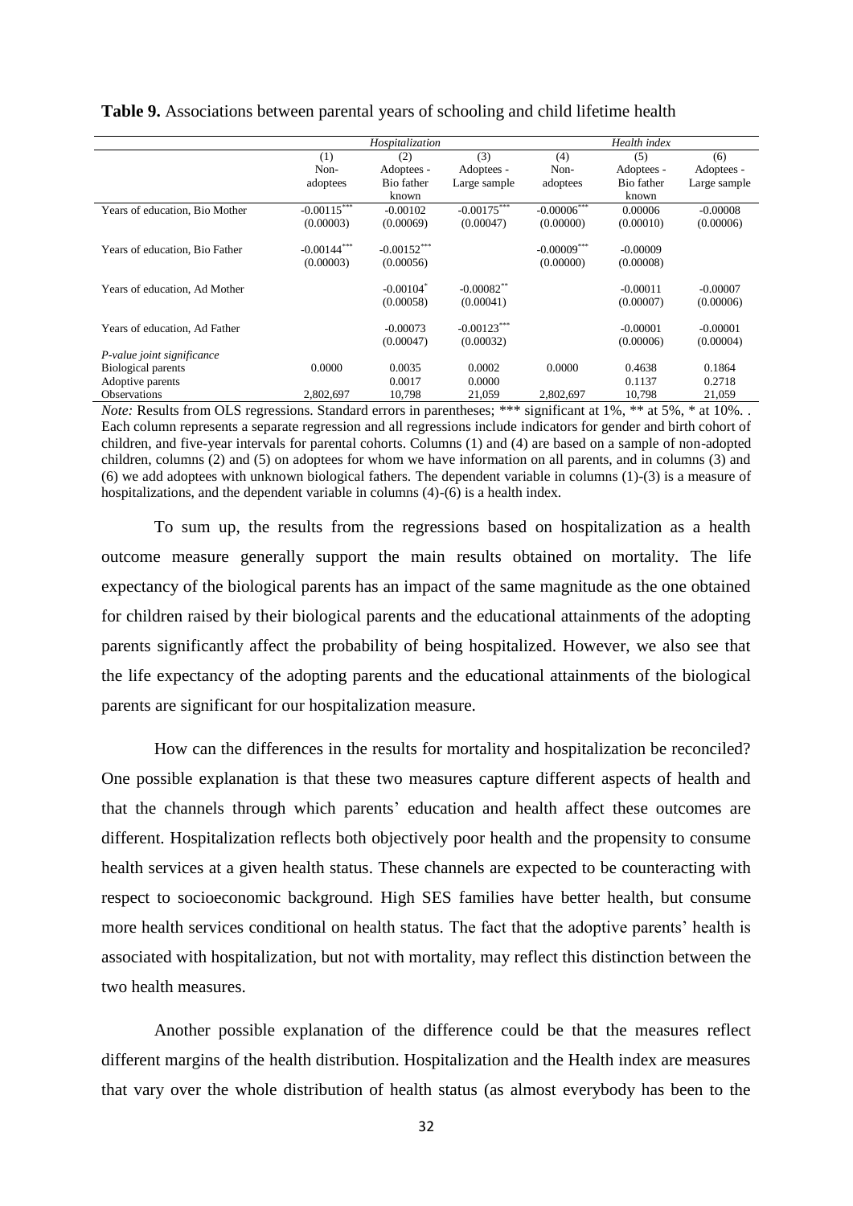**Table 9.** Associations between parental years of schooling and child lifetime health

| | *Hospitalization* | | | *Health index* | | |
|---|---|---|---|---|---|---|
| | (1) Non-adoptees | (2) Adoptees - Bio father known | (3) Adoptees - Large sample | (4) Non-adoptees | (5) Adoptees - Bio father known | (6) Adoptees - Large sample |
| Years of education, Bio Mother | -0.00115*** | -0.00102 | -0.00175*** | -0.00006*** | 0.00006 | -0.00008 |
| | (0.00003) | (0.00069) | (0.00047) | (0.00000) | (0.00010) | (0.00006) |
| Years of education, Bio Father | -0.00144*** | -0.00152*** | | -0.00009*** | -0.00009 | |
| | (0.00003) | (0.00056) | | (0.00000) | (0.00008) | |
| Years of education, Ad Mother | | -0.00104* | -0.00082** | | -0.00011 | -0.00007 |
| | | (0.00058) | (0.00041) | | (0.00007) | (0.00006) |
| Years of education, Ad Father | | -0.00073 | -0.00123*** | | -0.00001 | -0.00001 |
| | | (0.00047) | (0.00032) | | (0.00006) | (0.00004) |
| *P-value joint significance* | | | | | | |
| Biological parents | 0.0000 | 0.0035 | 0.0002 | 0.0000 | 0.4638 | 0.1864 |
| Adoptive parents | | 0.0017 | 0.0000 | | 0.1137 | 0.2718 |
| Observations | 2,802,697 | 10,798 | 21,059 | 2,802,697 | 10,798 | 21,059 |

*Note:* Results from OLS regressions. Standard errors in parentheses; *** significant at 1%, ** at 5%, * at 10%. . Each column represents a separate regression and all regressions include indicators for gender and birth cohort of children, and five-year intervals for parental cohorts. Columns (1) and (4) are based on a sample of non-adopted children, columns (2) and (5) on adoptees for whom we have information on all parents, and in columns (3) and (6) we add adoptees with unknown biological fathers. The dependent variable in columns (1)-(3) is a measure of hospitalizations, and the dependent variable in columns (4)-(6) is a health index.

To sum up, the results from the regressions based on hospitalization as a health outcome measure generally support the main results obtained on mortality. The life expectancy of the biological parents has an impact of the same magnitude as the one obtained for children raised by their biological parents and the educational attainments of the adopting parents significantly affect the probability of being hospitalized. However, we also see that the life expectancy of the adopting parents and the educational attainments of the biological parents are significant for our hospitalization measure.

How can the differences in the results for mortality and hospitalization be reconciled? One possible explanation is that these two measures capture different aspects of health and that the channels through which parents' education and health affect these outcomes are different. Hospitalization reflects both objectively poor health and the propensity to consume health services at a given health status. These channels are expected to be counteracting with respect to socioeconomic background. High SES families have better health, but consume more health services conditional on health status. The fact that the adoptive parents' health is associated with hospitalization, but not with mortality, may reflect this distinction between the two health measures.

Another possible explanation of the difference could be that the measures reflect different margins of the health distribution. Hospitalization and the Health index are measures that vary over the whole distribution of health status (as almost everybody has been to the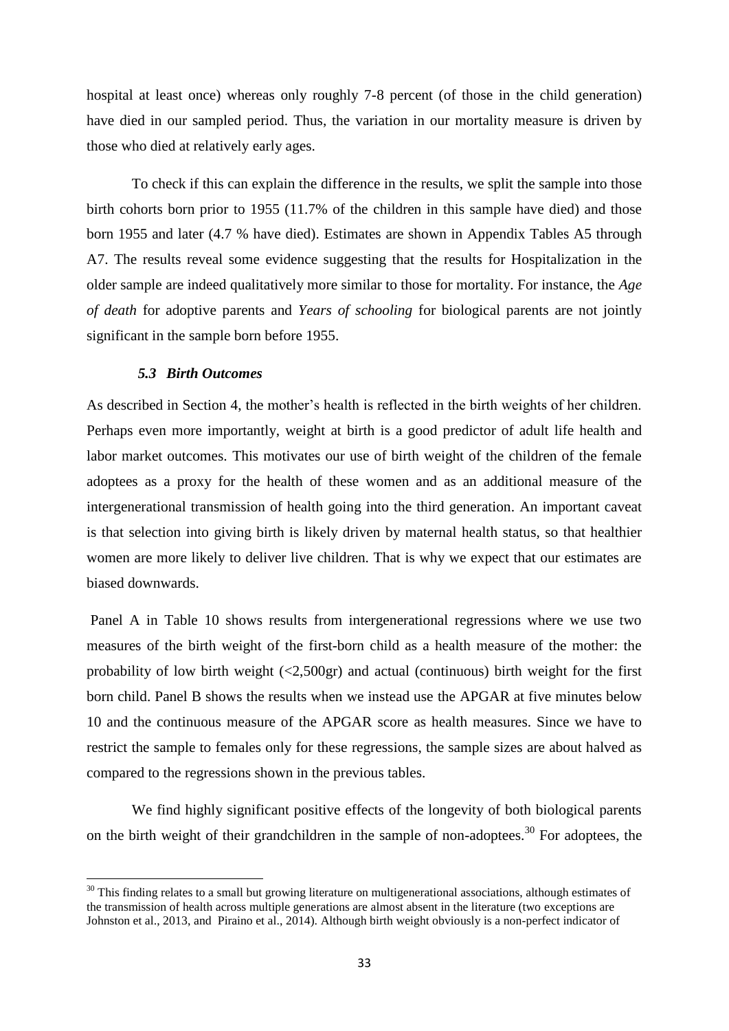hospital at least once) whereas only roughly 7-8 percent (of those in the child generation) have died in our sampled period. Thus, the variation in our mortality measure is driven by those who died at relatively early ages.

To check if this can explain the difference in the results, we split the sample into those birth cohorts born prior to 1955 (11.7% of the children in this sample have died) and those born 1955 and later (4.7 % have died). Estimates are shown in Appendix Tables A5 through A7. The results reveal some evidence suggesting that the results for Hospitalization in the older sample are indeed qualitatively more similar to those for mortality. For instance, the *Age of death* for adoptive parents and *Years of schooling* for biological parents are not jointly significant in the sample born before 1955.

### *5.3 Birth Outcomes*

As described in Section 4, the mother's health is reflected in the birth weights of her children. Perhaps even more importantly, weight at birth is a good predictor of adult life health and labor market outcomes. This motivates our use of birth weight of the children of the female adoptees as a proxy for the health of these women and as an additional measure of the intergenerational transmission of health going into the third generation. An important caveat is that selection into giving birth is likely driven by maternal health status, so that healthier women are more likely to deliver live children. That is why we expect that our estimates are biased downwards.

Panel A in Table 10 shows results from intergenerational regressions where we use two measures of the birth weight of the first-born child as a health measure of the mother: the probability of low birth weight (<2,500gr) and actual (continuous) birth weight for the first born child. Panel B shows the results when we instead use the APGAR at five minutes below 10 and the continuous measure of the APGAR score as health measures. Since we have to restrict the sample to females only for these regressions, the sample sizes are about halved as compared to the regressions shown in the previous tables.

We find highly significant positive effects of the longevity of both biological parents on the birth weight of their grandchildren in the sample of non-adoptees.[30] For adoptees, the

[30] This finding relates to a small but growing literature on multigenerational associations, although estimates of the transmission of health across multiple generations are almost absent in the literature (two exceptions are Johnston et al., 2013, and Piraino et al., 2014). Although birth weight obviously is a non-perfect indicator of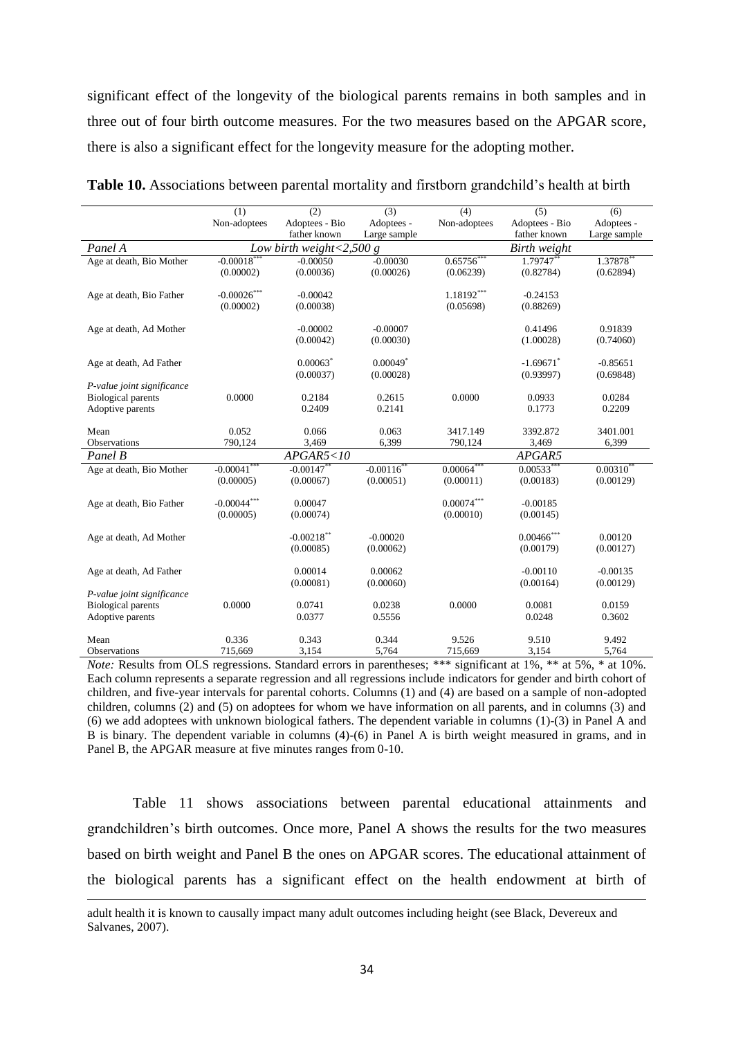significant effect of the longevity of the biological parents remains in both samples and in three out of four birth outcome measures. For the two measures based on the APGAR score, there is also a significant effect for the longevity measure for the adopting mother.

**Table 10.** Associations between parental mortality and firstborn grandchild's health at birth

| | (1) Non-adoptees | (2) Adoptees - Bio father known | (3) Adoptees - Large sample | (4) Non-adoptees | (5) Adoptees - Bio father known | (6) Adoptees - Large sample |
|---|---|---|---|---|---|---|
| *Panel A* | *Low birth weight<2,500 g* | | | *Birth weight* | | |
| Age at death, Bio Mother | -0.00018*** | -0.00050 | -0.00030 | 0.65756*** | 1.79747** | 1.37878** |
| | (0.00002) | (0.00036) | (0.00026) | (0.06239) | (0.82784) | (0.62894) |
| Age at death, Bio Father | -0.00026*** | -0.00042 | | 1.18192*** | -0.24153 | |
| | (0.00002) | (0.00038) | | (0.05698) | (0.88269) | |
| Age at death, Ad Mother | | -0.00002 | -0.00007 | | 0.41496 | 0.91839 |
| | | (0.00042) | (0.00030) | | (1.00028) | (0.74060) |
| Age at death, Ad Father | | 0.00063* | 0.00049* | | -1.69671* | -0.85651 |
| | | (0.00037) | (0.00028) | | (0.93997) | (0.69848) |
| *P-value joint significance* | | | | | | |
| Biological parents | 0.0000 | 0.2184 | 0.2615 | 0.0000 | 0.0933 | 0.0284 |
| Adoptive parents | | 0.2409 | 0.2141 | | 0.1773 | 0.2209 |
| Mean | 0.052 | 0.066 | 0.063 | 3417.149 | 3392.872 | 3401.001 |
| Observations | 790,124 | 3,469 | 6,399 | 790,124 | 3,469 | 6,399 |
| *Panel B* | *APGAR5<10* | | | *APGAR5* | | |
| Age at death, Bio Mother | -0.00041*** | -0.00147** | -0.00116** | 0.00064*** | 0.00533*** | 0.00310** |
| | (0.00005) | (0.00067) | (0.00051) | (0.00011) | (0.00183) | (0.00129) |
| Age at death, Bio Father | -0.00044*** | 0.00047 | | 0.00074*** | -0.00185 | |
| | (0.00005) | (0.00074) | | (0.00010) | (0.00145) | |
| Age at death, Ad Mother | | -0.00218** | -0.00020 | | 0.00466*** | 0.00120 |
| | | (0.00085) | (0.00062) | | (0.00179) | (0.00127) |
| Age at death, Ad Father | | 0.00014 | 0.00062 | | -0.00110 | -0.00135 |
| | | (0.00081) | (0.00060) | | (0.00164) | (0.00129) |
| *P-value joint significance* | | | | | | |
| Biological parents | 0.0000 | 0.0741 | 0.0238 | 0.0000 | 0.0081 | 0.0159 |
| Adoptive parents | | 0.0377 | 0.5556 | | 0.0248 | 0.3602 |
| Mean | 0.336 | 0.343 | 0.344 | 9.526 | 9.510 | 9.492 |
| Observations | 715,669 | 3,154 | 5,764 | 715,669 | 3,154 | 5,764 |

*Note:* Results from OLS regressions. Standard errors in parentheses; *** significant at 1%, ** at 5%, * at 10%. Each column represents a separate regression and all regressions include indicators for gender and birth cohort of children, and five-year intervals for parental cohorts. Columns (1) and (4) are based on a sample of non-adopted children, columns (2) and (5) on adoptees for whom we have information on all parents, and in columns (3) and (6) we add adoptees with unknown biological fathers. The dependent variable in columns (1)-(3) in Panel A and B is binary. The dependent variable in columns (4)-(6) in Panel A is birth weight measured in grams, and in Panel B, the APGAR measure at five minutes ranges from 0-10.

Table 11 shows associations between parental educational attainments and grandchildren's birth outcomes. Once more, Panel A shows the results for the two measures based on birth weight and Panel B the ones on APGAR scores. The educational attainment of the biological parents has a significant effect on the health endowment at birth of

adult health it is known to causally impact many adult outcomes including height (see Black, Devereux and Salvanes, 2007).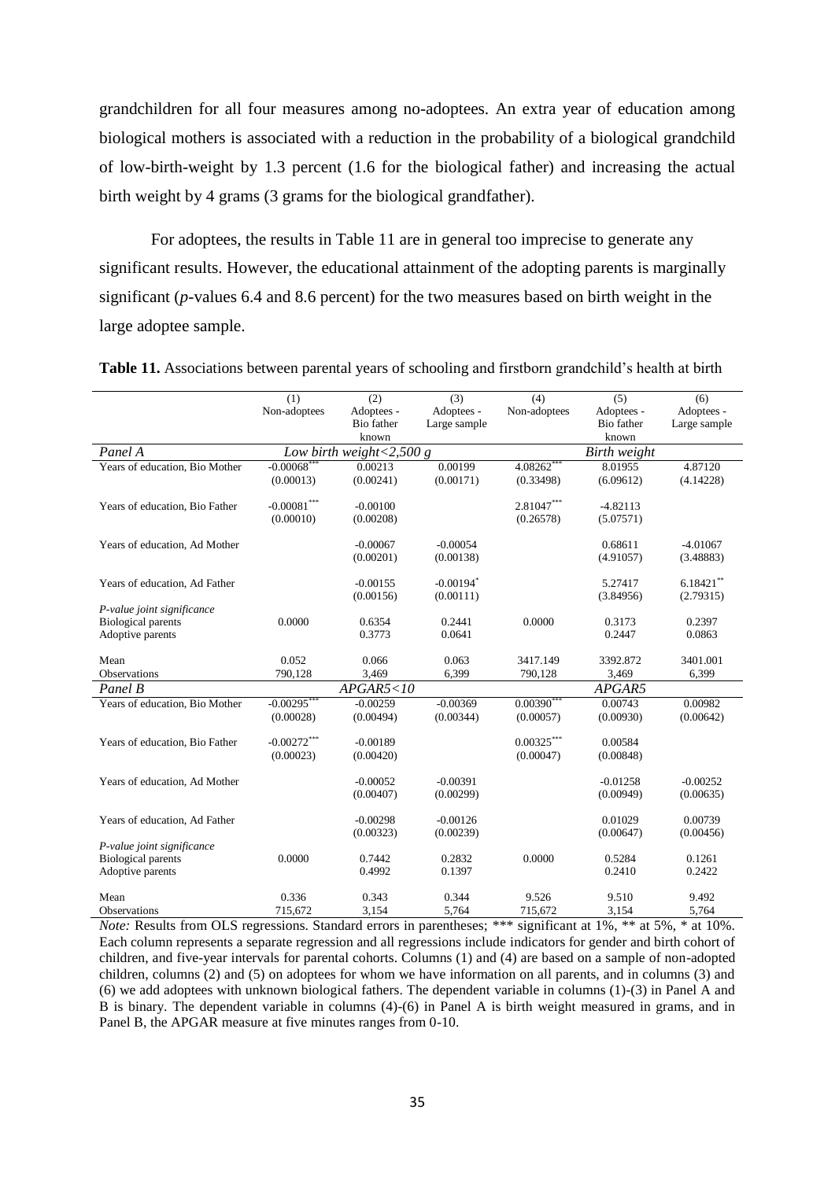grandchildren for all four measures among no-adoptees. An extra year of education among biological mothers is associated with a reduction in the probability of a biological grandchild of low-birth-weight by 1.3 percent (1.6 for the biological father) and increasing the actual birth weight by 4 grams (3 grams for the biological grandfather).

For adoptees, the results in Table 11 are in general too imprecise to generate any significant results. However, the educational attainment of the adopting parents is marginally significant (*p*-values 6.4 and 8.6 percent) for the two measures based on birth weight in the large adoptee sample.

**Table 11.** Associations between parental years of schooling and firstborn grandchild's health at birth

| | (1) Non-adoptees | (2) Adoptees - Bio father known | (3) Adoptees - Large sample | (4) Non-adoptees | (5) Adoptees - Bio father known | (6) Adoptees - Large sample |
|---|---|---|---|---|---|---|
| *Panel A* | *Low birth weight<2,500 g* | | | *Birth weight* | | |
| Years of education, Bio Mother | -0.00068*** | 0.00213 | 0.00199 | 4.08262*** | 8.01955 | 4.87120 |
| | (0.00013) | (0.00241) | (0.00171) | (0.33498) | (6.09612) | (4.14228) |
| Years of education, Bio Father | -0.00081*** | -0.00100 | | 2.81047*** | -4.82113 | |
| | (0.00010) | (0.00208) | | (0.26578) | (5.07571) | |
| Years of education, Ad Mother | | -0.00067 | -0.00054 | | 0.68611 | -4.01067 |
| | | (0.00201) | (0.00138) | | (4.91057) | (3.48883) |
| Years of education, Ad Father | | -0.00155 | -0.00194* | | 5.27417 | 6.18421** |
| | | (0.00156) | (0.00111) | | (3.84956) | (2.79315) |
| *P-value joint significance* | | | | | | |
| Biological parents | 0.0000 | 0.6354 | 0.2441 | 0.0000 | 0.3173 | 0.2397 |
| Adoptive parents | | 0.3773 | 0.0641 | | 0.2447 | 0.0863 |
| Mean | 0.052 | 0.066 | 0.063 | 3417.149 | 3392.872 | 3401.001 |
| Observations | 790,128 | 3,469 | 6,399 | 790,128 | 3,469 | 6,399 |
| *Panel B* | *APGAR5<10* | | | *APGAR5* | | |
| Years of education, Bio Mother | -0.00295*** | -0.00259 | -0.00369 | 0.00390*** | 0.00743 | 0.00982 |
| | (0.00028) | (0.00494) | (0.00344) | (0.00057) | (0.00930) | (0.00642) |
| Years of education, Bio Father | -0.00272*** | -0.00189 | | 0.00325*** | 0.00584 | |
| | (0.00023) | (0.00420) | | (0.00047) | (0.00848) | |
| Years of education, Ad Mother | | -0.00052 | -0.00391 | | -0.01258 | -0.00252 |
| | | (0.00407) | (0.00299) | | (0.00949) | (0.00635) |
| Years of education, Ad Father | | -0.00298 | -0.00126 | | 0.01029 | 0.00739 |
| | | (0.00323) | (0.00239) | | (0.00647) | (0.00456) |
| *P-value joint significance* | | | | | | |
| Biological parents | 0.0000 | 0.7442 | 0.2832 | 0.0000 | 0.5284 | 0.1261 |
| Adoptive parents | | 0.4992 | 0.1397 | | 0.2410 | 0.2422 |
| Mean | 0.336 | 0.343 | 0.344 | 9.526 | 9.510 | 9.492 |
| Observations | 715,672 | 3,154 | 5,764 | 715,672 | 3,154 | 5,764 |

*Note:* Results from OLS regressions. Standard errors in parentheses; *** significant at 1%, ** at 5%, * at 10%. Each column represents a separate regression and all regressions include indicators for gender and birth cohort of children, and five-year intervals for parental cohorts. Columns (1) and (4) are based on a sample of non-adopted children, columns (2) and (5) on adoptees for whom we have information on all parents, and in columns (3) and (6) we add adoptees with unknown biological fathers. The dependent variable in columns (1)-(3) in Panel A and B is binary. The dependent variable in columns (4)-(6) in Panel A is birth weight measured in grams, and in Panel B, the APGAR measure at five minutes ranges from 0-10.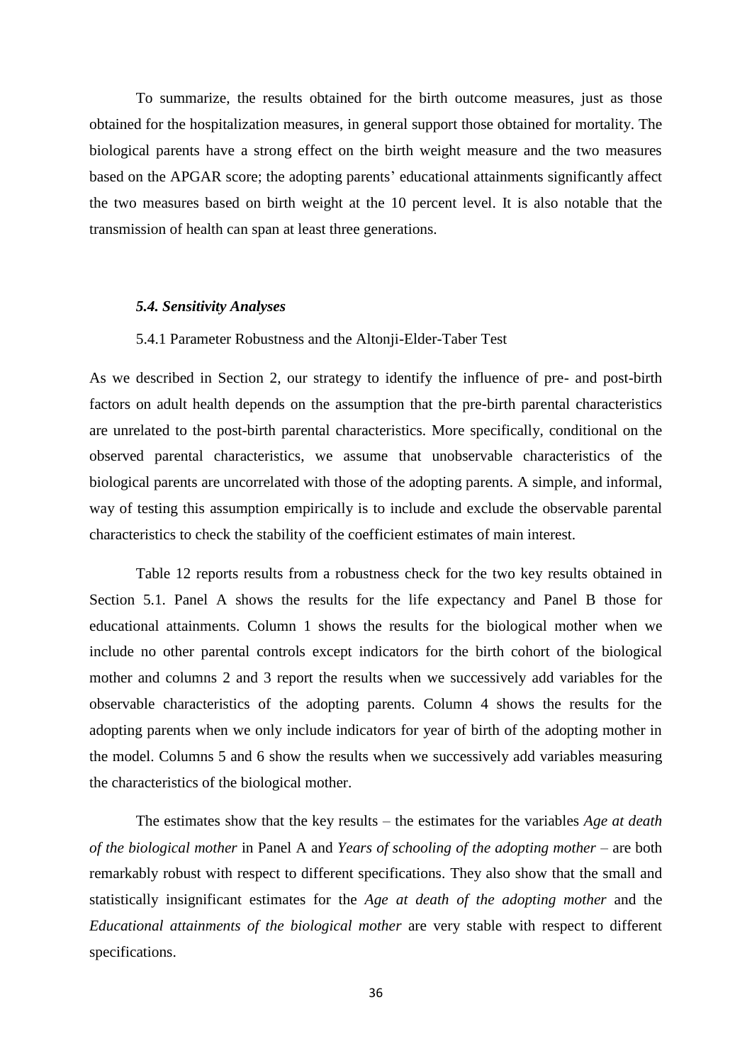To summarize, the results obtained for the birth outcome measures, just as those obtained for the hospitalization measures, in general support those obtained for mortality. The biological parents have a strong effect on the birth weight measure and the two measures based on the APGAR score; the adopting parents' educational attainments significantly affect the two measures based on birth weight at the 10 percent level. It is also notable that the transmission of health can span at least three generations.

### *5.4. Sensitivity Analyses*

5.4.1 Parameter Robustness and the Altonji-Elder-Taber Test

As we described in Section 2, our strategy to identify the influence of pre- and post-birth factors on adult health depends on the assumption that the pre-birth parental characteristics are unrelated to the post-birth parental characteristics. More specifically, conditional on the observed parental characteristics, we assume that unobservable characteristics of the biological parents are uncorrelated with those of the adopting parents. A simple, and informal, way of testing this assumption empirically is to include and exclude the observable parental characteristics to check the stability of the coefficient estimates of main interest.

Table 12 reports results from a robustness check for the two key results obtained in Section 5.1. Panel A shows the results for the life expectancy and Panel B those for educational attainments. Column 1 shows the results for the biological mother when we include no other parental controls except indicators for the birth cohort of the biological mother and columns 2 and 3 report the results when we successively add variables for the observable characteristics of the adopting parents. Column 4 shows the results for the adopting parents when we only include indicators for year of birth of the adopting mother in the model. Columns 5 and 6 show the results when we successively add variables measuring the characteristics of the biological mother.

The estimates show that the key results – the estimates for the variables *Age at death of the biological mother* in Panel A and *Years of schooling of the adopting mother* – are both remarkably robust with respect to different specifications. They also show that the small and statistically insignificant estimates for the *Age at death of the adopting mother* and the *Educational attainments of the biological mother* are very stable with respect to different specifications.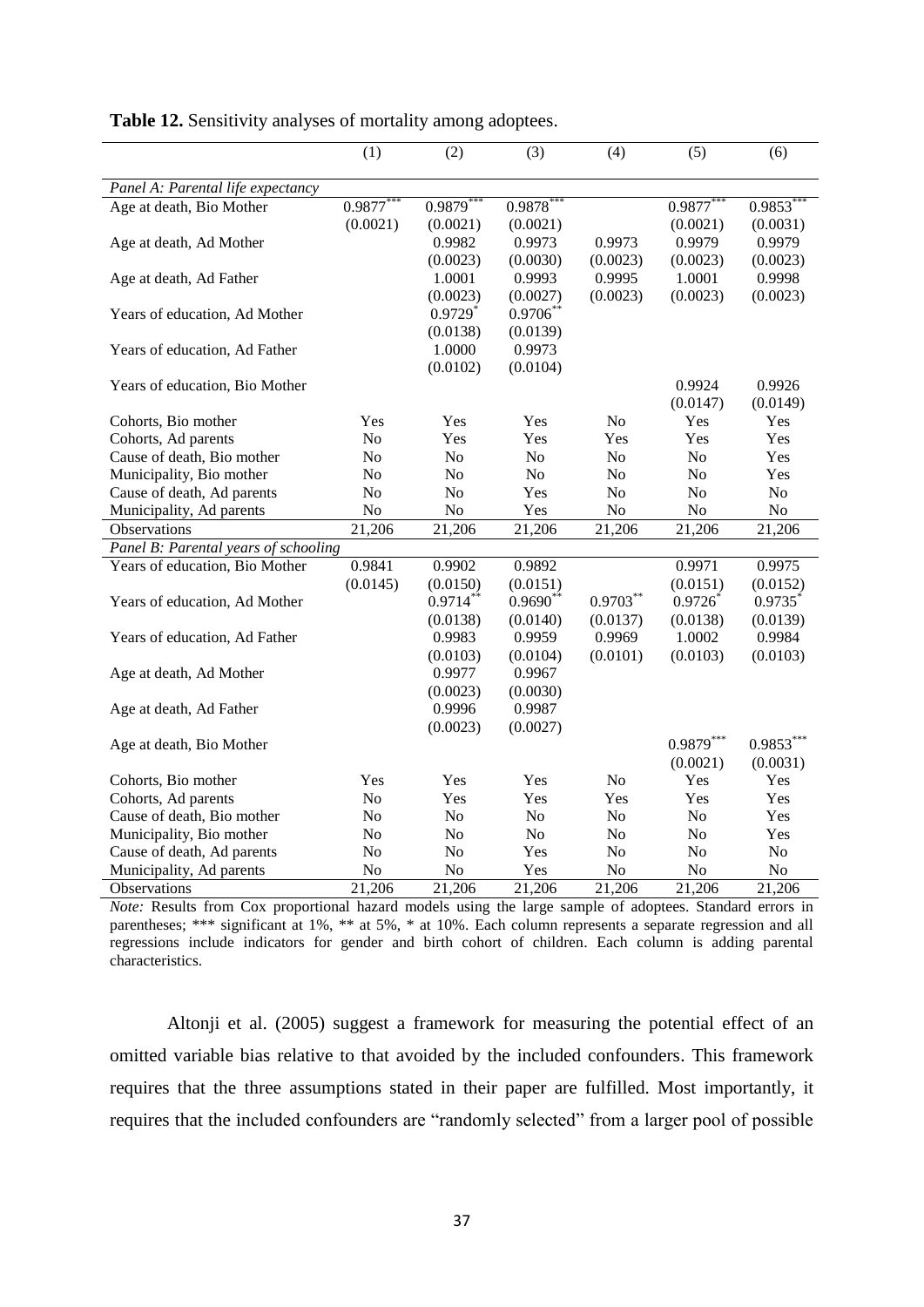**Table 12.** Sensitivity analyses of mortality among adoptees.

| | (1) | (2) | (3) | (4) | (5) | (6) |
|---|---|---|---|---|---|---|
| *Panel A: Parental life expectancy* | | | | | | |
| Age at death, Bio Mother | 0.9877*** | 0.9879*** | 0.9878*** | | 0.9877*** | 0.9853*** |
| | (0.0021) | (0.0021) | (0.0021) | | (0.0021) | (0.0031) |
| Age at death, Ad Mother | | 0.9982 | 0.9973 | 0.9973 | 0.9979 | 0.9979 |
| | | (0.0023) | (0.0030) | (0.0023) | (0.0023) | (0.0023) |
| Age at death, Ad Father | | 1.0001 | 0.9993 | 0.9995 | 1.0001 | 0.9998 |
| | | (0.0023) | (0.0027) | (0.0023) | (0.0023) | (0.0023) |
| Years of education, Ad Mother | | 0.9729* | 0.9706** | | | |
| | | (0.0138) | (0.0139) | | | |
| Years of education, Ad Father | | 1.0000 | 0.9973 | | | |
| | | (0.0102) | (0.0104) | | | |
| Years of education, Bio Mother | | | | | 0.9924 | 0.9926 |
| | | | | | (0.0147) | (0.0149) |
| Cohorts, Bio mother | Yes | Yes | Yes | No | Yes | Yes |
| Cohorts, Ad parents | No | Yes | Yes | Yes | Yes | Yes |
| Cause of death, Bio mother | No | No | No | No | No | Yes |
| Municipality, Bio mother | No | No | No | No | No | Yes |
| Cause of death, Ad parents | No | No | Yes | No | No | No |
| Municipality, Ad parents | No | No | Yes | No | No | No |
| Observations | 21,206 | 21,206 | 21,206 | 21,206 | 21,206 | 21,206 |
| *Panel B: Parental years of schooling* | | | | | | |
| Years of education, Bio Mother | 0.9841 | 0.9902 | 0.9892 | | 0.9971 | 0.9975 |
| | (0.0145) | (0.0150) | (0.0151) | | (0.0151) | (0.0152) |
| Years of education, Ad Mother | | 0.9714** | 0.9690** | 0.9703** | 0.9726* | 0.9735* |
| | | (0.0138) | (0.0140) | (0.0137) | (0.0138) | (0.0139) |
| Years of education, Ad Father | | 0.9983 | 0.9959 | 0.9969 | 1.0002 | 0.9984 |
| | | (0.0103) | (0.0104) | (0.0101) | (0.0103) | (0.0103) |
| Age at death, Ad Mother | | 0.9977 | 0.9967 | | | |
| | | (0.0023) | (0.0030) | | | |
| Age at death, Ad Father | | 0.9996 | 0.9987 | | | |
| | | (0.0023) | (0.0027) | | | |
| Age at death, Bio Mother | | | | | 0.9879*** | 0.9853*** |
| | | | | | (0.0021) | (0.0031) |
| Cohorts, Bio mother | Yes | Yes | Yes | No | Yes | Yes |
| Cohorts, Ad parents | No | Yes | Yes | Yes | Yes | Yes |
| Cause of death, Bio mother | No | No | No | No | No | Yes |
| Municipality, Bio mother | No | No | No | No | No | Yes |
| Cause of death, Ad parents | No | No | Yes | No | No | No |
| Municipality, Ad parents | No | No | Yes | No | No | No |
| Observations | 21,206 | 21,206 | 21,206 | 21,206 | 21,206 | 21,206 |

*Note:* Results from Cox proportional hazard models using the large sample of adoptees. Standard errors in parentheses; *** significant at 1%, ** at 5%, * at 10%. Each column represents a separate regression and all regressions include indicators for gender and birth cohort of children. Each column is adding parental characteristics.

Altonji et al. (2005) suggest a framework for measuring the potential effect of an omitted variable bias relative to that avoided by the included confounders. This framework requires that the three assumptions stated in their paper are fulfilled. Most importantly, it requires that the included confounders are "randomly selected" from a larger pool of possible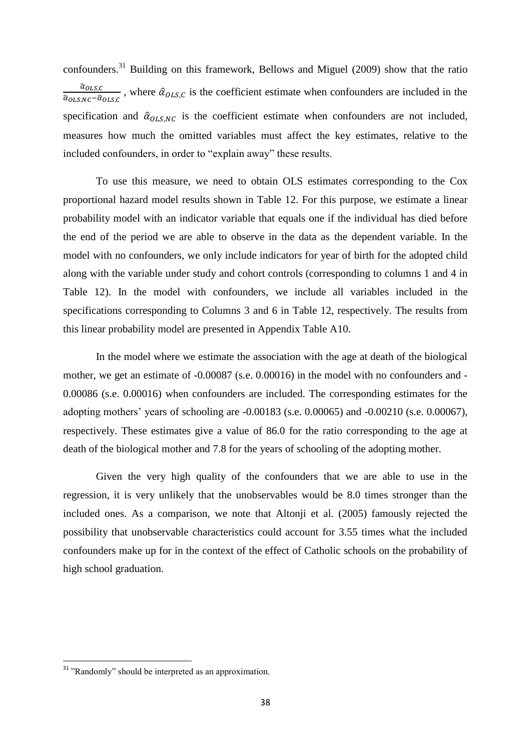confounders.[31] Building on this framework, Bellows and Miguel (2009) show that the ratio $\frac{\hat{\alpha}_{OLS,C}}{\hat{\alpha}_{OLS,NC}-\hat{\alpha}_{OLS,C}}$, where $\hat{\alpha}_{OLS,C}$ is the coefficient estimate when confounders are included in the specification and $\hat{\alpha}_{OLS,NC}$ is the coefficient estimate when confounders are not included, measures how much the omitted variables must affect the key estimates, relative to the included confounders, in order to "explain away" these results.

To use this measure, we need to obtain OLS estimates corresponding to the Cox proportional hazard model results shown in Table 12. For this purpose, we estimate a linear probability model with an indicator variable that equals one if the individual has died before the end of the period we are able to observe in the data as the dependent variable. In the model with no confounders, we only include indicators for year of birth for the adopted child along with the variable under study and cohort controls (corresponding to columns 1 and 4 in Table 12). In the model with confounders, we include all variables included in the specifications corresponding to Columns 3 and 6 in Table 12, respectively. The results from this linear probability model are presented in Appendix Table A10.

In the model where we estimate the association with the age at death of the biological mother, we get an estimate of -0.00087 (s.e. 0.00016) in the model with no confounders and -0.00086 (s.e. 0.00016) when confounders are included. The corresponding estimates for the adopting mothers' years of schooling are -0.00183 (s.e. 0.00065) and -0.00210 (s.e. 0.00067), respectively. These estimates give a value of 86.0 for the ratio corresponding to the age at death of the biological mother and 7.8 for the years of schooling of the adopting mother.

Given the very high quality of the confounders that we are able to use in the regression, it is very unlikely that the unobservables would be 8.0 times stronger than the included ones. As a comparison, we note that Altonji et al. (2005) famously rejected the possibility that unobservable characteristics could account for 3.55 times what the included confounders make up for in the context of the effect of Catholic schools on the probability of high school graduation.

[31] "Randomly" should be interpreted as an approximation.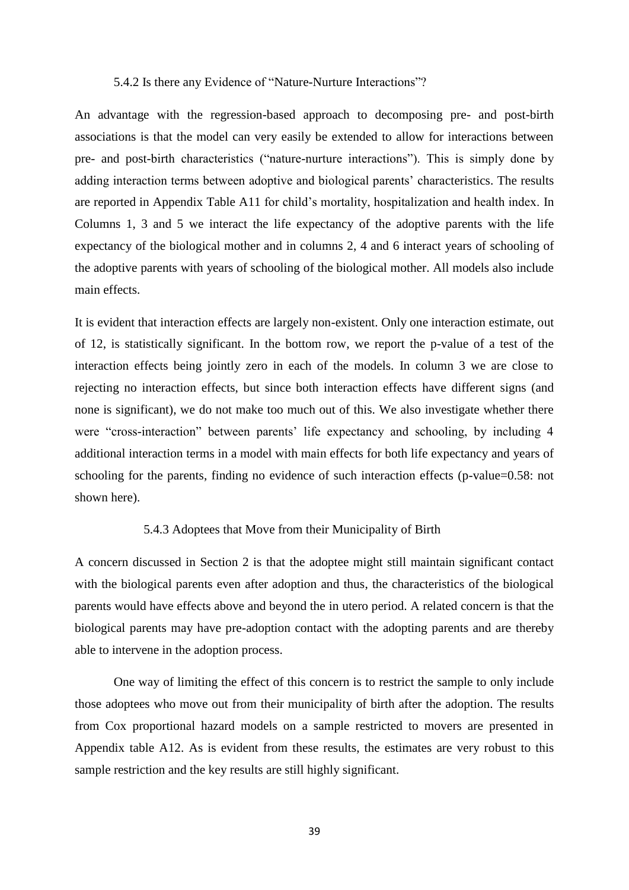### 5.4.2 Is there any Evidence of "Nature-Nurture Interactions"?

An advantage with the regression-based approach to decomposing pre- and post-birth associations is that the model can very easily be extended to allow for interactions between pre- and post-birth characteristics ("nature-nurture interactions"). This is simply done by adding interaction terms between adoptive and biological parents' characteristics. The results are reported in Appendix Table A11 for child's mortality, hospitalization and health index. In Columns 1, 3 and 5 we interact the life expectancy of the adoptive parents with the life expectancy of the biological mother and in columns 2, 4 and 6 interact years of schooling of the adoptive parents with years of schooling of the biological mother. All models also include main effects.

It is evident that interaction effects are largely non-existent. Only one interaction estimate, out of 12, is statistically significant. In the bottom row, we report the p-value of a test of the interaction effects being jointly zero in each of the models. In column 3 we are close to rejecting no interaction effects, but since both interaction effects have different signs (and none is significant), we do not make too much out of this. We also investigate whether there were "cross-interaction" between parents' life expectancy and schooling, by including 4 additional interaction terms in a model with main effects for both life expectancy and years of schooling for the parents, finding no evidence of such interaction effects (p-value=0.58: not shown here).

### 5.4.3 Adoptees that Move from their Municipality of Birth

A concern discussed in Section 2 is that the adoptee might still maintain significant contact with the biological parents even after adoption and thus, the characteristics of the biological parents would have effects above and beyond the in utero period. A related concern is that the biological parents may have pre-adoption contact with the adopting parents and are thereby able to intervene in the adoption process.

One way of limiting the effect of this concern is to restrict the sample to only include those adoptees who move out from their municipality of birth after the adoption. The results from Cox proportional hazard models on a sample restricted to movers are presented in Appendix table A12. As is evident from these results, the estimates are very robust to this sample restriction and the key results are still highly significant.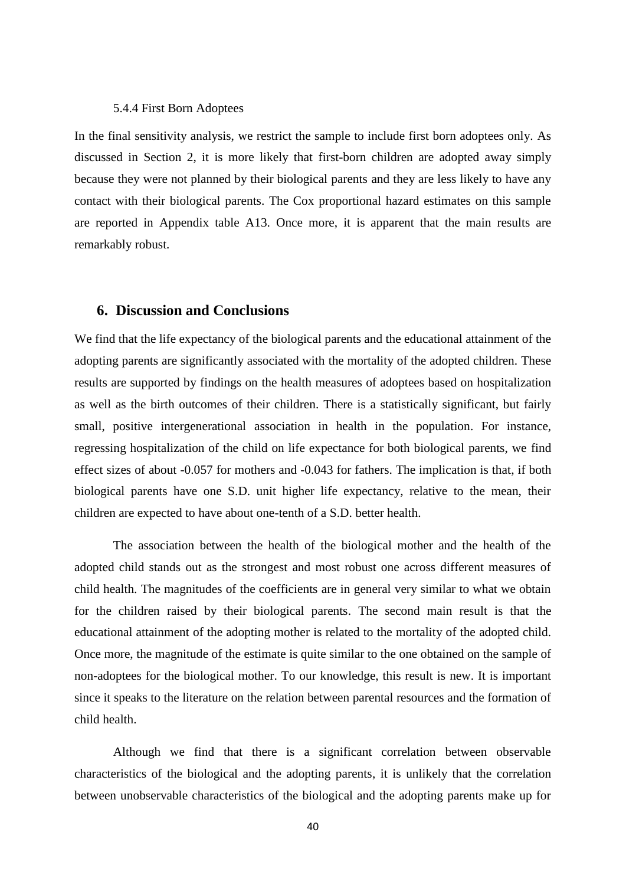#### 5.4.4 First Born Adoptees

In the final sensitivity analysis, we restrict the sample to include first born adoptees only. As discussed in Section 2, it is more likely that first-born children are adopted away simply because they were not planned by their biological parents and they are less likely to have any contact with their biological parents. The Cox proportional hazard estimates on this sample are reported in Appendix table A13. Once more, it is apparent that the main results are remarkably robust.

## 6. Discussion and Conclusions

We find that the life expectancy of the biological parents and the educational attainment of the adopting parents are significantly associated with the mortality of the adopted children. These results are supported by findings on the health measures of adoptees based on hospitalization as well as the birth outcomes of their children. There is a statistically significant, but fairly small, positive intergenerational association in health in the population. For instance, regressing hospitalization of the child on life expectance for both biological parents, we find effect sizes of about -0.057 for mothers and -0.043 for fathers. The implication is that, if both biological parents have one S.D. unit higher life expectancy, relative to the mean, their children are expected to have about one-tenth of a S.D. better health.

The association between the health of the biological mother and the health of the adopted child stands out as the strongest and most robust one across different measures of child health. The magnitudes of the coefficients are in general very similar to what we obtain for the children raised by their biological parents. The second main result is that the educational attainment of the adopting mother is related to the mortality of the adopted child. Once more, the magnitude of the estimate is quite similar to the one obtained on the sample of non-adoptees for the biological mother. To our knowledge, this result is new. It is important since it speaks to the literature on the relation between parental resources and the formation of child health.

Although we find that there is a significant correlation between observable characteristics of the biological and the adopting parents, it is unlikely that the correlation between unobservable characteristics of the biological and the adopting parents make up for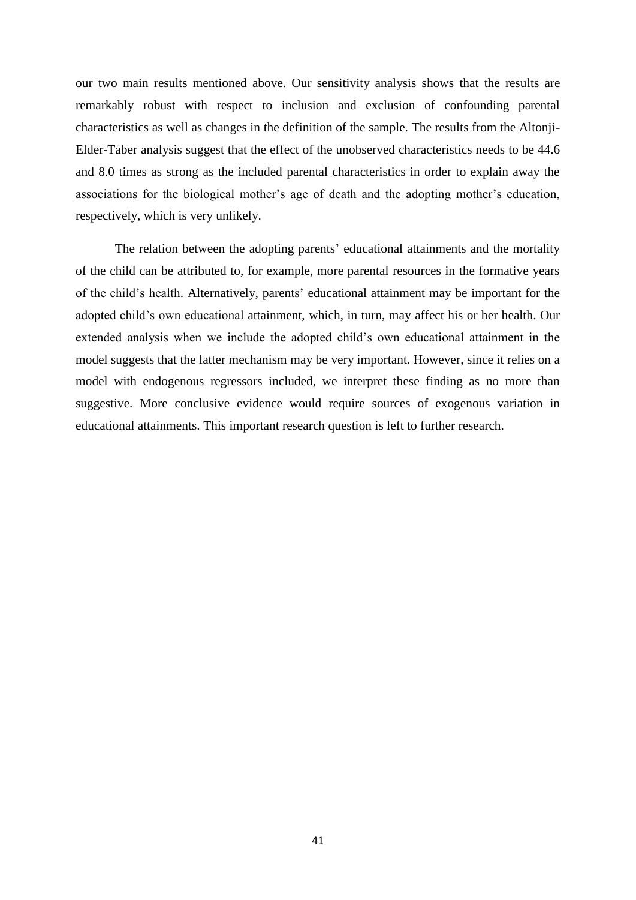our two main results mentioned above. Our sensitivity analysis shows that the results are remarkably robust with respect to inclusion and exclusion of confounding parental characteristics as well as changes in the definition of the sample. The results from the Altonji-Elder-Taber analysis suggest that the effect of the unobserved characteristics needs to be 44.6 and 8.0 times as strong as the included parental characteristics in order to explain away the associations for the biological mother's age of death and the adopting mother's education, respectively, which is very unlikely.

The relation between the adopting parents' educational attainments and the mortality of the child can be attributed to, for example, more parental resources in the formative years of the child's health. Alternatively, parents' educational attainment may be important for the adopted child's own educational attainment, which, in turn, may affect his or her health. Our extended analysis when we include the adopted child's own educational attainment in the model suggests that the latter mechanism may be very important. However, since it relies on a model with endogenous regressors included, we interpret these finding as no more than suggestive. More conclusive evidence would require sources of exogenous variation in educational attainments. This important research question is left to further research.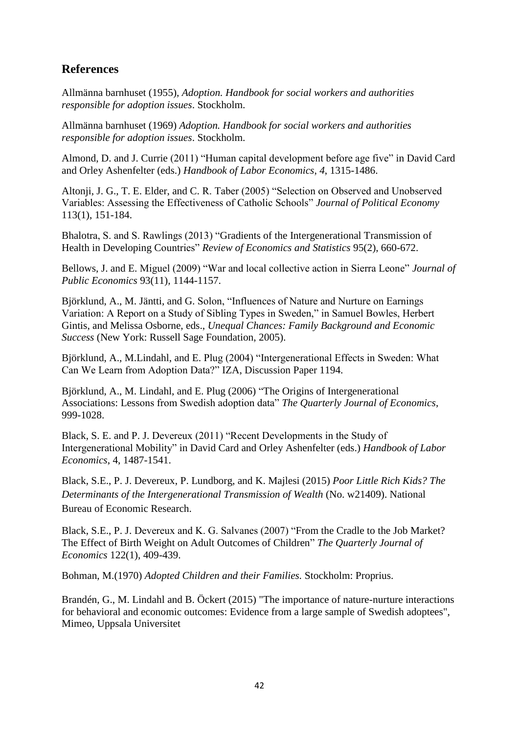## References

Allmänna barnhuset (1955), *Adoption. Handbook for social workers and authorities responsible for adoption issues*. Stockholm.

Allmänna barnhuset (1969) *Adoption. Handbook for social workers and authorities responsible for adoption issues*. Stockholm.

Almond, D. and J. Currie (2011) "Human capital development before age five" in David Card and Orley Ashenfelter (eds.) *Handbook of Labor Economics*, *4*, 1315-1486.

Altonji, J. G., T. E. Elder, and C. R. Taber (2005) "Selection on Observed and Unobserved Variables: Assessing the Effectiveness of Catholic Schools" *Journal of Political Economy* 113(1), 151-184.

Bhalotra, S. and S. Rawlings (2013) "Gradients of the Intergenerational Transmission of Health in Developing Countries" *Review of Economics and Statistics* 95(2), 660-672.

Bellows, J. and E. Miguel (2009) "War and local collective action in Sierra Leone" *Journal of Public Economics* 93(11), 1144-1157.

Björklund, A., M. Jäntti, and G. Solon, "Influences of Nature and Nurture on Earnings Variation: A Report on a Study of Sibling Types in Sweden," in Samuel Bowles, Herbert Gintis, and Melissa Osborne, eds., *Unequal Chances: Family Background and Economic Success* (New York: Russell Sage Foundation, 2005).

Björklund, A., M.Lindahl, and E. Plug (2004) "Intergenerational Effects in Sweden: What Can We Learn from Adoption Data?" IZA, Discussion Paper 1194.

Björklund, A., M. Lindahl, and E. Plug (2006) "The Origins of Intergenerational Associations: Lessons from Swedish adoption data" *The Quarterly Journal of Economics*, 999-1028.

Black, S. E. and P. J. Devereux (2011) "Recent Developments in the Study of Intergenerational Mobility" in David Card and Orley Ashenfelter (eds.) *Handbook of Labor Economics*, 4, 1487-1541.

Black, S.E., P. J. Devereux, P. Lundborg, and K. Majlesi (2015) *Poor Little Rich Kids? The Determinants of the Intergenerational Transmission of Wealth* (No. w21409). National Bureau of Economic Research.

Black, S.E., P. J. Devereux and K. G. Salvanes (2007) "From the Cradle to the Job Market? The Effect of Birth Weight on Adult Outcomes of Children" *The Quarterly Journal of Economics* 122(1), 409-439.

Bohman, M.(1970) *Adopted Children and their Families.* Stockholm: Proprius.

Brandén, G., M. Lindahl and B. Öckert (2015) "The importance of nature-nurture interactions for behavioral and economic outcomes: Evidence from a large sample of Swedish adoptees", Mimeo, Uppsala Universitet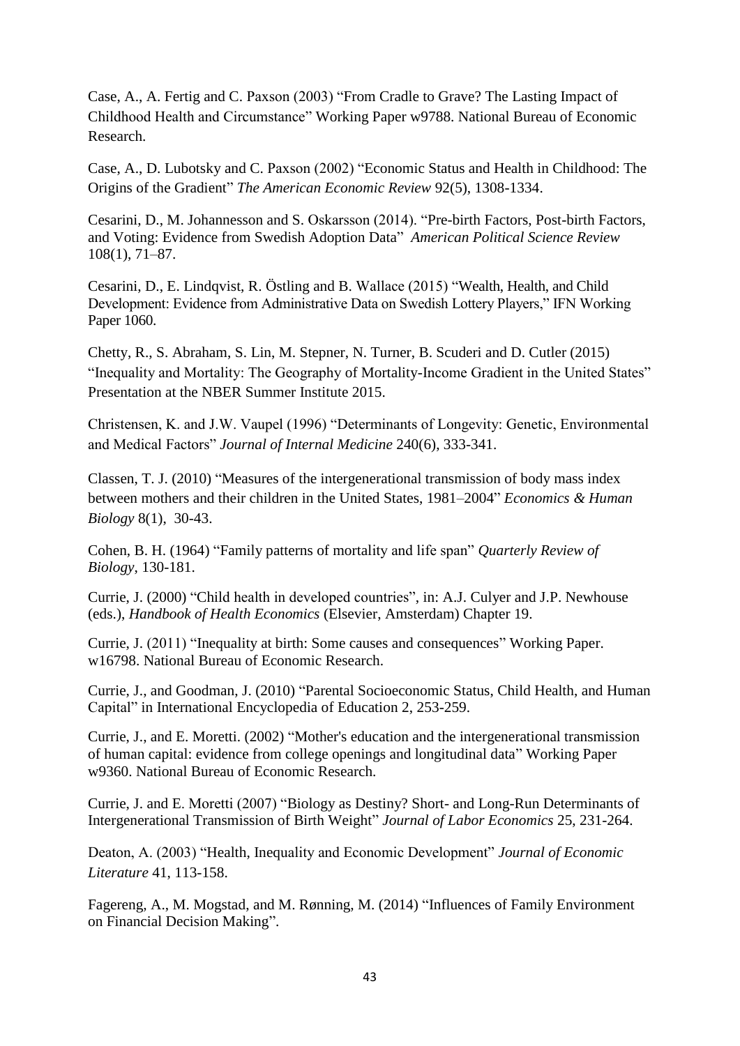Case, A., A. Fertig and C. Paxson (2003) "From Cradle to Grave? The Lasting Impact of Childhood Health and Circumstance" Working Paper w9788. National Bureau of Economic Research.

Case, A., D. Lubotsky and C. Paxson (2002) "Economic Status and Health in Childhood: The Origins of the Gradient" *The American Economic Review* 92(5), 1308-1334.

Cesarini, D., M. Johannesson and S. Oskarsson (2014). "Pre-birth Factors, Post-birth Factors, and Voting: Evidence from Swedish Adoption Data" *American Political Science Review* 108(1), 71–87.

Cesarini, D., E. Lindqvist, R. Östling and B. Wallace (2015) "Wealth, Health, and Child Development: Evidence from Administrative Data on Swedish Lottery Players," IFN Working Paper 1060.

Chetty, R., S. Abraham, S. Lin, M. Stepner, N. Turner, B. Scuderi and D. Cutler (2015) "Inequality and Mortality: The Geography of Mortality-Income Gradient in the United States" Presentation at the NBER Summer Institute 2015.

Christensen, K. and J.W. Vaupel (1996) "Determinants of Longevity: Genetic, Environmental and Medical Factors" *Journal of Internal Medicine* 240(6), 333-341.

Classen, T. J. (2010) "Measures of the intergenerational transmission of body mass index between mothers and their children in the United States, 1981–2004" *Economics & Human Biology* 8(1), 30-43.

Cohen, B. H. (1964) "Family patterns of mortality and life span" *Quarterly Review of Biology*, 130-181.

Currie, J. (2000) "Child health in developed countries", in: A.J. Culyer and J.P. Newhouse (eds.), *Handbook of Health Economics* (Elsevier, Amsterdam) Chapter 19.

Currie, J. (2011) "Inequality at birth: Some causes and consequences" Working Paper. w16798. National Bureau of Economic Research.

Currie, J., and Goodman, J. (2010) "Parental Socioeconomic Status, Child Health, and Human Capital" in International Encyclopedia of Education 2, 253-259.

Currie, J., and E. Moretti. (2002) "Mother's education and the intergenerational transmission of human capital: evidence from college openings and longitudinal data" Working Paper w9360. National Bureau of Economic Research.

Currie, J. and E. Moretti (2007) "Biology as Destiny? Short- and Long-Run Determinants of Intergenerational Transmission of Birth Weight" *Journal of Labor Economics* 25, 231-264.

Deaton, A. (2003) "Health, Inequality and Economic Development" *Journal of Economic Literature* 41, 113-158.

Fagereng, A., M. Mogstad, and M. Rønning, M. (2014) "Influences of Family Environment on Financial Decision Making".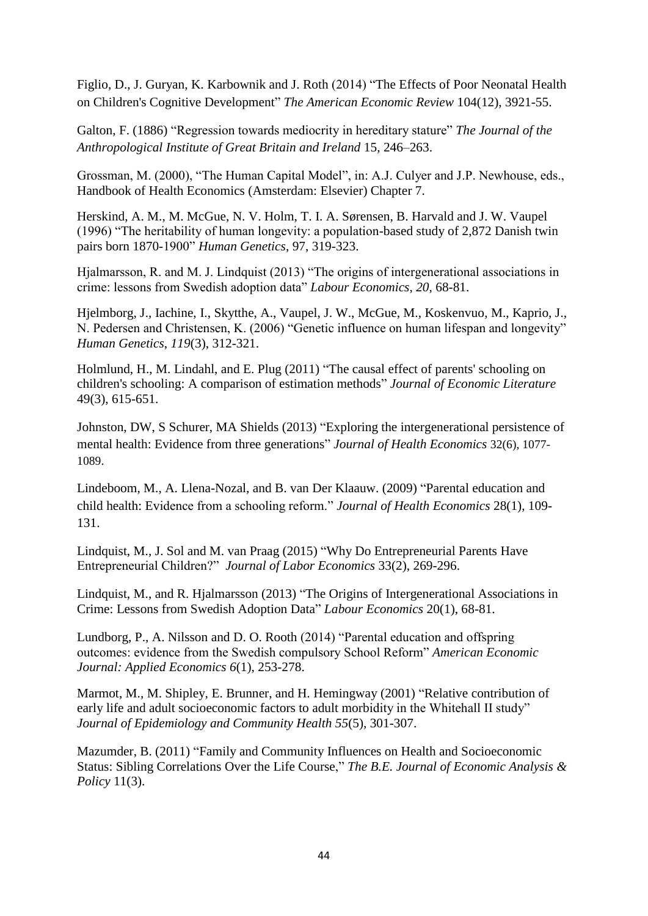Figlio, D., J. Guryan, K. Karbownik and J. Roth (2014) "The Effects of Poor Neonatal Health on Children's Cognitive Development" *The American Economic Review* 104(12), 3921-55.

Galton, F. (1886) "Regression towards mediocrity in hereditary stature" *The Journal of the Anthropological Institute of Great Britain and Ireland* 15, 246–263.

Grossman, M. (2000), "The Human Capital Model", in: A.J. Culyer and J.P. Newhouse, eds., Handbook of Health Economics (Amsterdam: Elsevier) Chapter 7.

Herskind, A. M., M. McGue, N. V. Holm, T. I. A. Sørensen, B. Harvald and J. W. Vaupel (1996) "The heritability of human longevity: a population-based study of 2,872 Danish twin pairs born 1870-1900" *Human Genetics*, 97, 319-323.

Hjalmarsson, R. and M. J. Lindquist (2013) "The origins of intergenerational associations in crime: lessons from Swedish adoption data" *Labour Economics*, *20*, 68-81.

Hjelmborg, J., Iachine, I., Skytthe, A., Vaupel, J. W., McGue, M., Koskenvuo, M., Kaprio, J., N. Pedersen and Christensen, K. (2006) "Genetic influence on human lifespan and longevity" *Human Genetics*, *119*(3), 312-321.

Holmlund, H., M. Lindahl, and E. Plug (2011) "The causal effect of parents' schooling on children's schooling: A comparison of estimation methods" *Journal of Economic Literature* 49(3), 615-651.

Johnston, DW, S Schurer, MA Shields (2013) "Exploring the intergenerational persistence of mental health: Evidence from three generations" *Journal of Health Economics* 32(6), 1077-1089.

Lindeboom, M., A. Llena-Nozal, and B. van Der Klaauw. (2009) "Parental education and child health: Evidence from a schooling reform." *Journal of Health Economics* 28(1), 109-131.

Lindquist, M., J. Sol and M. van Praag (2015) "Why Do Entrepreneurial Parents Have Entrepreneurial Children?" *Journal of Labor Economics* 33(2), 269-296.

Lindquist, M., and R. Hjalmarsson (2013) "The Origins of Intergenerational Associations in Crime: Lessons from Swedish Adoption Data" *Labour Economics* 20(1), 68-81.

Lundborg, P., A. Nilsson and D. O. Rooth (2014) "Parental education and offspring outcomes: evidence from the Swedish compulsory School Reform" *American Economic Journal: Applied Economics 6*(1), 253-278.

Marmot, M., M. Shipley, E. Brunner, and H. Hemingway (2001) "Relative contribution of early life and adult socioeconomic factors to adult morbidity in the Whitehall II study" *Journal of Epidemiology and Community Health 55*(5), 301-307.

Mazumder, B. (2011) "Family and Community Influences on Health and Socioeconomic Status: Sibling Correlations Over the Life Course," *The B.E. Journal of Economic Analysis & Policy* 11(3).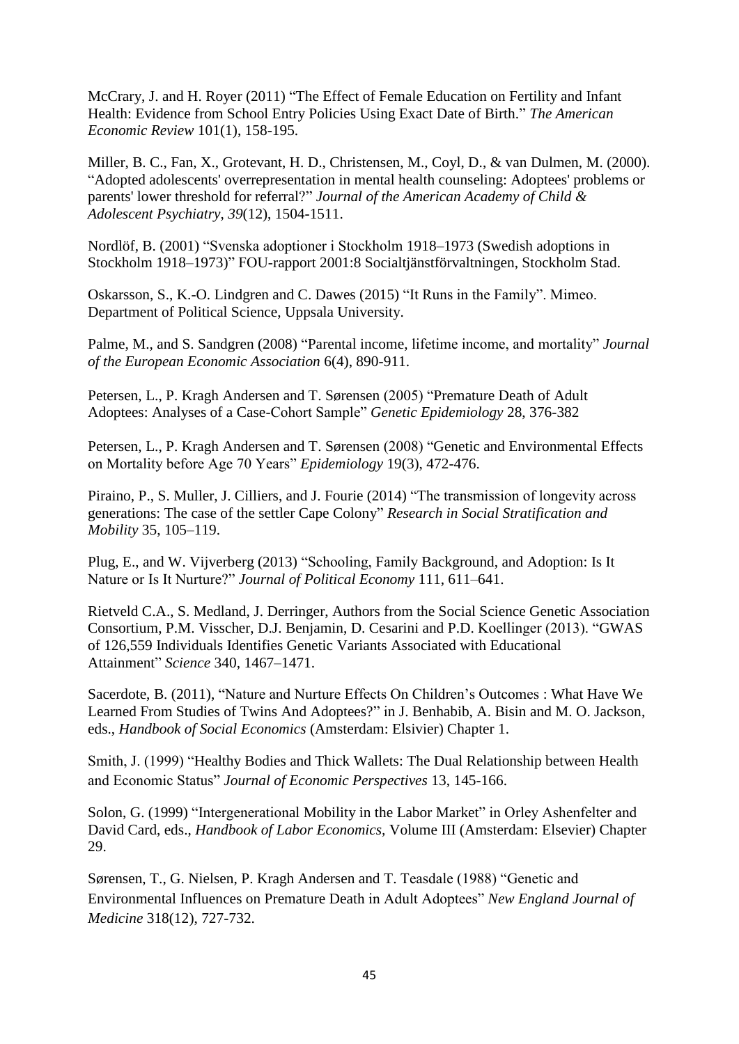McCrary, J. and H. Royer (2011) "The Effect of Female Education on Fertility and Infant Health: Evidence from School Entry Policies Using Exact Date of Birth." *The American Economic Review* 101(1), 158-195.

Miller, B. C., Fan, X., Grotevant, H. D., Christensen, M., Coyl, D., & van Dulmen, M. (2000). "Adopted adolescents' overrepresentation in mental health counseling: Adoptees' problems or parents' lower threshold for referral?" *Journal of the American Academy of Child & Adolescent Psychiatry*, *39*(12), 1504-1511.

Nordlöf, B. (2001) "Svenska adoptioner i Stockholm 1918–1973 (Swedish adoptions in Stockholm 1918–1973)" FOU-rapport 2001:8 Socialtjänstförvaltningen, Stockholm Stad.

Oskarsson, S., K.-O. Lindgren and C. Dawes (2015) "It Runs in the Family". Mimeo. Department of Political Science, Uppsala University.

Palme, M., and S. Sandgren (2008) "Parental income, lifetime income, and mortality" *Journal of the European Economic Association* 6(4), 890-911.

Petersen, L., P. Kragh Andersen and T. Sørensen (2005) "Premature Death of Adult Adoptees: Analyses of a Case-Cohort Sample" *Genetic Epidemiology* 28, 376-382

Petersen, L., P. Kragh Andersen and T. Sørensen (2008) "Genetic and Environmental Effects on Mortality before Age 70 Years" *Epidemiology* 19(3), 472-476.

Piraino, P., S. Muller, J. Cilliers, and J. Fourie (2014) "The transmission of longevity across generations: The case of the settler Cape Colony" *Research in Social Stratification and Mobility* 35, 105–119.

Plug, E., and W. Vijverberg (2013) "Schooling, Family Background, and Adoption: Is It Nature or Is It Nurture?" *Journal of Political Economy* 111, 611–641.

Rietveld C.A., S. Medland, J. Derringer, Authors from the Social Science Genetic Association Consortium, P.M. Visscher, D.J. Benjamin, D. Cesarini and P.D. Koellinger (2013). "GWAS of 126,559 Individuals Identifies Genetic Variants Associated with Educational Attainment" *Science* 340, 1467–1471.

Sacerdote, B. (2011), "Nature and Nurture Effects On Children's Outcomes : What Have We Learned From Studies of Twins And Adoptees?" in J. Benhabib, A. Bisin and M. O. Jackson, eds., *Handbook of Social Economics* (Amsterdam: Elsivier) Chapter 1.

Smith, J. (1999) "Healthy Bodies and Thick Wallets: The Dual Relationship between Health and Economic Status" *Journal of Economic Perspectives* 13, 145-166.

Solon, G. (1999) "Intergenerational Mobility in the Labor Market" in Orley Ashenfelter and David Card, eds., *Handbook of Labor Economics,* Volume III (Amsterdam: Elsevier) Chapter 29.

Sørensen, T., G. Nielsen, P. Kragh Andersen and T. Teasdale (1988) "Genetic and Environmental Influences on Premature Death in Adult Adoptees" *New England Journal of Medicine* 318(12), 727-732.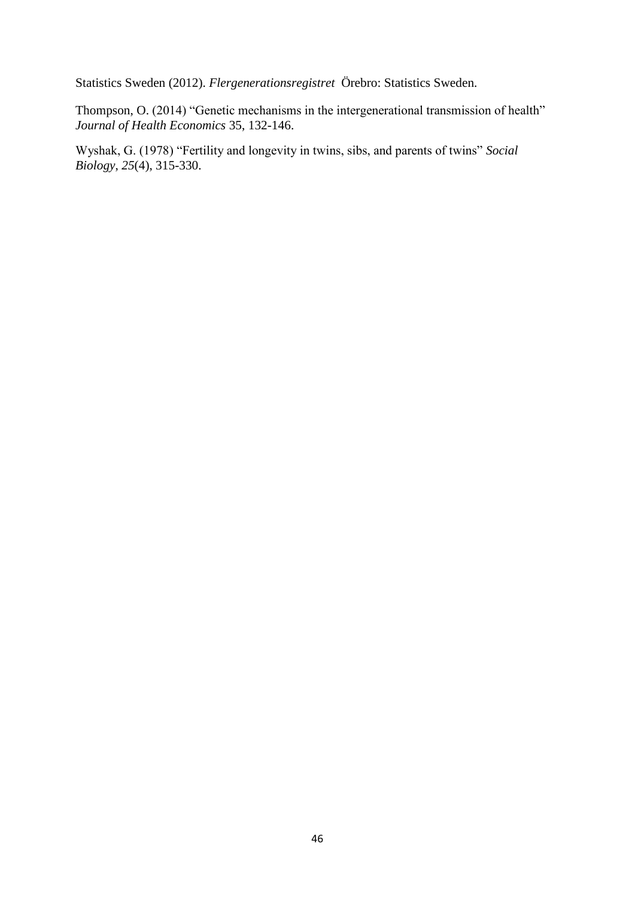Statistics Sweden (2012). *Flergenerationsregistret* Örebro: Statistics Sweden.

Thompson, O. (2014) "Genetic mechanisms in the intergenerational transmission of health" *Journal of Health Economics* 35, 132-146.

Wyshak, G. (1978) "Fertility and longevity in twins, sibs, and parents of twins" *Social Biology*, *25*(4), 315-330.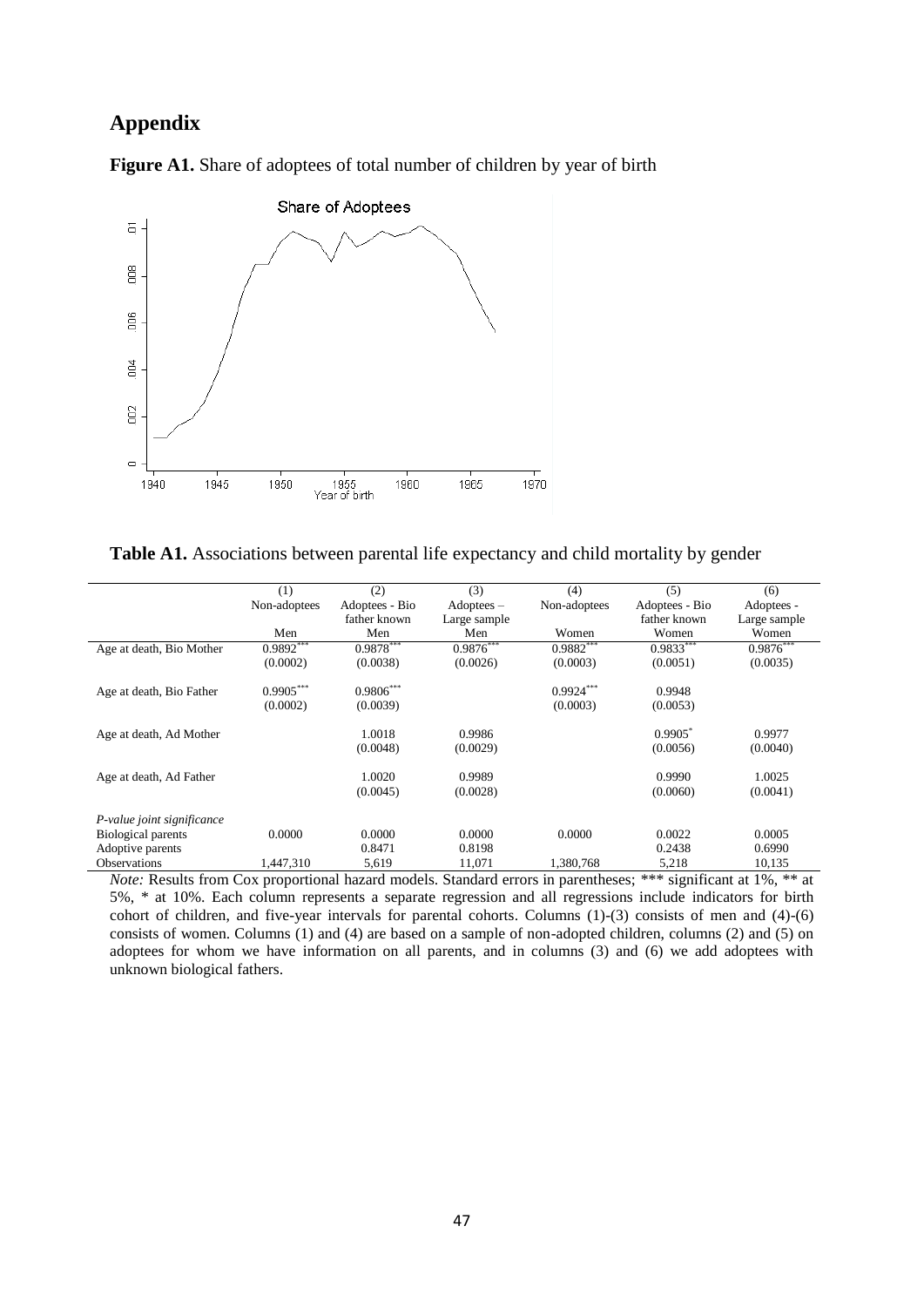# Appendix

**Figure A1.** Share of adoptees of total number of children by year of birth

**Table A1.** Associations between parental life expectancy and child mortality by gender

| | (1) | (2) | (3) | (4) | (5) | (6) |
|---|---|---|---|---|---|---|
| | Non-adoptees | Adoptees - Bio father known | Adoptees – Large sample | Non-adoptees | Adoptees - Bio father known | Adoptees - Large sample |
| | Men | Men | Men | Women | Women | Women |
| Age at death, Bio Mother | 0.9892*** | 0.9878*** | 0.9876*** | 0.9882*** | 0.9833*** | 0.9876*** |
| | (0.0002) | (0.0038) | (0.0026) | (0.0003) | (0.0051) | (0.0035) |
| Age at death, Bio Father | 0.9905*** | 0.9806*** | | 0.9924*** | 0.9948 | |
| | (0.0002) | (0.0039) | | (0.0003) | (0.0053) | |
| Age at death, Ad Mother | | 1.0018 | 0.9986 | | 0.9905* | 0.9977 |
| | | (0.0048) | (0.0029) | | (0.0056) | (0.0040) |
| Age at death, Ad Father | | 1.0020 | 0.9989 | | 0.9990 | 1.0025 |
| | | (0.0045) | (0.0028) | | (0.0060) | (0.0041) |
| *P-value joint significance* | | | | | | |
| Biological parents | 0.0000 | 0.0000 | 0.0000 | 0.0000 | 0.0022 | 0.0005 |
| Adoptive parents | | 0.8471 | 0.8198 | | 0.2438 | 0.6990 |
| Observations | 1,447,310 | 5,619 | 11,071 | 1,380,768 | 5,218 | 10,135 |

*Note:* Results from Cox proportional hazard models. Standard errors in parentheses; *** significant at 1%, ** at 5%, * at 10%. Each column represents a separate regression and all regressions include indicators for birth cohort of children, and five-year intervals for parental cohorts. Columns (1)-(3) consists of men and (4)-(6) consists of women. Columns (1) and (4) are based on a sample of non-adopted children, columns (2) and (5) on adoptees for whom we have information on all parents, and in columns (3) and (6) we add adoptees with unknown biological fathers.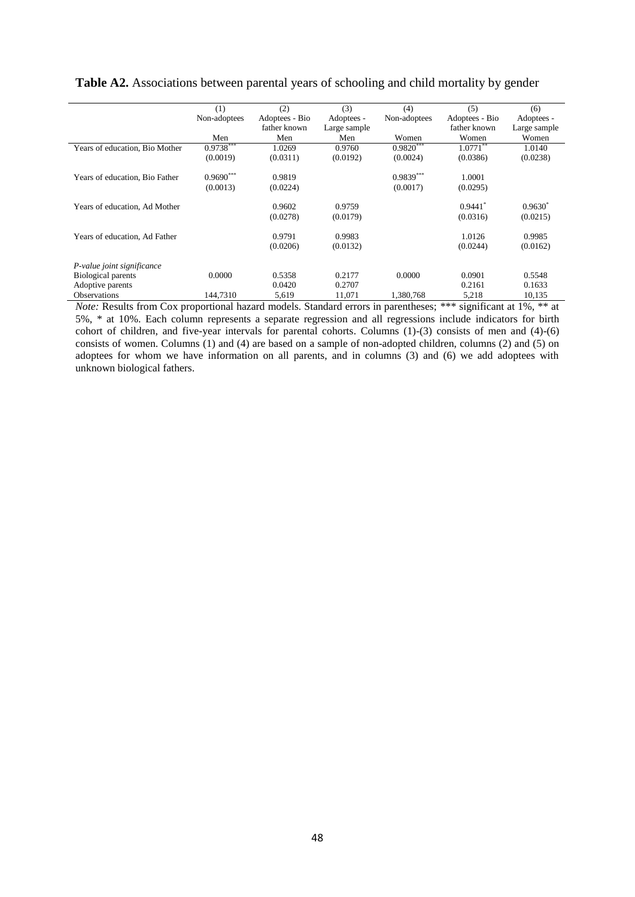**Table A2.** Associations between parental years of schooling and child mortality by gender

| | (1) | (2) | (3) | (4) | (5) | (6) |
|---|---|---|---|---|---|---|
| | Non-adoptees | Adoptees - Bio father known | Adoptees - Large sample | Non-adoptees | Adoptees - Bio father known | Adoptees - Large sample |
| | Men | Men | Men | Women | Women | Women |
| Years of education, Bio Mother | 0.9738*** | 1.0269 | 0.9760 | 0.9820*** | 1.0771** | 1.0140 |
| | (0.0019) | (0.0311) | (0.0192) | (0.0024) | (0.0386) | (0.0238) |
| Years of education, Bio Father | 0.9690*** | 0.9819 | | 0.9839*** | 1.0001 | |
| | (0.0013) | (0.0224) | | (0.0017) | (0.0295) | |
| Years of education, Ad Mother | | 0.9602 | 0.9759 | | 0.9441* | 0.9630* |
| | | (0.0278) | (0.0179) | | (0.0316) | (0.0215) |
| Years of education, Ad Father | | 0.9791 | 0.9983 | | 1.0126 | 0.9985 |
| | | (0.0206) | (0.0132) | | (0.0244) | (0.0162) |
| *P-value joint significance* | | | | | | |
| Biological parents | 0.0000 | 0.5358 | 0.2177 | 0.0000 | 0.0901 | 0.5548 |
| Adoptive parents | | 0.0420 | 0.2707 | | 0.2161 | 0.1633 |
| Observations | 144,7310 | 5,619 | 11,071 | 1,380,768 | 5,218 | 10,135 |

*Note:* Results from Cox proportional hazard models. Standard errors in parentheses; *** significant at 1%, ** at 5%, * at 10%. Each column represents a separate regression and all regressions include indicators for birth cohort of children, and five-year intervals for parental cohorts. Columns (1)-(3) consists of men and (4)-(6) consists of women. Columns (1) and (4) are based on a sample of non-adopted children, columns (2) and (5) on adoptees for whom we have information on all parents, and in columns (3) and (6) we add adoptees with unknown biological fathers.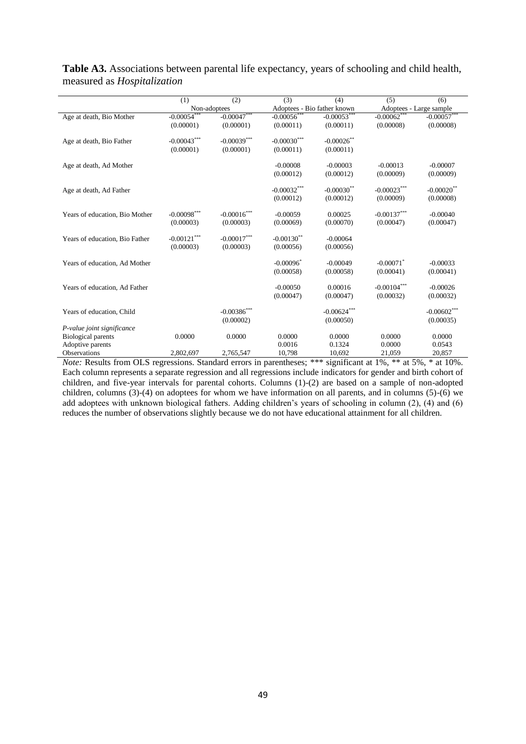**Table A3.** Associations between parental life expectancy, years of schooling and child health, measured as *Hospitalization*

| | (1) | (2) | (3) | (4) | (5) | (6) |
|---|---|---|---|---|---|---|
| | Non-adoptees | | Adoptees - Bio father known | | Adoptees - Large sample | |
| Age at death, Bio Mother | -0.00054*** | -0.00047*** | -0.00056*** | -0.00053*** | -0.00062*** | -0.00057*** |
| | (0.00001) | (0.00001) | (0.00011) | (0.00011) | (0.00008) | (0.00008) |
| Age at death, Bio Father | -0.00043*** | -0.00039*** | -0.00030*** | -0.00026** | | |
| | (0.00001) | (0.00001) | (0.00011) | (0.00011) | | |
| Age at death, Ad Mother | | | -0.00008 | -0.00003 | -0.00013 | -0.00007 |
| | | | (0.00012) | (0.00012) | (0.00009) | (0.00009) |
| Age at death, Ad Father | | | -0.00032*** | -0.00030** | -0.00023*** | -0.00020** |
| | | | (0.00012) | (0.00012) | (0.00009) | (0.00008) |
| Years of education, Bio Mother | -0.00098*** | -0.00016*** | -0.00059 | 0.00025 | -0.00137*** | -0.00040 |
| | (0.00003) | (0.00003) | (0.00069) | (0.00070) | (0.00047) | (0.00047) |
| Years of education, Bio Father | -0.00121*** | -0.00017*** | -0.00130** | -0.00064 | | |
| | (0.00003) | (0.00003) | (0.00056) | (0.00056) | | |
| Years of education, Ad Mother | | | -0.00096* | -0.00049 | -0.00071* | -0.00033 |
| | | | (0.00058) | (0.00058) | (0.00041) | (0.00041) |
| Years of education, Ad Father | | | -0.00050 | 0.00016 | -0.00104*** | -0.00026 |
| | | | (0.00047) | (0.00047) | (0.00032) | (0.00032) |
| Years of education, Child | | -0.00386*** | | -0.00624*** | | -0.00602*** |
| | | (0.00002) | | (0.00050) | | (0.00035) |
| *P-value joint significance* | | | | | | |
| Biological parents | 0.0000 | 0.0000 | 0.0000 | 0.0000 | 0.0000 | 0.0000 |
| Adoptive parents | | | 0.0016 | 0.1324 | 0.0000 | 0.0543 |
| Observations | 2,802,697 | 2,765,547 | 10,798 | 10,692 | 21,059 | 20,857 |

*Note:* Results from OLS regressions. Standard errors in parentheses; *** significant at 1%, ** at 5%, * at 10%. Each column represents a separate regression and all regressions include indicators for gender and birth cohort of children, and five-year intervals for parental cohorts. Columns (1)-(2) are based on a sample of non-adopted children, columns (3)-(4) on adoptees for whom we have information on all parents, and in columns (5)-(6) we add adoptees with unknown biological fathers. Adding children's years of schooling in column (2), (4) and (6) reduces the number of observations slightly because we do not have educational attainment for all children.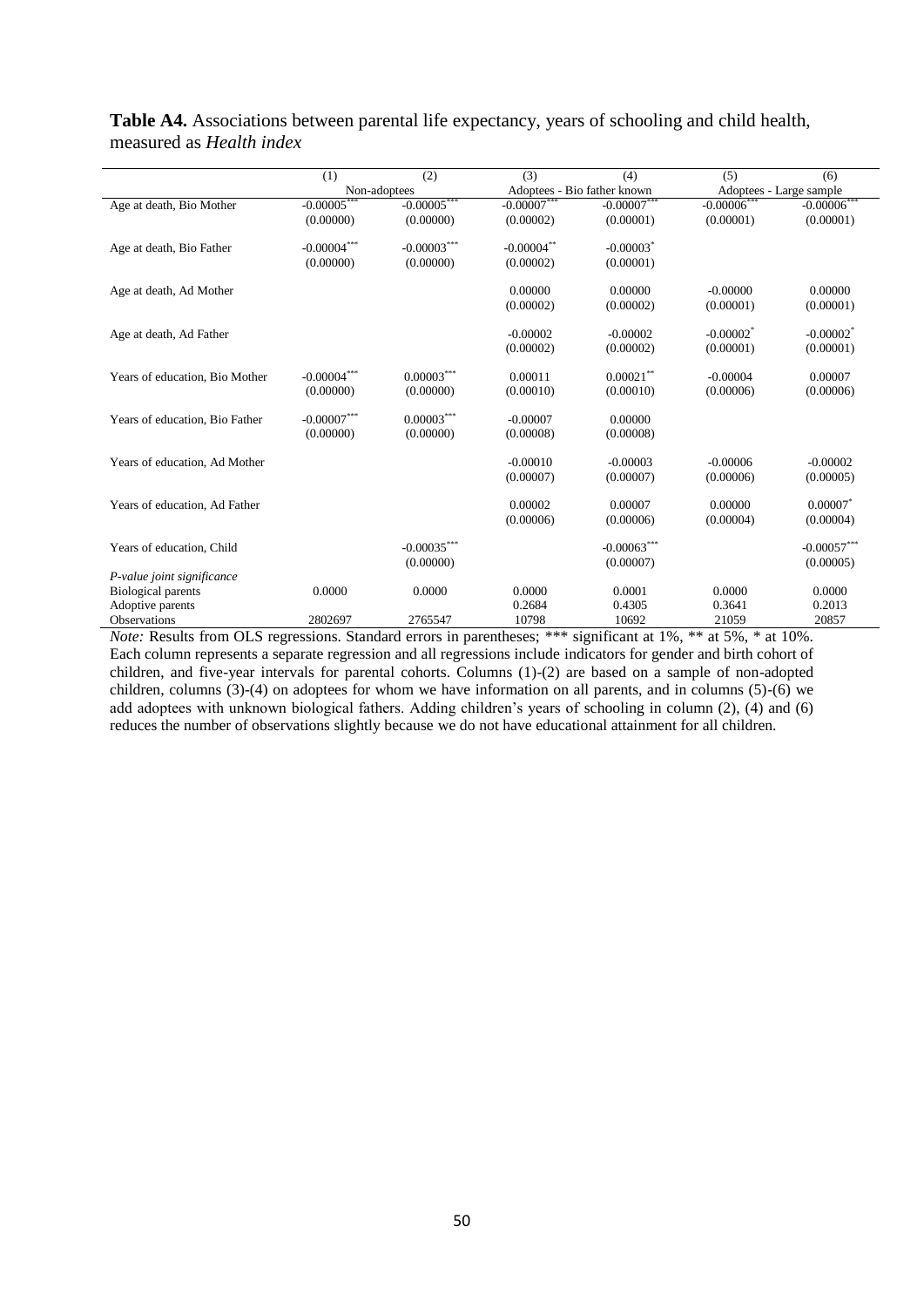**Table A4.** Associations between parental life expectancy, years of schooling and child health, measured as *Health index*

| | (1) | (2) | (3) | (4) | (5) | (6) |
|---|---|---|---|---|---|---|
| | Non-adoptees | | Adoptees - Bio father known | | Adoptees - Large sample | |
| Age at death, Bio Mother | -0.00005*** | -0.00005*** | -0.00007*** | -0.00007*** | -0.00006*** | -0.00006*** |
| | (0.00000) | (0.00000) | (0.00002) | (0.00001) | (0.00001) | (0.00001) |
| Age at death, Bio Father | -0.00004*** | -0.00003*** | -0.00004** | -0.00003* | | |
| | (0.00000) | (0.00000) | (0.00002) | (0.00001) | | |
| Age at death, Ad Mother | | | 0.00000 | 0.00000 | -0.00000 | 0.00000 |
| | | | (0.00002) | (0.00002) | (0.00001) | (0.00001) |
| Age at death, Ad Father | | | -0.00002 | -0.00002 | -0.00002* | -0.00002* |
| | | | (0.00002) | (0.00002) | (0.00001) | (0.00001) |
| Years of education, Bio Mother | -0.00004*** | 0.00003*** | 0.00011 | 0.00021** | -0.00004 | 0.00007 |
| | (0.00000) | (0.00000) | (0.00010) | (0.00010) | (0.00006) | (0.00006) |
| Years of education, Bio Father | -0.00007*** | 0.00003*** | -0.00007 | 0.00000 | | |
| | (0.00000) | (0.00000) | (0.00008) | (0.00008) | | |
| Years of education, Ad Mother | | | -0.00010 | -0.00003 | -0.00006 | -0.00002 |
| | | | (0.00007) | (0.00007) | (0.00006) | (0.00005) |
| Years of education, Ad Father | | | 0.00002 | 0.00007 | 0.00000 | 0.00007* |
| | | | (0.00006) | (0.00006) | (0.00004) | (0.00004) |
| Years of education, Child | | -0.00035*** | | -0.00063*** | | -0.00057*** |
| | | (0.00000) | | (0.00007) | | (0.00005) |
| *P-value joint significance* | | | | | | |
| Biological parents | 0.0000 | 0.0000 | 0.0000 | 0.0001 | 0.0000 | 0.0000 |
| Adoptive parents | | | 0.2684 | 0.4305 | 0.3641 | 0.2013 |
| Observations | 2802697 | 2765547 | 10798 | 10692 | 21059 | 20857 |

*Note:* Results from OLS regressions. Standard errors in parentheses; *** significant at 1%, ** at 5%, * at 10%. Each column represents a separate regression and all regressions include indicators for gender and birth cohort of children, and five-year intervals for parental cohorts. Columns (1)-(2) are based on a sample of non-adopted children, columns (3)-(4) on adoptees for whom we have information on all parents, and in columns (5)-(6) we add adoptees with unknown biological fathers. Adding children's years of schooling in column (2), (4) and (6) reduces the number of observations slightly because we do not have educational attainment for all children.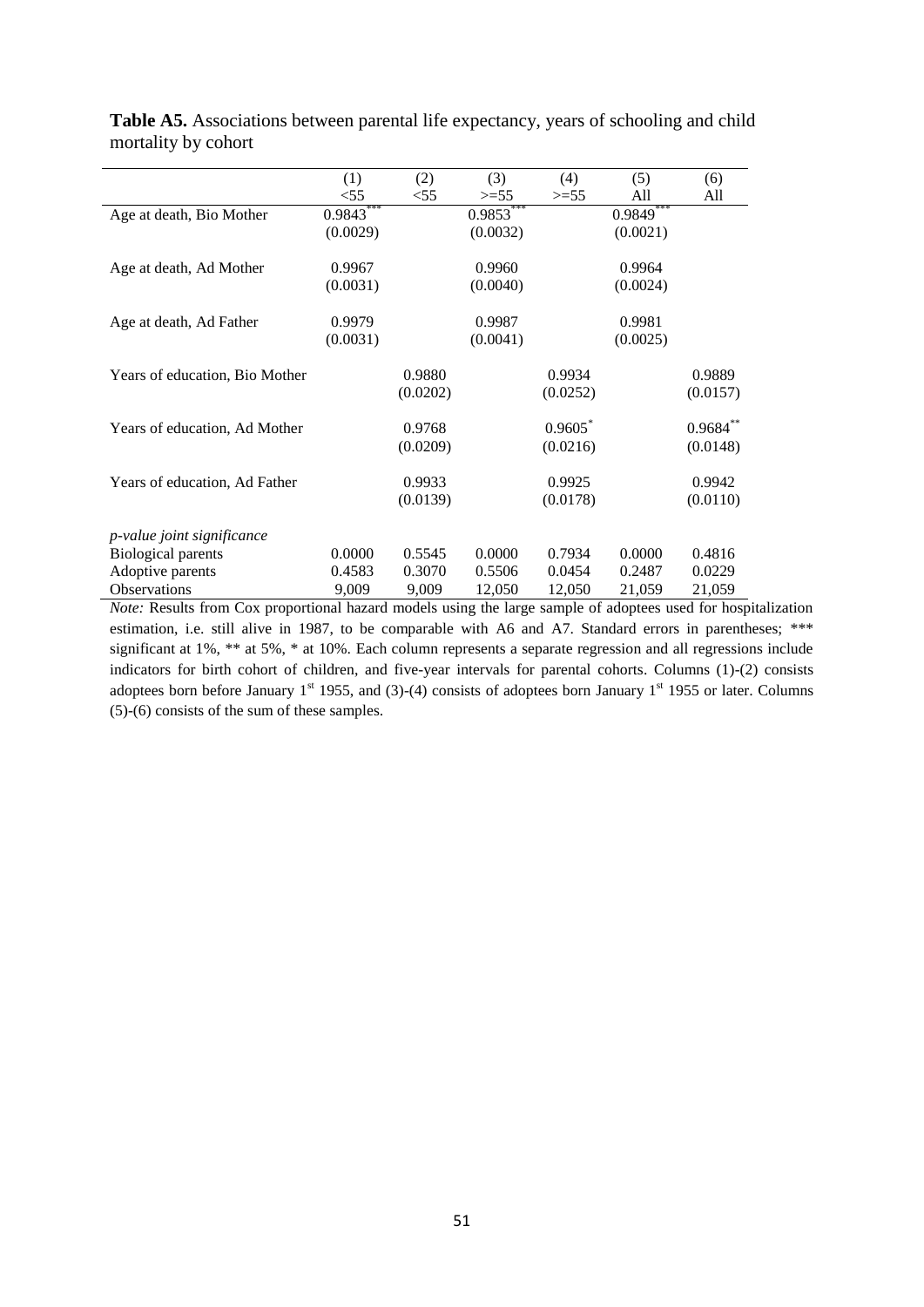**Table A5.** Associations between parental life expectancy, years of schooling and child mortality by cohort

| | (1) | (2) | (3) | (4) | (5) | (6) |
|---|---|---|---|---|---|---|
| | <55 | <55 | >=55 | >=55 | All | All |
| Age at death, Bio Mother | 0.9843*** | | 0.9853*** | | 0.9849*** | |
| | (0.0029) | | (0.0032) | | (0.0021) | |
| Age at death, Ad Mother | 0.9967 | | 0.9960 | | 0.9964 | |
| | (0.0031) | | (0.0040) | | (0.0024) | |
| Age at death, Ad Father | 0.9979 | | 0.9987 | | 0.9981 | |
| | (0.0031) | | (0.0041) | | (0.0025) | |
| Years of education, Bio Mother | | 0.9880 | | 0.9934 | | 0.9889 |
| | | (0.0202) | | (0.0252) | | (0.0157) |
| Years of education, Ad Mother | | 0.9768 | | 0.9605* | | 0.9684** |
| | | (0.0209) | | (0.0216) | | (0.0148) |
| Years of education, Ad Father | | 0.9933 | | 0.9925 | | 0.9942 |
| | | (0.0139) | | (0.0178) | | (0.0110) |
| *p-value joint significance* | | | | | | |
| Biological parents | 0.0000 | 0.5545 | 0.0000 | 0.7934 | 0.0000 | 0.4816 |
| Adoptive parents | 0.4583 | 0.3070 | 0.5506 | 0.0454 | 0.2487 | 0.0229 |
| Observations | 9,009 | 9,009 | 12,050 | 12,050 | 21,059 | 21,059 |

*Note:* Results from Cox proportional hazard models using the large sample of adoptees used for hospitalization estimation, i.e. still alive in 1987, to be comparable with A6 and A7. Standard errors in parentheses; *** significant at 1%, ** at 5%, * at 10%. Each column represents a separate regression and all regressions include indicators for birth cohort of children, and five-year intervals for parental cohorts. Columns (1)-(2) consists adoptees born before January 1st 1955, and (3)-(4) consists of adoptees born January 1st 1955 or later. Columns (5)-(6) consists of the sum of these samples.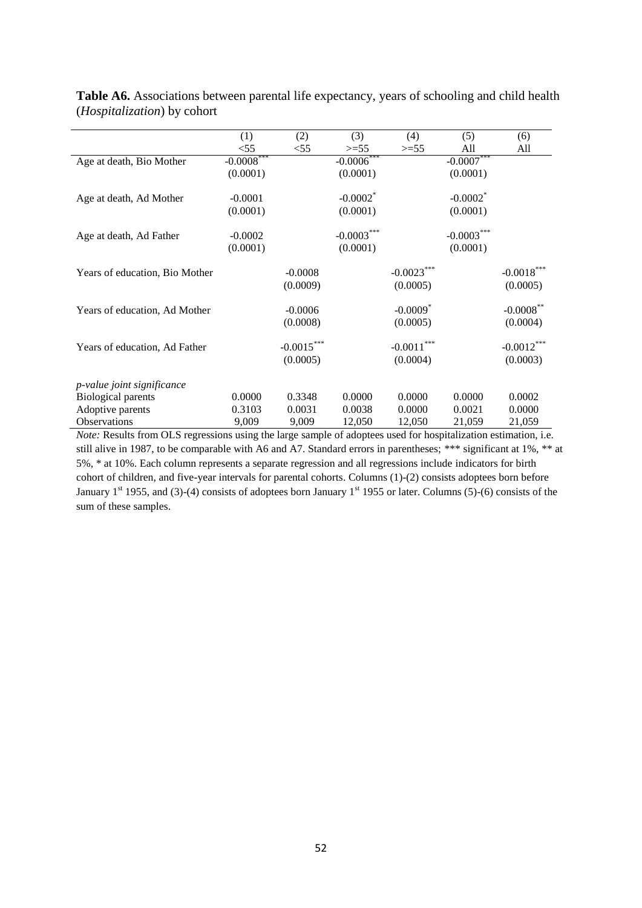**Table A6.** Associations between parental life expectancy, years of schooling and child health (*Hospitalization*) by cohort

| | (1) | (2) | (3) | (4) | (5) | (6) |
|---|---|---|---|---|---|---|
| | <55 | <55 | >=55 | >=55 | All | All |
| Age at death, Bio Mother | -0.0008*** | | -0.0006*** | | -0.0007*** | |
| | (0.0001) | | (0.0001) | | (0.0001) | |
| Age at death, Ad Mother | -0.0001 | | -0.0002* | | -0.0002* | |
| | (0.0001) | | (0.0001) | | (0.0001) | |
| Age at death, Ad Father | -0.0002 | | -0.0003*** | | -0.0003*** | |
| | (0.0001) | | (0.0001) | | (0.0001) | |
| Years of education, Bio Mother | | -0.0008 | | -0.0023*** | | -0.0018*** |
| | | (0.0009) | | (0.0005) | | (0.0005) |
| Years of education, Ad Mother | | -0.0006 | | -0.0009* | | -0.0008** |
| | | (0.0008) | | (0.0005) | | (0.0004) |
| Years of education, Ad Father | | -0.0015*** | | -0.0011*** | | -0.0012*** |
| | | (0.0005) | | (0.0004) | | (0.0003) |
| *p-value joint significance* | | | | | | |
| Biological parents | 0.0000 | 0.3348 | 0.0000 | 0.0000 | 0.0000 | 0.0002 |
| Adoptive parents | 0.3103 | 0.0031 | 0.0038 | 0.0000 | 0.0021 | 0.0000 |
| Observations | 9,009 | 9,009 | 12,050 | 12,050 | 21,059 | 21,059 |

*Note:* Results from OLS regressions using the large sample of adoptees used for hospitalization estimation, i.e. still alive in 1987, to be comparable with A6 and A7. Standard errors in parentheses; *** significant at 1%, ** at 5%, * at 10%. Each column represents a separate regression and all regressions include indicators for birth cohort of children, and five-year intervals for parental cohorts. Columns (1)-(2) consists adoptees born before January 1st 1955, and (3)-(4) consists of adoptees born January 1st 1955 or later. Columns (5)-(6) consists of the sum of these samples.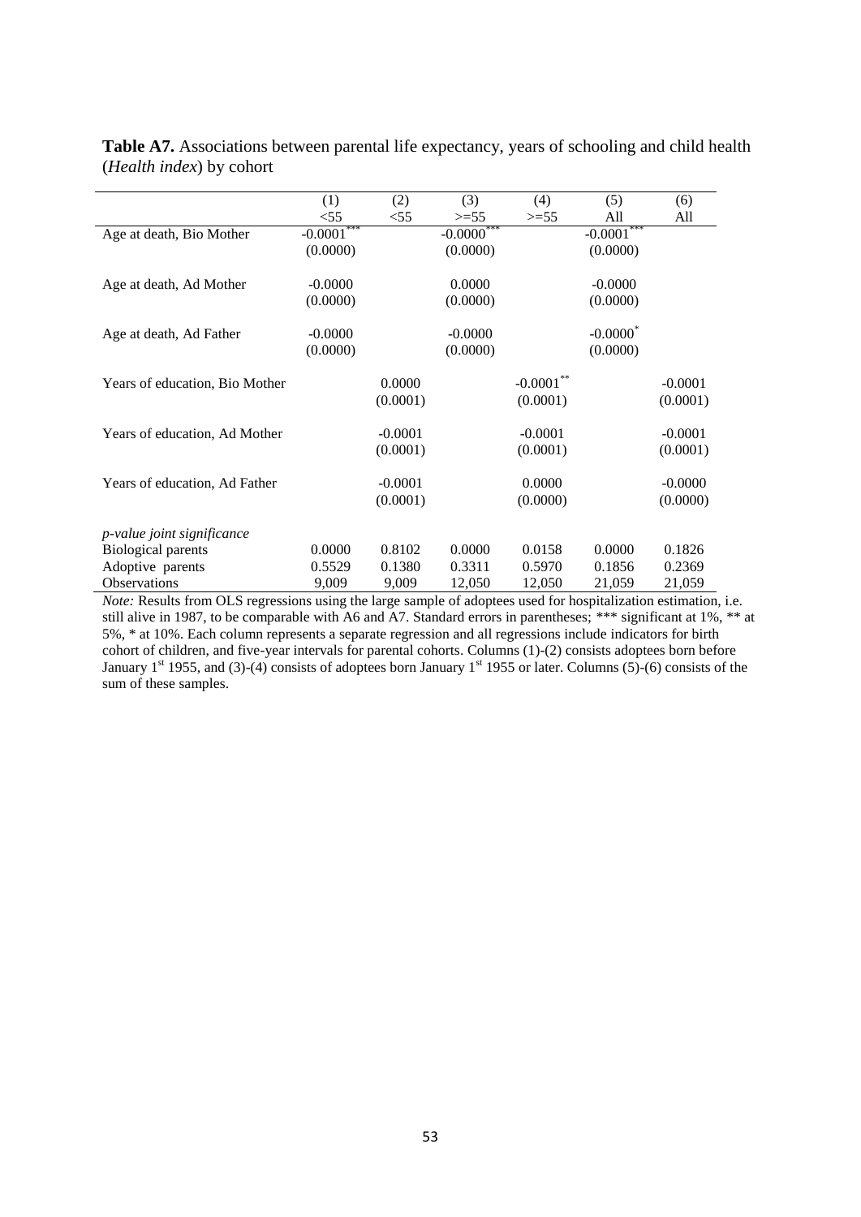**Table A7.** Associations between parental life expectancy, years of schooling and child health (*Health index*) by cohort

| | (1) | (2) | (3) | (4) | (5) | (6) |
|---|---|---|---|---|---|---|
| | <55 | <55 | >=55 | >=55 | All | All |
| Age at death, Bio Mother | -0.0001*** | | -0.0000*** | | -0.0001*** | |
| | (0.0000) | | (0.0000) | | (0.0000) | |
| Age at death, Ad Mother | -0.0000 | | 0.0000 | | -0.0000 | |
| | (0.0000) | | (0.0000) | | (0.0000) | |
| Age at death, Ad Father | -0.0000 | | -0.0000 | | -0.0000* | |
| | (0.0000) | | (0.0000) | | (0.0000) | |
| Years of education, Bio Mother | | 0.0000 | | -0.0001** | | -0.0001 |
| | | (0.0001) | | (0.0001) | | (0.0001) |
| Years of education, Ad Mother | | -0.0001 | | -0.0001 | | -0.0001 |
| | | (0.0001) | | (0.0001) | | (0.0001) |
| Years of education, Ad Father | | -0.0001 | | 0.0000 | | -0.0000 |
| | | (0.0001) | | (0.0000) | | (0.0000) |
| *p-value joint significance* | | | | | | |
| Biological parents | 0.0000 | 0.8102 | 0.0000 | 0.0158 | 0.0000 | 0.1826 |
| Adoptive parents | 0.5529 | 0.1380 | 0.3311 | 0.5970 | 0.1856 | 0.2369 |
| Observations | 9,009 | 9,009 | 12,050 | 12,050 | 21,059 | 21,059 |

*Note:* Results from OLS regressions using the large sample of adoptees used for hospitalization estimation, i.e. still alive in 1987, to be comparable with A6 and A7. Standard errors in parentheses; *** significant at 1%, ** at 5%, * at 10%. Each column represents a separate regression and all regressions include indicators for birth cohort of children, and five-year intervals for parental cohorts. Columns (1)-(2) consists adoptees born before January 1st 1955, and (3)-(4) consists of adoptees born January 1st 1955 or later. Columns (5)-(6) consists of the sum of these samples.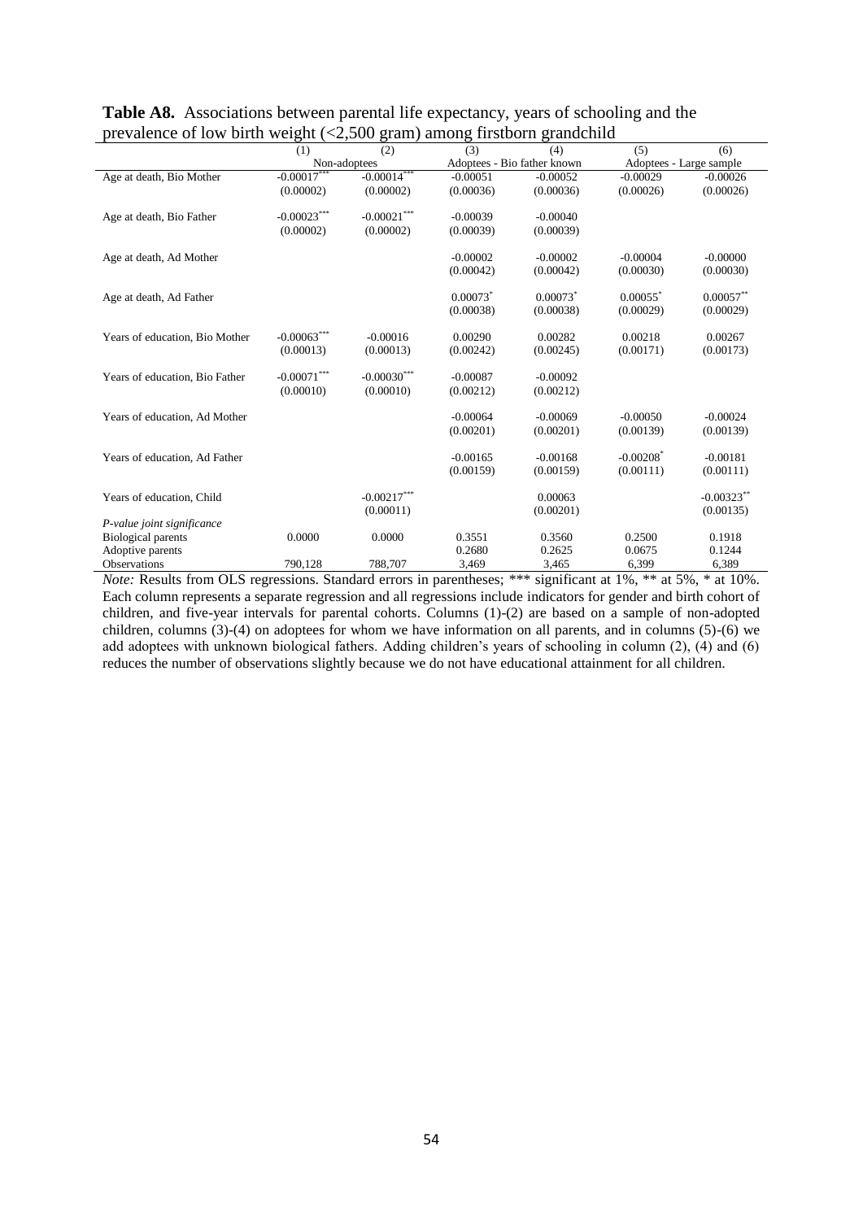**Table A8.** Associations between parental life expectancy, years of schooling and the prevalence of low birth weight (<2,500 gram) among firstborn grandchild

| | (1) | (2) | (3) | (4) | (5) | (6) |
|---|---|---|---|---|---|---|
| | Non-adoptees | | Adoptees - Bio father known | | Adoptees - Large sample | |
| Age at death, Bio Mother | -0.00017*** | -0.00014*** | -0.00051 | -0.00052 | -0.00029 | -0.00026 |
| | (0.00002) | (0.00002) | (0.00036) | (0.00036) | (0.00026) | (0.00026) |
| Age at death, Bio Father | -0.00023*** | -0.00021*** | -0.00039 | -0.00040 | | |
| | (0.00002) | (0.00002) | (0.00039) | (0.00039) | | |
| Age at death, Ad Mother | | | -0.00002 | -0.00002 | -0.00004 | -0.00000 |
| | | | (0.00042) | (0.00042) | (0.00030) | (0.00030) |
| Age at death, Ad Father | | | 0.00073* | 0.00073* | 0.00055* | 0.00057** |
| | | | (0.00038) | (0.00038) | (0.00029) | (0.00029) |
| Years of education, Bio Mother | -0.00063*** | -0.00016 | 0.00290 | 0.00282 | 0.00218 | 0.00267 |
| | (0.00013) | (0.00013) | (0.00242) | (0.00245) | (0.00171) | (0.00173) |
| Years of education, Bio Father | -0.00071*** | -0.00030*** | -0.00087 | -0.00092 | | |
| | (0.00010) | (0.00010) | (0.00212) | (0.00212) | | |
| Years of education, Ad Mother | | | -0.00064 | -0.00069 | -0.00050 | -0.00024 |
| | | | (0.00201) | (0.00201) | (0.00139) | (0.00139) |
| Years of education, Ad Father | | | -0.00165 | -0.00168 | -0.00208* | -0.00181 |
| | | | (0.00159) | (0.00159) | (0.00111) | (0.00111) |
| Years of education, Child | | -0.00217*** | | 0.00063 | | -0.00323** |
| | | (0.00011) | | (0.00201) | | (0.00135) |
| *P-value joint significance* | | | | | | |
| Biological parents | 0.0000 | 0.0000 | 0.3551 | 0.3560 | 0.2500 | 0.1918 |
| Adoptive parents | | | 0.2680 | 0.2625 | 0.0675 | 0.1244 |
| Observations | 790,128 | 788,707 | 3,469 | 3,465 | 6,399 | 6,389 |

*Note:* Results from OLS regressions. Standard errors in parentheses; *** significant at 1%, ** at 5%, * at 10%. Each column represents a separate regression and all regressions include indicators for gender and birth cohort of children, and five-year intervals for parental cohorts. Columns (1)-(2) are based on a sample of non-adopted children, columns (3)-(4) on adoptees for whom we have information on all parents, and in columns (5)-(6) we add adoptees with unknown biological fathers. Adding children's years of schooling in column (2), (4) and (6) reduces the number of observations slightly because we do not have educational attainment for all children.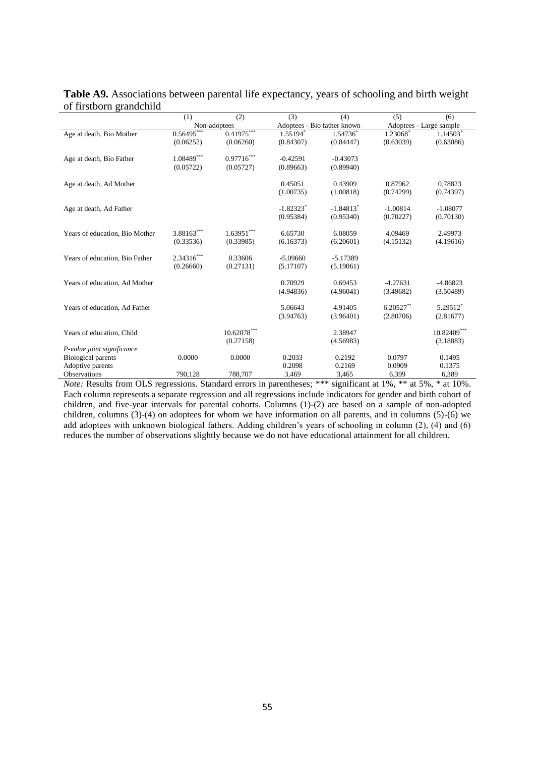**Table A9.** Associations between parental life expectancy, years of schooling and birth weight of firstborn grandchild

| | (1) | (2) | (3) | (4) | (5) | (6) |
|---|---|---|---|---|---|---|
| | Non-adoptees | | Adoptees - Bio father known | | Adoptees - Large sample | |
| Age at death, Bio Mother | 0.56495*** | 0.41975*** | 1.55194* | 1.54736* | 1.23068* | 1.14503* |
| | (0.06252) | (0.06260) | (0.84307) | (0.84447) | (0.63039) | (0.63086) |
| Age at death, Bio Father | 1.08489*** | 0.97716*** | -0.42591 | -0.43073 | | |
| | (0.05722) | (0.05727) | (0.89663) | (0.89940) | | |
| Age at death, Ad Mother | | | 0.45051 | 0.43909 | 0.87962 | 0.78823 |
| | | | (1.00735) | (1.00818) | (0.74299) | (0.74397) |
| Age at death, Ad Father | | | -1.82323* | -1.84813* | -1.00814 | -1.08077 |
| | | | (0.95384) | (0.95340) | (0.70227) | (0.70130) |
| Years of education, Bio Mother | 3.88163*** | 1.63951*** | 6.65730 | 6.08059 | 4.09469 | 2.49973 |
| | (0.33536) | (0.33985) | (6.16373) | (6.20601) | (4.15132) | (4.19616) |
| Years of education, Bio Father | 2.34316*** | 0.33606 | -5.09660 | -5.17389 | | |
| | (0.26660) | (0.27131) | (5.17107) | (5.19061) | | |
| Years of education, Ad Mother | | | 0.70929 | 0.69453 | -4.27631 | -4.86823 |
| | | | (4.94836) | (4.96041) | (3.49682) | (3.50489) |
| Years of education, Ad Father | | | 5.06643 | 4.91405 | 6.20527** | 5.29512* |
| | | | (3.94763) | (3.96401) | (2.80706) | (2.81677) |
| Years of education, Child | | 10.62078*** | | 2.38947 | | 10.82409*** |
| | | (0.27158) | | (4.56983) | | (3.18883) |
| *P-value joint significance* | | | | | | |
| Biological parents | 0.0000 | 0.0000 | 0.2033 | 0.2192 | 0.0797 | 0.1495 |
| Adoptive parents | | | 0.2098 | 0.2169 | 0.0909 | 0.1375 |
| Observations | 790,128 | 788,707 | 3,469 | 3,465 | 6,399 | 6,389 |

*Note:* Results from OLS regressions. Standard errors in parentheses; *** significant at 1%, ** at 5%, * at 10%. Each column represents a separate regression and all regressions include indicators for gender and birth cohort of children, and five-year intervals for parental cohorts. Columns (1)-(2) are based on a sample of non-adopted children, columns (3)-(4) on adoptees for whom we have information on all parents, and in columns (5)-(6) we add adoptees with unknown biological fathers. Adding children's years of schooling in column (2), (4) and (6) reduces the number of observations slightly because we do not have educational attainment for all children.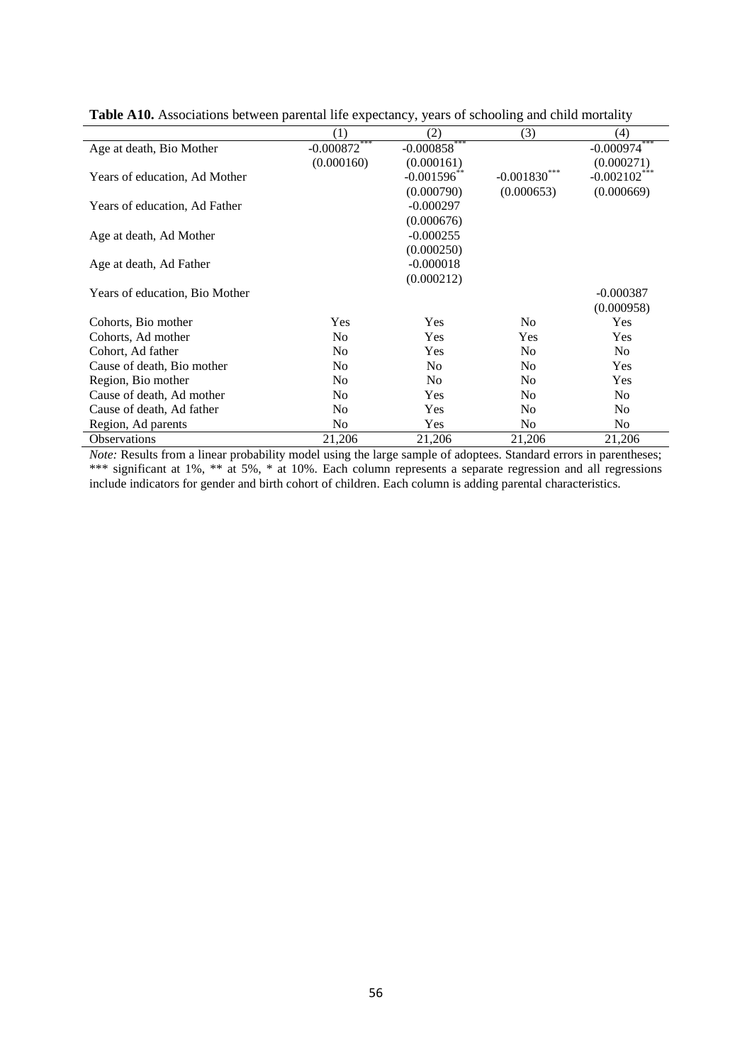**Table A10.** Associations between parental life expectancy, years of schooling and child mortality

| | (1) | (2) | (3) | (4) |
|---|---|---|---|---|
| Age at death, Bio Mother | -0.000872*** | -0.000858*** | | -0.000974*** |
| | (0.000160) | (0.000161) | | (0.000271) |
| Years of education, Ad Mother | | -0.001596** | -0.001830*** | -0.002102*** |
| | | (0.000790) | (0.000653) | (0.000669) |
| Years of education, Ad Father | | -0.000297 | | |
| | | (0.000676) | | |
| Age at death, Ad Mother | | -0.000255 | | |
| | | (0.000250) | | |
| Age at death, Ad Father | | -0.000018 | | |
| | | (0.000212) | | |
| Years of education, Bio Mother | | | | -0.000387 |
| | | | | (0.000958) |
| Cohorts, Bio mother | Yes | Yes | No | Yes |
| Cohorts, Ad mother | No | Yes | Yes | Yes |
| Cohort, Ad father | No | Yes | No | No |
| Cause of death, Bio mother | No | No | No | Yes |
| Region, Bio mother | No | No | No | Yes |
| Cause of death, Ad mother | No | Yes | No | No |
| Cause of death, Ad father | No | Yes | No | No |
| Region, Ad parents | No | Yes | No | No |
| Observations | 21,206 | 21,206 | 21,206 | 21,206 |

*Note:* Results from a linear probability model using the large sample of adoptees. Standard errors in parentheses; *** significant at 1%, ** at 5%, * at 10%. Each column represents a separate regression and all regressions include indicators for gender and birth cohort of children. Each column is adding parental characteristics.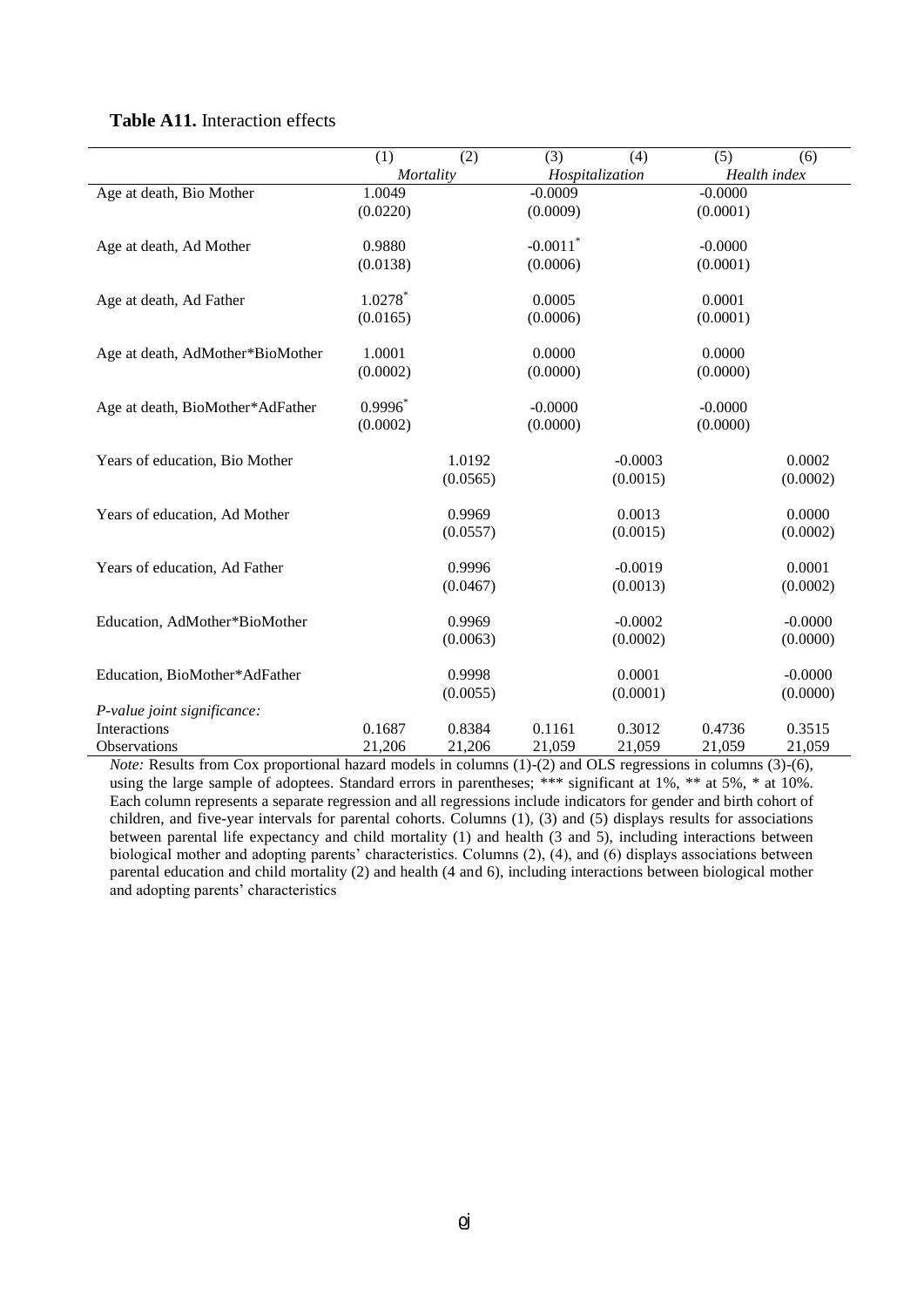**Table A11.** Interaction effects

| | (1) | (2) | (3) | (4) | (5) | (6) |
|---|---|---|---|---|---|---|
| | *Mortality* | | *Hospitalization* | | *Health index* | |
| Age at death, Bio Mother | 1.0049 | | -0.0009 | | -0.0000 | |
| | (0.0220) | | (0.0009) | | (0.0001) | |
| Age at death, Ad Mother | 0.9880 | | -0.0011* | | -0.0000 | |
| | (0.0138) | | (0.0006) | | (0.0001) | |
| Age at death, Ad Father | 1.0278* | | 0.0005 | | 0.0001 | |
| | (0.0165) | | (0.0006) | | (0.0001) | |
| Age at death, AdMother*BioMother | 1.0001 | | 0.0000 | | 0.0000 | |
| | (0.0002) | | (0.0000) | | (0.0000) | |
| Age at death, BioMother*AdFather | 0.9996* | | -0.0000 | | -0.0000 | |
| | (0.0002) | | (0.0000) | | (0.0000) | |
| Years of education, Bio Mother | | 1.0192 | | -0.0003 | | 0.0002 |
| | | (0.0565) | | (0.0015) | | (0.0002) |
| Years of education, Ad Mother | | 0.9969 | | 0.0013 | | 0.0000 |
| | | (0.0557) | | (0.0015) | | (0.0002) |
| Years of education, Ad Father | | 0.9996 | | -0.0019 | | 0.0001 |
| | | (0.0467) | | (0.0013) | | (0.0002) |
| Education, AdMother*BioMother | | 0.9969 | | -0.0002 | | -0.0000 |
| | | (0.0063) | | (0.0002) | | (0.0000) |
| Education, BioMother*AdFather | | 0.9998 | | 0.0001 | | -0.0000 |
| | | (0.0055) | | (0.0001) | | (0.0000) |
| *P-value joint significance:* | | | | | | |
| Interactions | 0.1687 | 0.8384 | 0.1161 | 0.3012 | 0.4736 | 0.3515 |
| Observations | 21,206 | 21,206 | 21,059 | 21,059 | 21,059 | 21,059 |

*Note:* Results from Cox proportional hazard models in columns (1)-(2) and OLS regressions in columns (3)-(6), using the large sample of adoptees. Standard errors in parentheses; *** significant at 1%, ** at 5%, * at 10%. Each column represents a separate regression and all regressions include indicators for gender and birth cohort of children, and five-year intervals for parental cohorts. Columns (1), (3) and (5) displays results for associations between parental life expectancy and child mortality (1) and health (3 and 5), including interactions between biological mother and adopting parents' characteristics. Columns (2), (4), and (6) displays associations between parental education and child mortality (2) and health (4 and 6), including interactions between biological mother and adopting parents' characteristics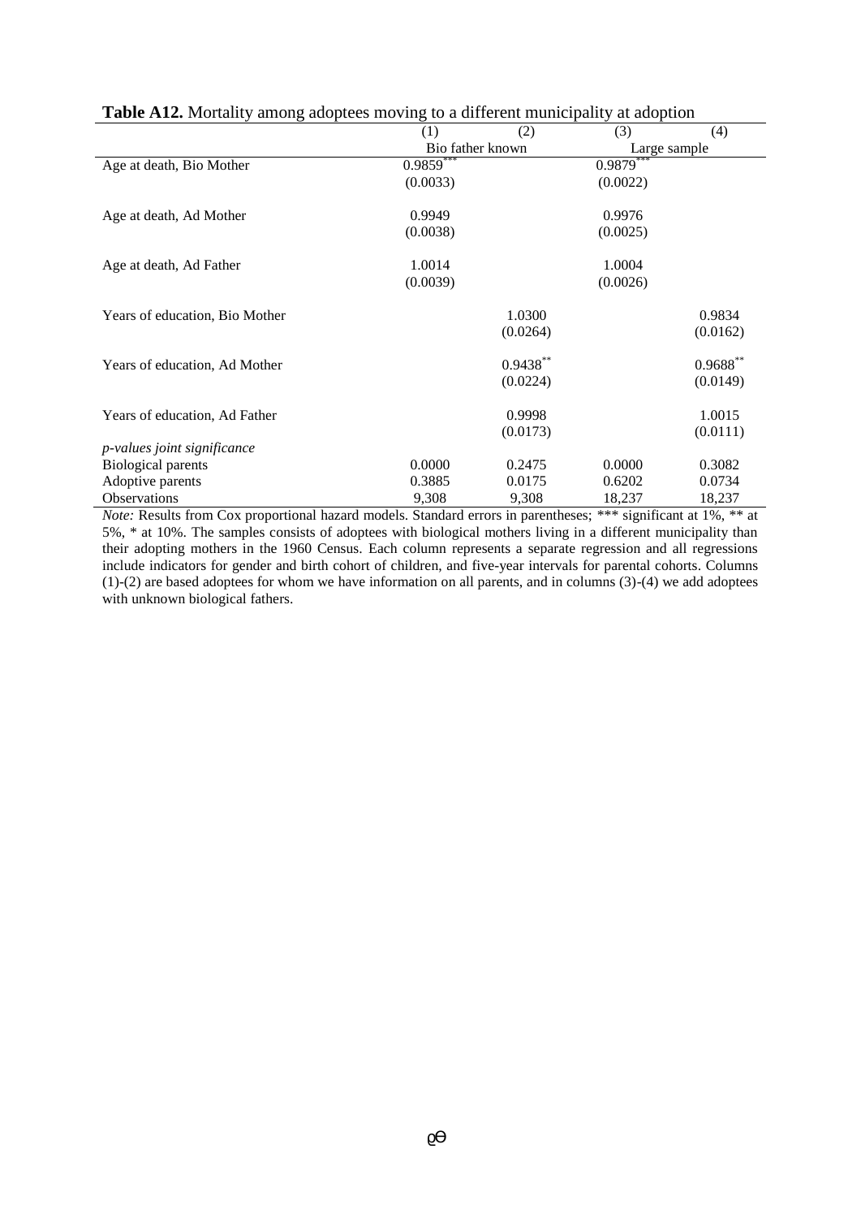**Table A12.** Mortality among adoptees moving to a different municipality at adoption

| | (1) | (2) | (3) | (4) |
|---|---|---|---|---|
| | Bio father known | | Large sample | |
| Age at death, Bio Mother | 0.9859*** | | 0.9879*** | |
| | (0.0033) | | (0.0022) | |
| Age at death, Ad Mother | 0.9949 | | 0.9976 | |
| | (0.0038) | | (0.0025) | |
| Age at death, Ad Father | 1.0014 | | 1.0004 | |
| | (0.0039) | | (0.0026) | |
| Years of education, Bio Mother | | 1.0300 | | 0.9834 |
| | | (0.0264) | | (0.0162) |
| Years of education, Ad Mother | | 0.9438** | | 0.9688** |
| | | (0.0224) | | (0.0149) |
| Years of education, Ad Father | | 0.9998 | | 1.0015 |
| | | (0.0173) | | (0.0111) |
| *p-values joint significance* | | | | |
| Biological parents | 0.0000 | 0.2475 | 0.0000 | 0.3082 |
| Adoptive parents | 0.3885 | 0.0175 | 0.6202 | 0.0734 |
| Observations | 9,308 | 9,308 | 18,237 | 18,237 |

*Note:* Results from Cox proportional hazard models. Standard errors in parentheses; *** significant at 1%, ** at 5%, * at 10%. The samples consists of adoptees with biological mothers living in a different municipality than their adopting mothers in the 1960 Census. Each column represents a separate regression and all regressions include indicators for gender and birth cohort of children, and five-year intervals for parental cohorts. Columns (1)-(2) are based adoptees for whom we have information on all parents, and in columns (3)-(4) we add adoptees with unknown biological fathers.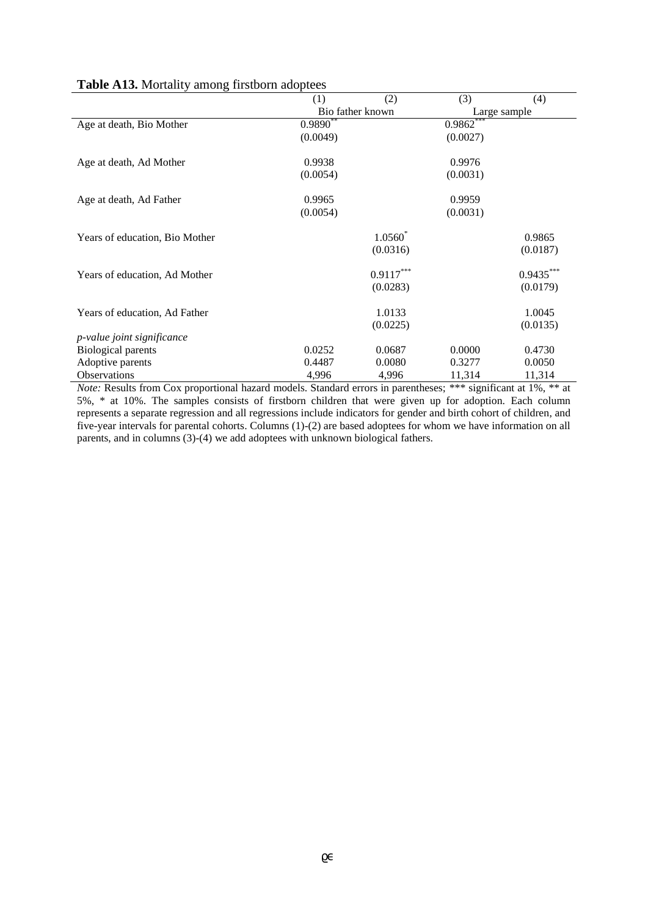**Table A13.** Mortality among firstborn adoptees

| | (1) | (2) | (3) | (4) |
|---|---|---|---|---|
| | Bio father known | | Large sample | |
| Age at death, Bio Mother | 0.9890** | | 0.9862*** | |
| | (0.0049) | | (0.0027) | |
| Age at death, Ad Mother | 0.9938 | | 0.9976 | |
| | (0.0054) | | (0.0031) | |
| Age at death, Ad Father | 0.9965 | | 0.9959 | |
| | (0.0054) | | (0.0031) | |
| Years of education, Bio Mother | | 1.0560* | | 0.9865 |
| | | (0.0316) | | (0.0187) |
| Years of education, Ad Mother | | 0.9117*** | | 0.9435*** |
| | | (0.0283) | | (0.0179) |
| Years of education, Ad Father | | 1.0133 | | 1.0045 |
| | | (0.0225) | | (0.0135) |
| *p-value joint significance* | | | | |
| Biological parents | 0.0252 | 0.0687 | 0.0000 | 0.4730 |
| Adoptive parents | 0.4487 | 0.0080 | 0.3277 | 0.0050 |
| Observations | 4,996 | 4,996 | 11,314 | 11,314 |

*Note:* Results from Cox proportional hazard models. Standard errors in parentheses; *** significant at 1%, ** at 5%, * at 10%. The samples consists of firstborn children that were given up for adoption. Each column represents a separate regression and all regressions include indicators for gender and birth cohort of children, and five-year intervals for parental cohorts. Columns (1)-(2) are based adoptees for whom we have information on all parents, and in columns (3)-(4) we add adoptees with unknown biological fathers.